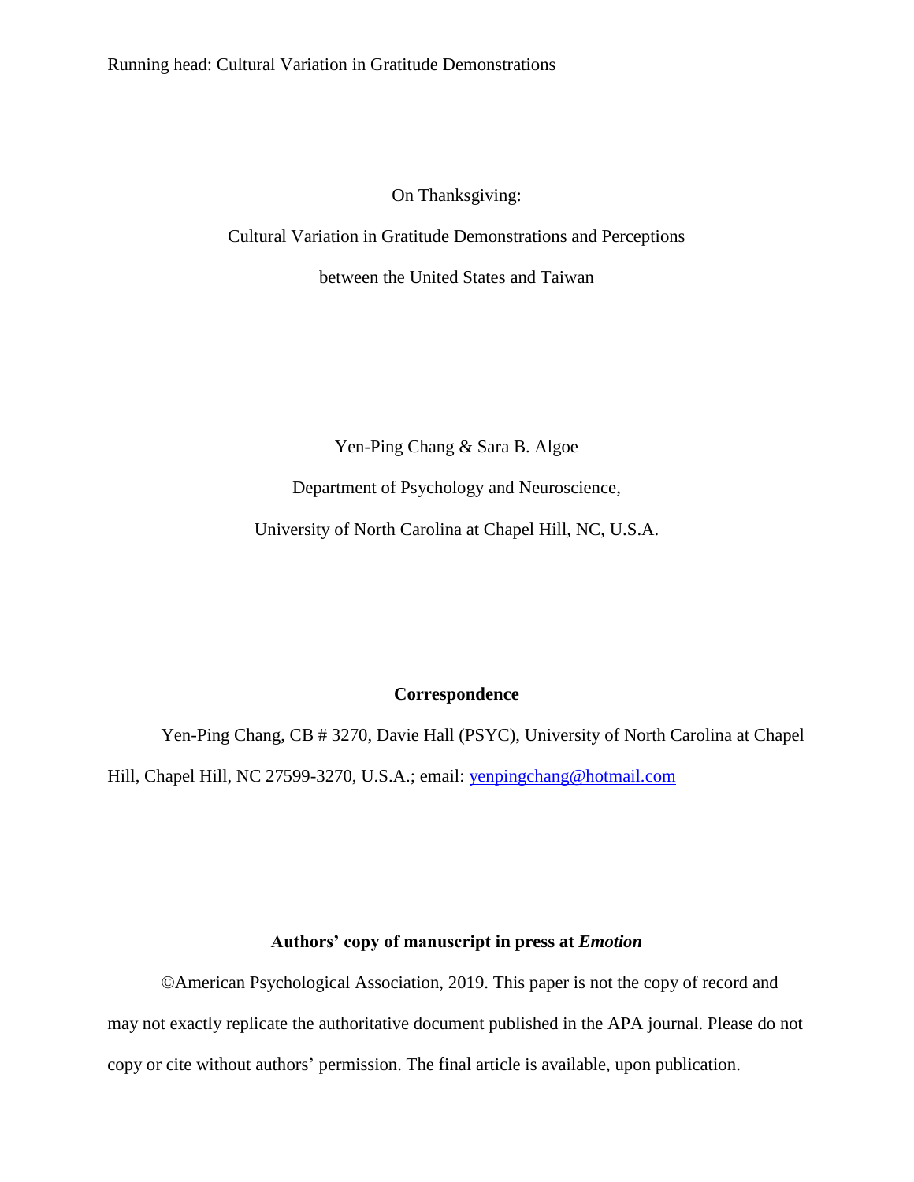# On Thanksgiving:

# Cultural Variation in Gratitude Demonstrations and Perceptions between the United States and Taiwan

Yen-Ping Chang & Sara B. Algoe

Department of Psychology and Neuroscience,

University of North Carolina at Chapel Hill, NC, U.S.A.

**Correspondence**

Yen-Ping Chang, CB # 3270, Davie Hall (PSYC), University of North Carolina at Chapel Hill, Chapel Hill, NC 27599-3270, U.S.A.; email: yenpingchang@hotmail.com

**Authors' copy of manuscript in press at *Emotion***

©American Psychological Association, 2019. This paper is not the copy of record and may not exactly replicate the authoritative document published in the APA journal. Please do not copy or cite without authors' permission. The final article is available, upon publication.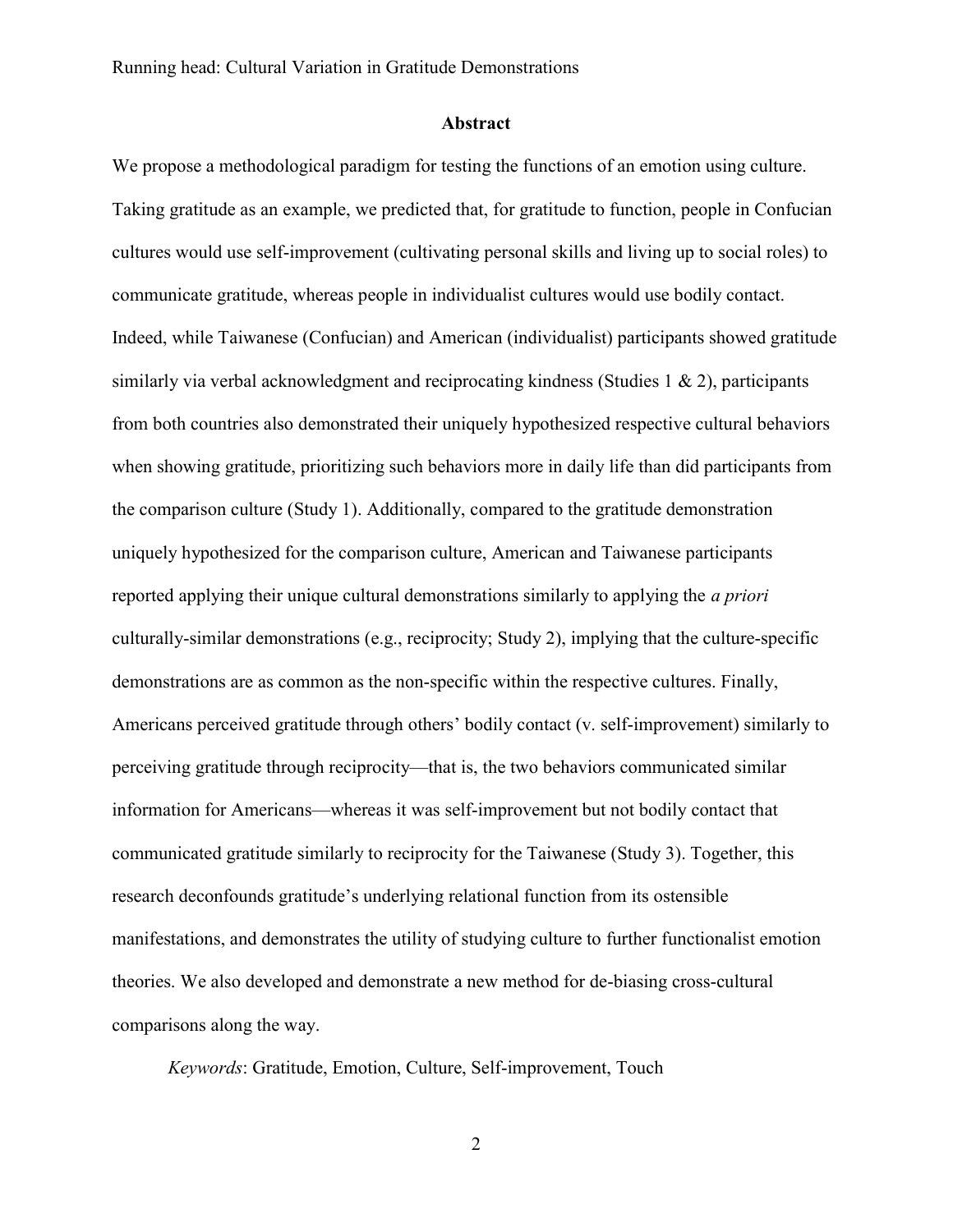## Abstract

We propose a methodological paradigm for testing the functions of an emotion using culture. Taking gratitude as an example, we predicted that, for gratitude to function, people in Confucian cultures would use self-improvement (cultivating personal skills and living up to social roles) to communicate gratitude, whereas people in individualist cultures would use bodily contact. Indeed, while Taiwanese (Confucian) and American (individualist) participants showed gratitude similarly via verbal acknowledgment and reciprocating kindness (Studies 1 & 2), participants from both countries also demonstrated their uniquely hypothesized respective cultural behaviors when showing gratitude, prioritizing such behaviors more in daily life than did participants from the comparison culture (Study 1). Additionally, compared to the gratitude demonstration uniquely hypothesized for the comparison culture, American and Taiwanese participants reported applying their unique cultural demonstrations similarly to applying the *a priori* culturally-similar demonstrations (e.g., reciprocity; Study 2), implying that the culture-specific demonstrations are as common as the non-specific within the respective cultures. Finally, Americans perceived gratitude through others' bodily contact (v. self-improvement) similarly to perceiving gratitude through reciprocity—that is, the two behaviors communicated similar information for Americans—whereas it was self-improvement but not bodily contact that communicated gratitude similarly to reciprocity for the Taiwanese (Study 3). Together, this research deconfounds gratitude's underlying relational function from its ostensible manifestations, and demonstrates the utility of studying culture to further functionalist emotion theories. We also developed and demonstrate a new method for de-biasing cross-cultural comparisons along the way.

*Keywords*: Gratitude, Emotion, Culture, Self-improvement, Touch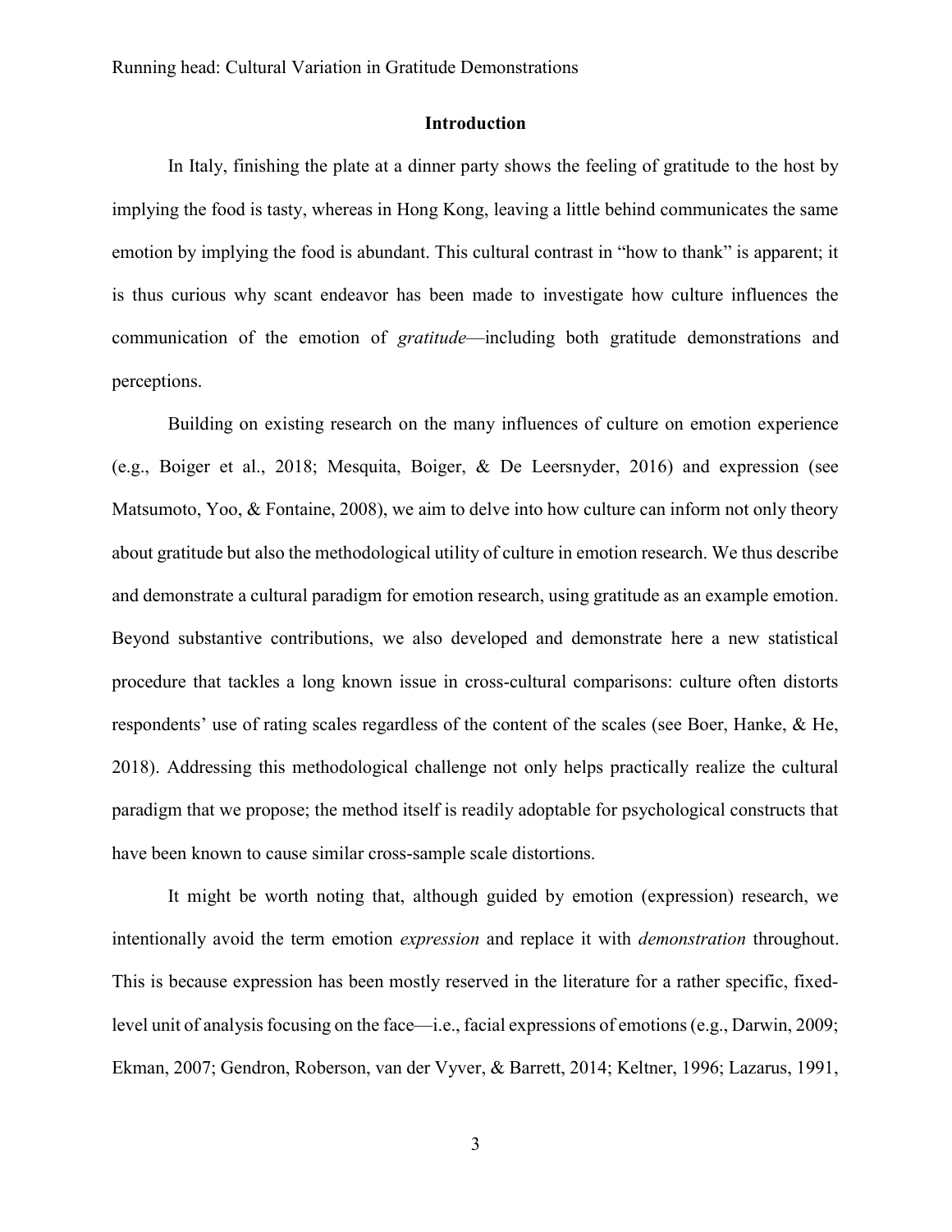## Introduction

In Italy, finishing the plate at a dinner party shows the feeling of gratitude to the host by implying the food is tasty, whereas in Hong Kong, leaving a little behind communicates the same emotion by implying the food is abundant. This cultural contrast in "how to thank" is apparent; it is thus curious why scant endeavor has been made to investigate how culture influences the communication of the emotion of *gratitude*—including both gratitude demonstrations and perceptions.

Building on existing research on the many influences of culture on emotion experience (e.g., Boiger et al., 2018; Mesquita, Boiger, & De Leersnyder, 2016) and expression (see Matsumoto, Yoo, & Fontaine, 2008), we aim to delve into how culture can inform not only theory about gratitude but also the methodological utility of culture in emotion research. We thus describe and demonstrate a cultural paradigm for emotion research, using gratitude as an example emotion. Beyond substantive contributions, we also developed and demonstrate here a new statistical procedure that tackles a long known issue in cross-cultural comparisons: culture often distorts respondents' use of rating scales regardless of the content of the scales (see Boer, Hanke, & He, 2018). Addressing this methodological challenge not only helps practically realize the cultural paradigm that we propose; the method itself is readily adoptable for psychological constructs that have been known to cause similar cross-sample scale distortions.

It might be worth noting that, although guided by emotion (expression) research, we intentionally avoid the term emotion *expression* and replace it with *demonstration* throughout. This is because expression has been mostly reserved in the literature for a rather specific, fixed-level unit of analysis focusing on the face—i.e., facial expressions of emotions (e.g., Darwin, 2009; Ekman, 2007; Gendron, Roberson, van der Vyver, & Barrett, 2014; Keltner, 1996; Lazarus, 1991,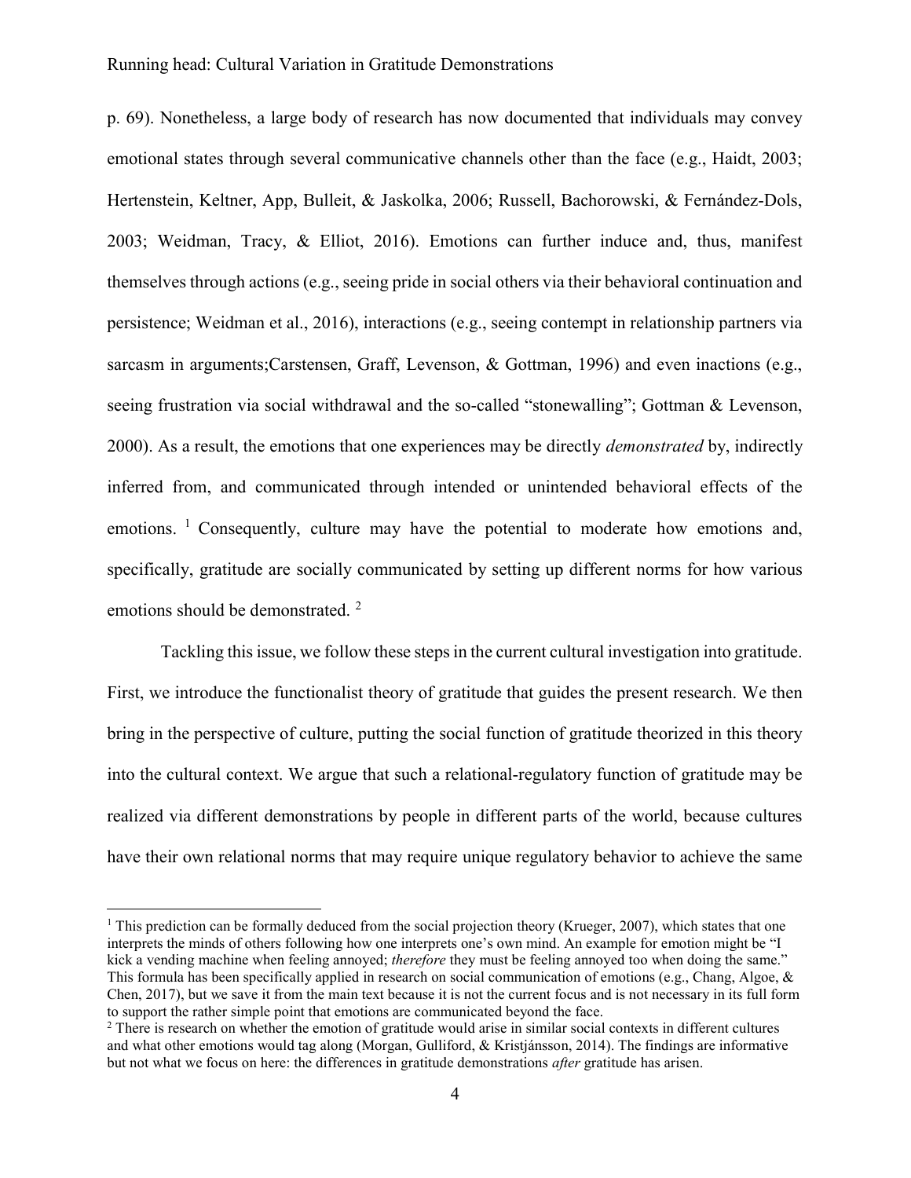p. 69). Nonetheless, a large body of research has now documented that individuals may convey emotional states through several communicative channels other than the face (e.g., Haidt, 2003; Hertenstein, Keltner, App, Bulleit, & Jaskolka, 2006; Russell, Bachorowski, & Fernández-Dols, 2003; Weidman, Tracy, & Elliot, 2016). Emotions can further induce and, thus, manifest themselves through actions (e.g., seeing pride in social others via their behavioral continuation and persistence; Weidman et al., 2016), interactions (e.g., seeing contempt in relationship partners via sarcasm in arguments;Carstensen, Graff, Levenson, & Gottman, 1996) and even inactions (e.g., seeing frustration via social withdrawal and the so-called "stonewalling"; Gottman & Levenson, 2000). As a result, the emotions that one experiences may be directly *demonstrated* by, indirectly inferred from, and communicated through intended or unintended behavioral effects of the emotions. [1] Consequently, culture may have the potential to moderate how emotions and, specifically, gratitude are socially communicated by setting up different norms for how various emotions should be demonstrated. [2]

Tackling this issue, we follow these steps in the current cultural investigation into gratitude. First, we introduce the functionalist theory of gratitude that guides the present research. We then bring in the perspective of culture, putting the social function of gratitude theorized in this theory into the cultural context. We argue that such a relational-regulatory function of gratitude may be realized via different demonstrations by people in different parts of the world, because cultures have their own relational norms that may require unique regulatory behavior to achieve the same

---

[1] This prediction can be formally deduced from the social projection theory (Krueger, 2007), which states that one interprets the minds of others following how one interprets one's own mind. An example for emotion might be "I kick a vending machine when feeling annoyed; *therefore* they must be feeling annoyed too when doing the same." This formula has been specifically applied in research on social communication of emotions (e.g., Chang, Algoe, & Chen, 2017), but we save it from the main text because it is not the current focus and is not necessary in its full form to support the rather simple point that emotions are communicated beyond the face.

[2] There is research on whether the emotion of gratitude would arise in similar social contexts in different cultures and what other emotions would tag along (Morgan, Gulliford, & Kristjánsson, 2014). The findings are informative but not what we focus on here: the differences in gratitude demonstrations *after* gratitude has arisen.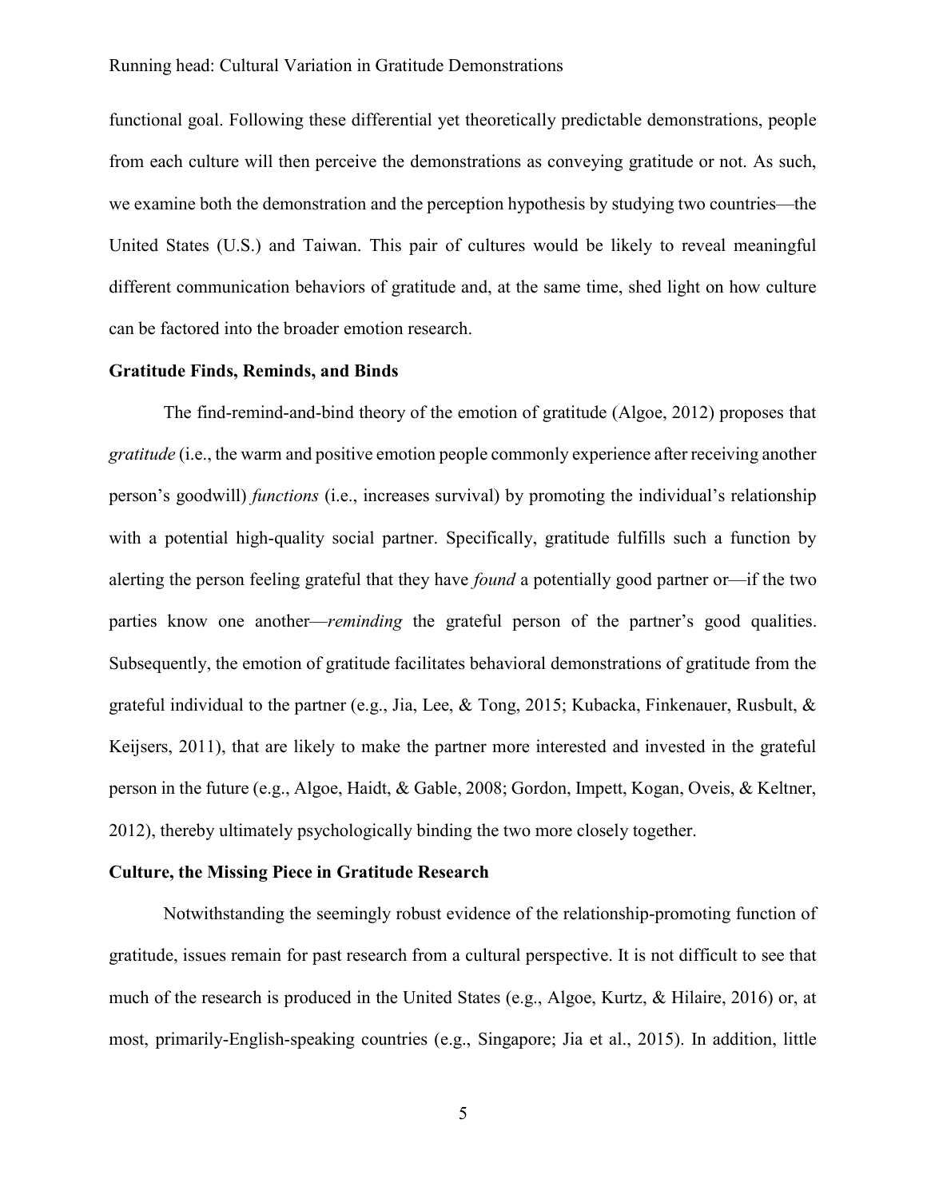functional goal. Following these differential yet theoretically predictable demonstrations, people from each culture will then perceive the demonstrations as conveying gratitude or not. As such, we examine both the demonstration and the perception hypothesis by studying two countries—the United States (U.S.) and Taiwan. This pair of cultures would be likely to reveal meaningful different communication behaviors of gratitude and, at the same time, shed light on how culture can be factored into the broader emotion research.

**Gratitude Finds, Reminds, and Binds**

The find-remind-and-bind theory of the emotion of gratitude (Algoe, 2012) proposes that *gratitude* (i.e., the warm and positive emotion people commonly experience after receiving another person's goodwill) *functions* (i.e., increases survival) by promoting the individual's relationship with a potential high-quality social partner. Specifically, gratitude fulfills such a function by alerting the person feeling grateful that they have *found* a potentially good partner or—if the two parties know one another—*reminding* the grateful person of the partner's good qualities. Subsequently, the emotion of gratitude facilitates behavioral demonstrations of gratitude from the grateful individual to the partner (e.g., Jia, Lee, & Tong, 2015; Kubacka, Finkenauer, Rusbult, & Keijsers, 2011), that are likely to make the partner more interested and invested in the grateful person in the future (e.g., Algoe, Haidt, & Gable, 2008; Gordon, Impett, Kogan, Oveis, & Keltner, 2012), thereby ultimately psychologically binding the two more closely together.

**Culture, the Missing Piece in Gratitude Research**

Notwithstanding the seemingly robust evidence of the relationship-promoting function of gratitude, issues remain for past research from a cultural perspective. It is not difficult to see that much of the research is produced in the United States (e.g., Algoe, Kurtz, & Hilaire, 2016) or, at most, primarily-English-speaking countries (e.g., Singapore; Jia et al., 2015). In addition, little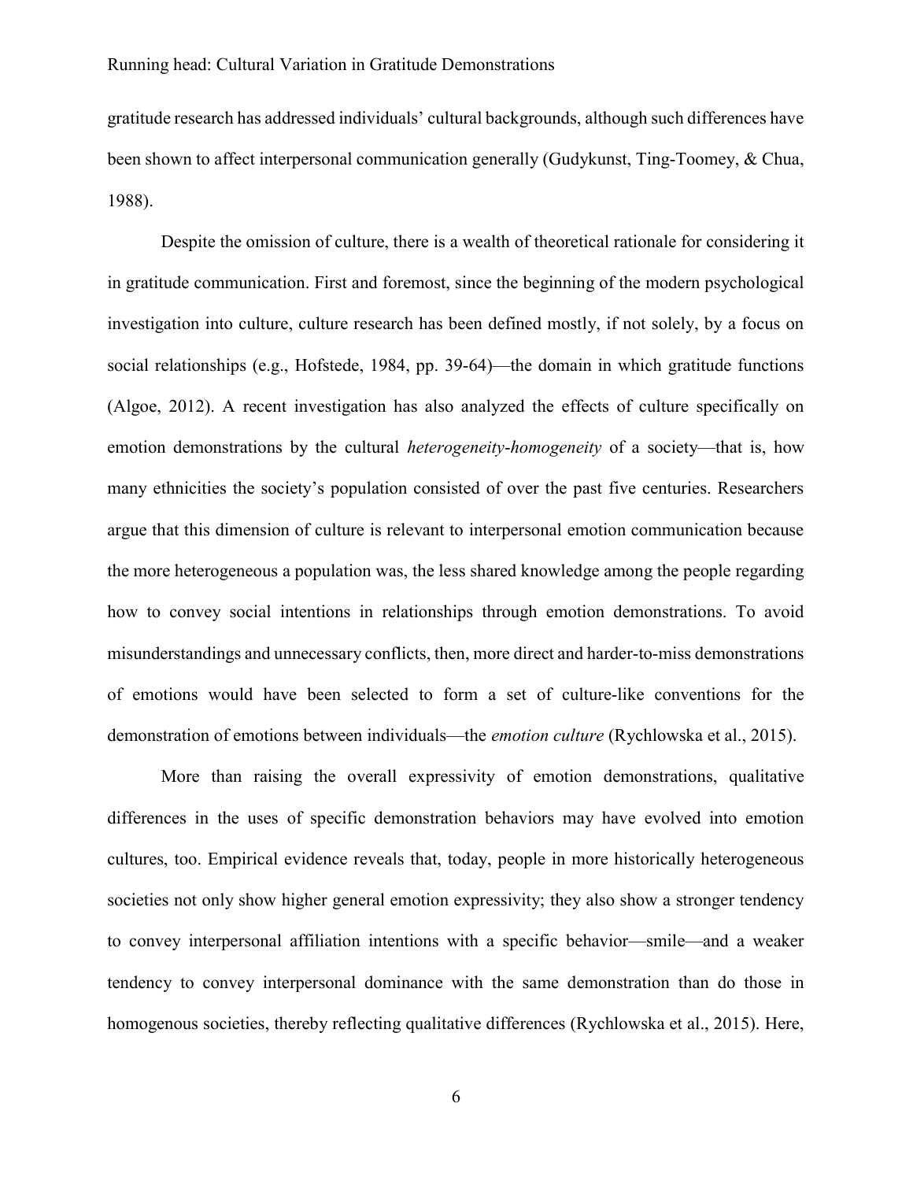gratitude research has addressed individuals' cultural backgrounds, although such differences have been shown to affect interpersonal communication generally (Gudykunst, Ting-Toomey, & Chua, 1988).

Despite the omission of culture, there is a wealth of theoretical rationale for considering it in gratitude communication. First and foremost, since the beginning of the modern psychological investigation into culture, culture research has been defined mostly, if not solely, by a focus on social relationships (e.g., Hofstede, 1984, pp. 39-64)—the domain in which gratitude functions (Algoe, 2012). A recent investigation has also analyzed the effects of culture specifically on emotion demonstrations by the cultural *heterogeneity-homogeneity* of a society—that is, how many ethnicities the society's population consisted of over the past five centuries. Researchers argue that this dimension of culture is relevant to interpersonal emotion communication because the more heterogeneous a population was, the less shared knowledge among the people regarding how to convey social intentions in relationships through emotion demonstrations. To avoid misunderstandings and unnecessary conflicts, then, more direct and harder-to-miss demonstrations of emotions would have been selected to form a set of culture-like conventions for the demonstration of emotions between individuals—the *emotion culture* (Rychlowska et al., 2015).

More than raising the overall expressivity of emotion demonstrations, qualitative differences in the uses of specific demonstration behaviors may have evolved into emotion cultures, too. Empirical evidence reveals that, today, people in more historically heterogeneous societies not only show higher general emotion expressivity; they also show a stronger tendency to convey interpersonal affiliation intentions with a specific behavior—smile—and a weaker tendency to convey interpersonal dominance with the same demonstration than do those in homogenous societies, thereby reflecting qualitative differences (Rychlowska et al., 2015). Here,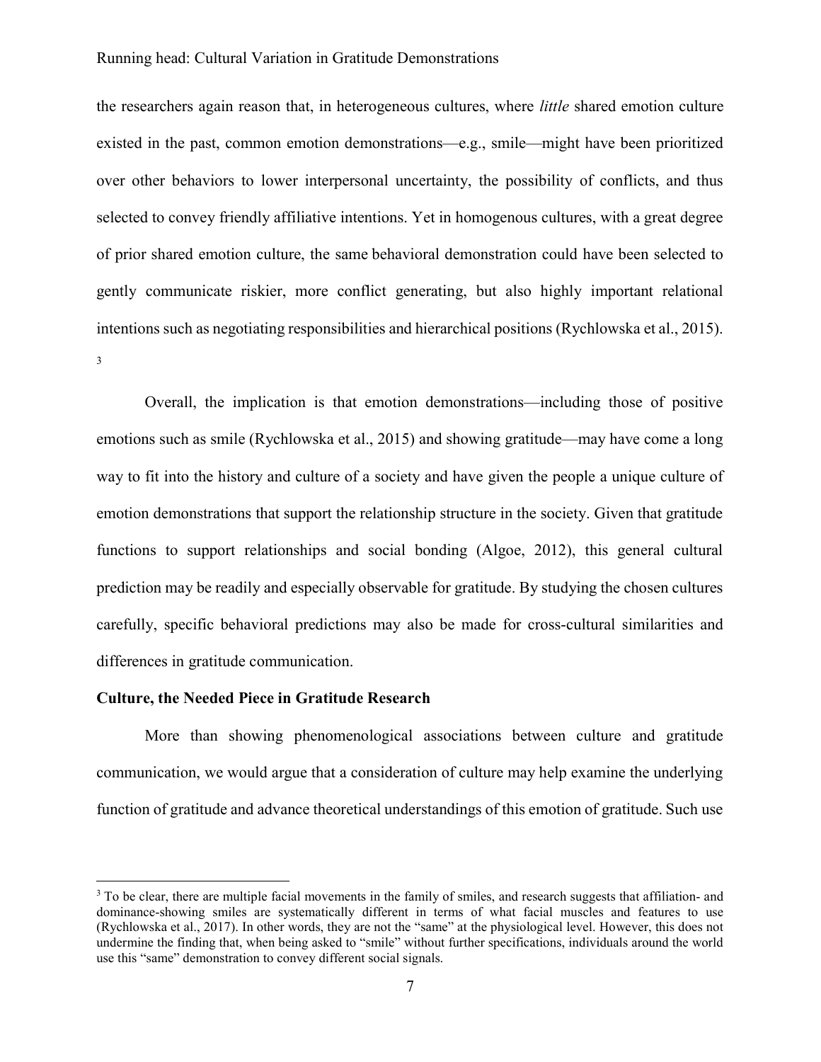the researchers again reason that, in heterogeneous cultures, where *little* shared emotion culture existed in the past, common emotion demonstrations—e.g., smile—might have been prioritized over other behaviors to lower interpersonal uncertainty, the possibility of conflicts, and thus selected to convey friendly affiliative intentions. Yet in homogenous cultures, with a great degree of prior shared emotion culture, the same behavioral demonstration could have been selected to gently communicate riskier, more conflict generating, but also highly important relational intentions such as negotiating responsibilities and hierarchical positions (Rychlowska et al., 2015). [3]

Overall, the implication is that emotion demonstrations—including those of positive emotions such as smile (Rychlowska et al., 2015) and showing gratitude—may have come a long way to fit into the history and culture of a society and have given the people a unique culture of emotion demonstrations that support the relationship structure in the society. Given that gratitude functions to support relationships and social bonding (Algoe, 2012), this general cultural prediction may be readily and especially observable for gratitude. By studying the chosen cultures carefully, specific behavioral predictions may also be made for cross-cultural similarities and differences in gratitude communication.

**Culture, the Needed Piece in Gratitude Research**

More than showing phenomenological associations between culture and gratitude communication, we would argue that a consideration of culture may help examine the underlying function of gratitude and advance theoretical understandings of this emotion of gratitude. Such use

[3] To be clear, there are multiple facial movements in the family of smiles, and research suggests that affiliation- and dominance-showing smiles are systematically different in terms of what facial muscles and features to use (Rychlowska et al., 2017). In other words, they are not the "same" at the physiological level. However, this does not undermine the finding that, when being asked to "smile" without further specifications, individuals around the world use this "same" demonstration to convey different social signals.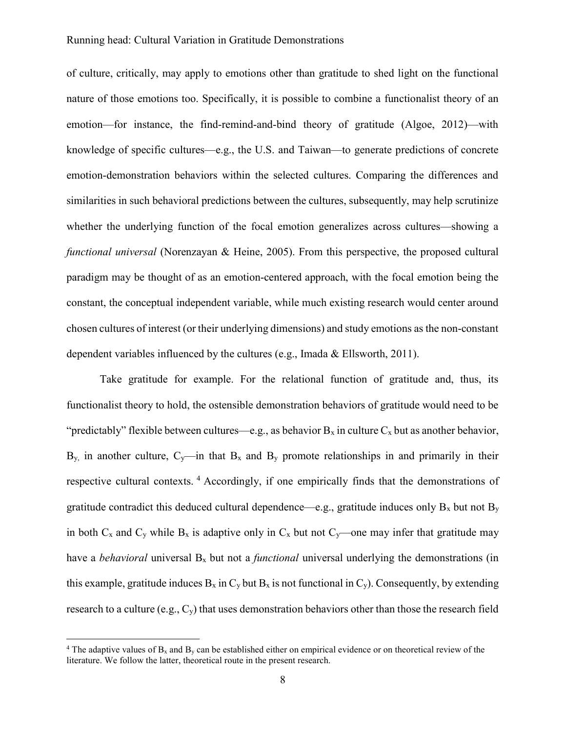of culture, critically, may apply to emotions other than gratitude to shed light on the functional nature of those emotions too. Specifically, it is possible to combine a functionalist theory of an emotion—for instance, the find-remind-and-bind theory of gratitude (Algoe, 2012)—with knowledge of specific cultures—e.g., the U.S. and Taiwan—to generate predictions of concrete emotion-demonstration behaviors within the selected cultures. Comparing the differences and similarities in such behavioral predictions between the cultures, subsequently, may help scrutinize whether the underlying function of the focal emotion generalizes across cultures—showing a *functional universal* (Norenzayan & Heine, 2005). From this perspective, the proposed cultural paradigm may be thought of as an emotion-centered approach, with the focal emotion being the constant, the conceptual independent variable, while much existing research would center around chosen cultures of interest (or their underlying dimensions) and study emotions as the non-constant dependent variables influenced by the cultures (e.g., Imada & Ellsworth, 2011).

Take gratitude for example. For the relational function of gratitude and, thus, its functionalist theory to hold, the ostensible demonstration behaviors of gratitude would need to be "predictably" flexible between cultures—e.g., as behavior $B_x$ in culture $C_x$ but as another behavior, $B_y$, in another culture, $C_y$—in that $B_x$ and $B_y$ promote relationships in and primarily in their respective cultural contexts. [4] Accordingly, if one empirically finds that the demonstrations of gratitude contradict this deduced cultural dependence—e.g., gratitude induces only $B_x$ but not $B_y$ in both $C_x$ and $C_y$ while $B_x$ is adaptive only in $C_x$ but not $C_y$—one may infer that gratitude may have a *behavioral* universal $B_x$ but not a *functional* universal underlying the demonstrations (in this example, gratitude induces $B_x$ in $C_y$ but $B_x$ is not functional in $C_y$). Consequently, by extending research to a culture (e.g., $C_y$) that uses demonstration behaviors other than those the research field

[4] The adaptive values of $B_x$ and $B_y$ can be established either on empirical evidence or on theoretical review of the literature. We follow the latter, theoretical route in the present research.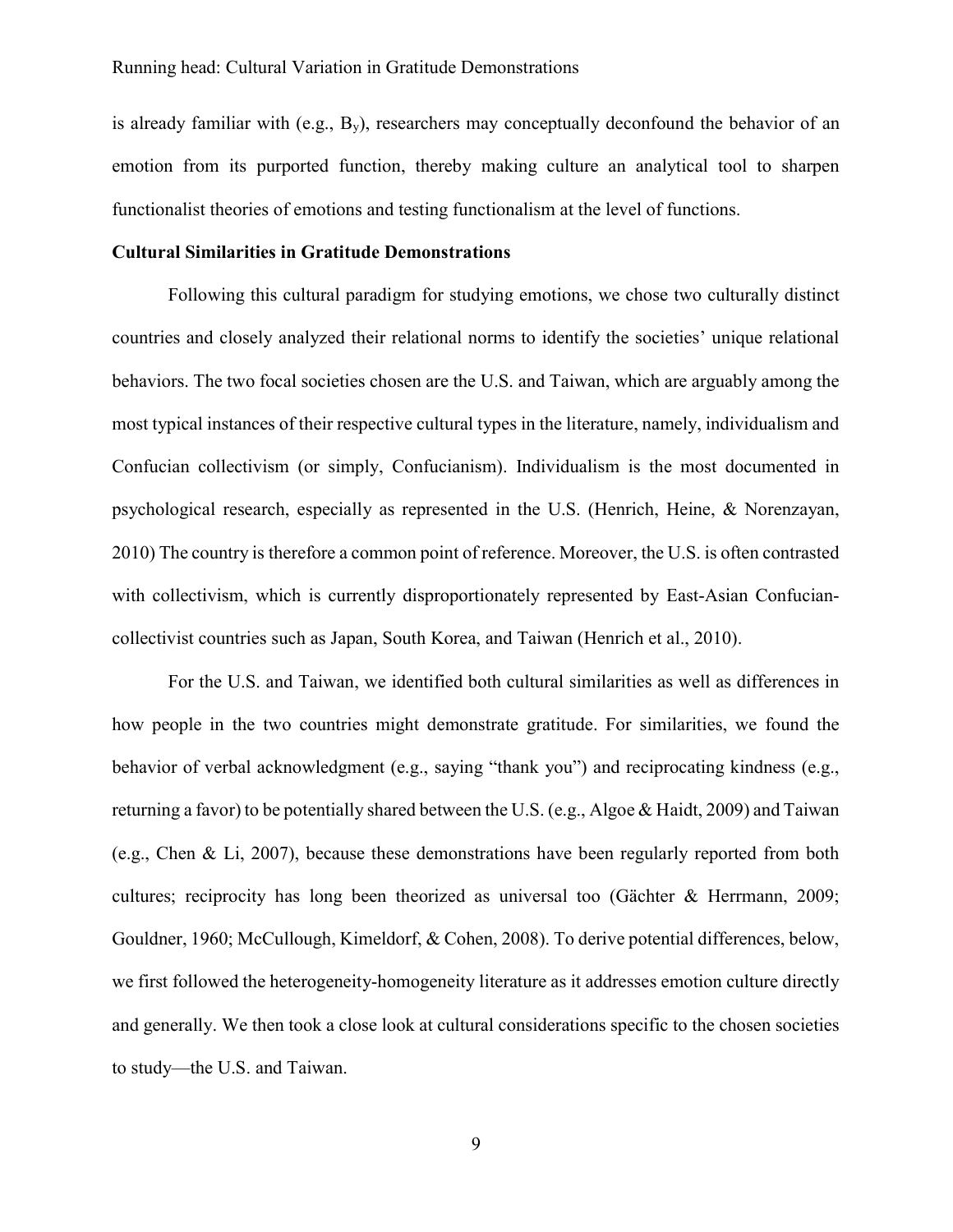is already familiar with (e.g., $B_y$), researchers may conceptually deconfound the behavior of an emotion from its purported function, thereby making culture an analytical tool to sharpen functionalist theories of emotions and testing functionalism at the level of functions.

**Cultural Similarities in Gratitude Demonstrations**

Following this cultural paradigm for studying emotions, we chose two culturally distinct countries and closely analyzed their relational norms to identify the societies' unique relational behaviors. The two focal societies chosen are the U.S. and Taiwan, which are arguably among the most typical instances of their respective cultural types in the literature, namely, individualism and Confucian collectivism (or simply, Confucianism). Individualism is the most documented in psychological research, especially as represented in the U.S. (Henrich, Heine, & Norenzayan, 2010) The country is therefore a common point of reference. Moreover, the U.S. is often contrasted with collectivism, which is currently disproportionately represented by East-Asian Confucian-collectivist countries such as Japan, South Korea, and Taiwan (Henrich et al., 2010).

For the U.S. and Taiwan, we identified both cultural similarities as well as differences in how people in the two countries might demonstrate gratitude. For similarities, we found the behavior of verbal acknowledgment (e.g., saying "thank you") and reciprocating kindness (e.g., returning a favor) to be potentially shared between the U.S. (e.g., Algoe & Haidt, 2009) and Taiwan (e.g., Chen & Li, 2007), because these demonstrations have been regularly reported from both cultures; reciprocity has long been theorized as universal too (Gächter & Herrmann, 2009; Gouldner, 1960; McCullough, Kimeldorf, & Cohen, 2008). To derive potential differences, below, we first followed the heterogeneity-homogeneity literature as it addresses emotion culture directly and generally. We then took a close look at cultural considerations specific to the chosen societies to study—the U.S. and Taiwan.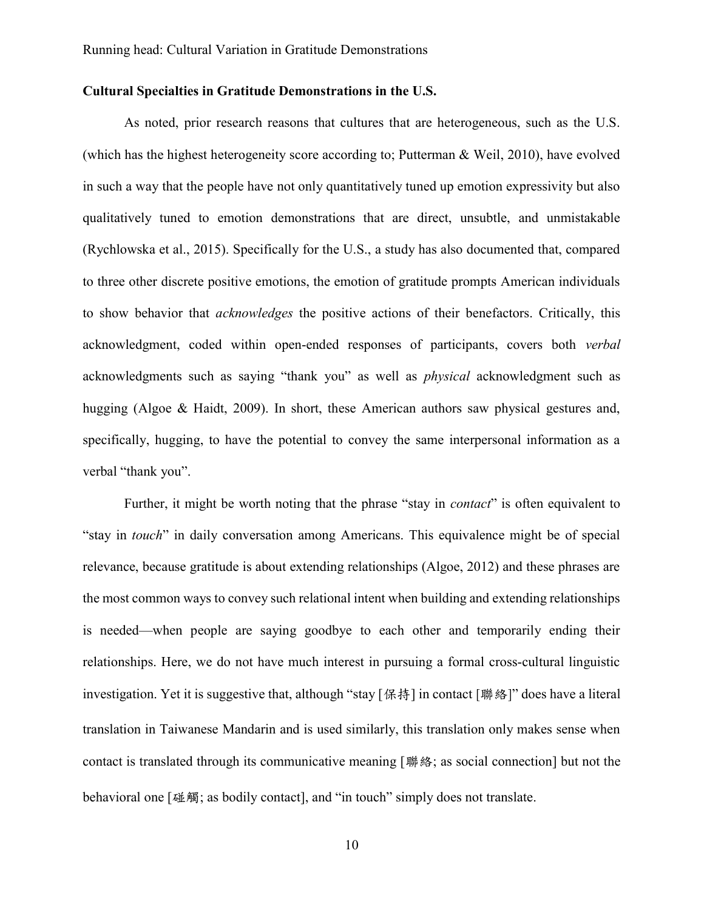**Cultural Specialties in Gratitude Demonstrations in the U.S.**

As noted, prior research reasons that cultures that are heterogeneous, such as the U.S. (which has the highest heterogeneity score according to; Putterman & Weil, 2010), have evolved in such a way that the people have not only quantitatively tuned up emotion expressivity but also qualitatively tuned to emotion demonstrations that are direct, unsubtle, and unmistakable (Rychlowska et al., 2015). Specifically for the U.S., a study has also documented that, compared to three other discrete positive emotions, the emotion of gratitude prompts American individuals to show behavior that *acknowledges* the positive actions of their benefactors. Critically, this acknowledgment, coded within open-ended responses of participants, covers both *verbal* acknowledgments such as saying "thank you" as well as *physical* acknowledgment such as hugging (Algoe & Haidt, 2009). In short, these American authors saw physical gestures and, specifically, hugging, to have the potential to convey the same interpersonal information as a verbal "thank you".

Further, it might be worth noting that the phrase "stay in *contact*" is often equivalent to "stay in *touch*" in daily conversation among Americans. This equivalence might be of special relevance, because gratitude is about extending relationships (Algoe, 2012) and these phrases are the most common ways to convey such relational intent when building and extending relationships is needed—when people are saying goodbye to each other and temporarily ending their relationships. Here, we do not have much interest in pursuing a formal cross-cultural linguistic investigation. Yet it is suggestive that, although "stay [保持] in contact [聯絡]" does have a literal translation in Taiwanese Mandarin and is used similarly, this translation only makes sense when contact is translated through its communicative meaning [聯絡; as social connection] but not the behavioral one [碰觸; as bodily contact], and "in touch" simply does not translate.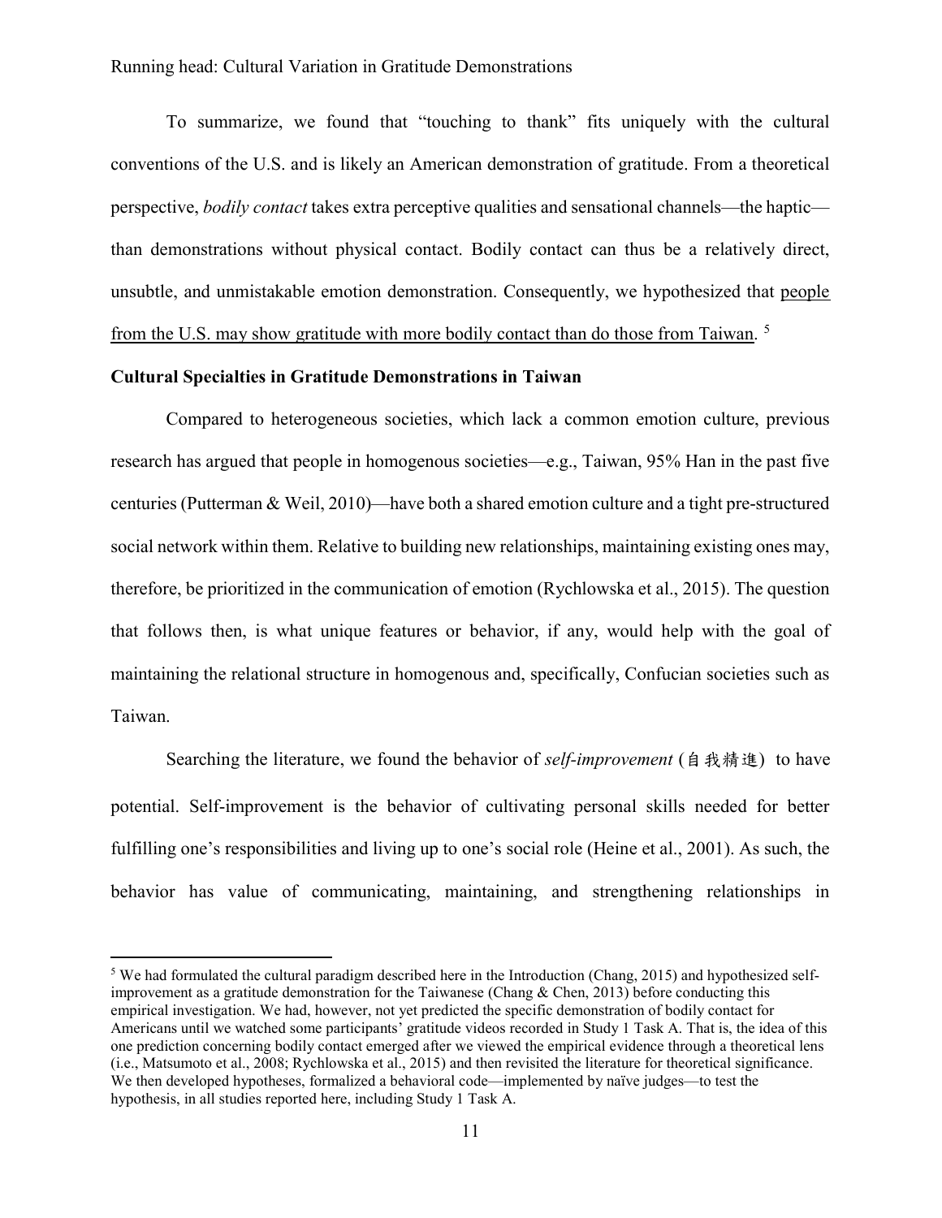To summarize, we found that "touching to thank" fits uniquely with the cultural conventions of the U.S. and is likely an American demonstration of gratitude. From a theoretical perspective, *bodily contact* takes extra perceptive qualities and sensational channels—the haptic—than demonstrations without physical contact. Bodily contact can thus be a relatively direct, unsubtle, and unmistakable emotion demonstration. Consequently, we hypothesized that people from the U.S. may show gratitude with more bodily contact than do those from Taiwan. [5]

**Cultural Specialties in Gratitude Demonstrations in Taiwan**

Compared to heterogeneous societies, which lack a common emotion culture, previous research has argued that people in homogenous societies—e.g., Taiwan, 95% Han in the past five centuries (Putterman & Weil, 2010)—have both a shared emotion culture and a tight pre-structured social network within them. Relative to building new relationships, maintaining existing ones may, therefore, be prioritized in the communication of emotion (Rychlowska et al., 2015). The question that follows then, is what unique features or behavior, if any, would help with the goal of maintaining the relational structure in homogenous and, specifically, Confucian societies such as Taiwan.

Searching the literature, we found the behavior of *self-improvement* (自我精進) to have potential. Self-improvement is the behavior of cultivating personal skills needed for better fulfilling one's responsibilities and living up to one's social role (Heine et al., 2001). As such, the behavior has value of communicating, maintaining, and strengthening relationships in

[5] We had formulated the cultural paradigm described here in the Introduction (Chang, 2015) and hypothesized self-improvement as a gratitude demonstration for the Taiwanese (Chang & Chen, 2013) before conducting this empirical investigation. We had, however, not yet predicted the specific demonstration of bodily contact for Americans until we watched some participants' gratitude videos recorded in Study 1 Task A. That is, the idea of this one prediction concerning bodily contact emerged after we viewed the empirical evidence through a theoretical lens (i.e., Matsumoto et al., 2008; Rychlowska et al., 2015) and then revisited the literature for theoretical significance. We then developed hypotheses, formalized a behavioral code—implemented by naïve judges—to test the hypothesis, in all studies reported here, including Study 1 Task A.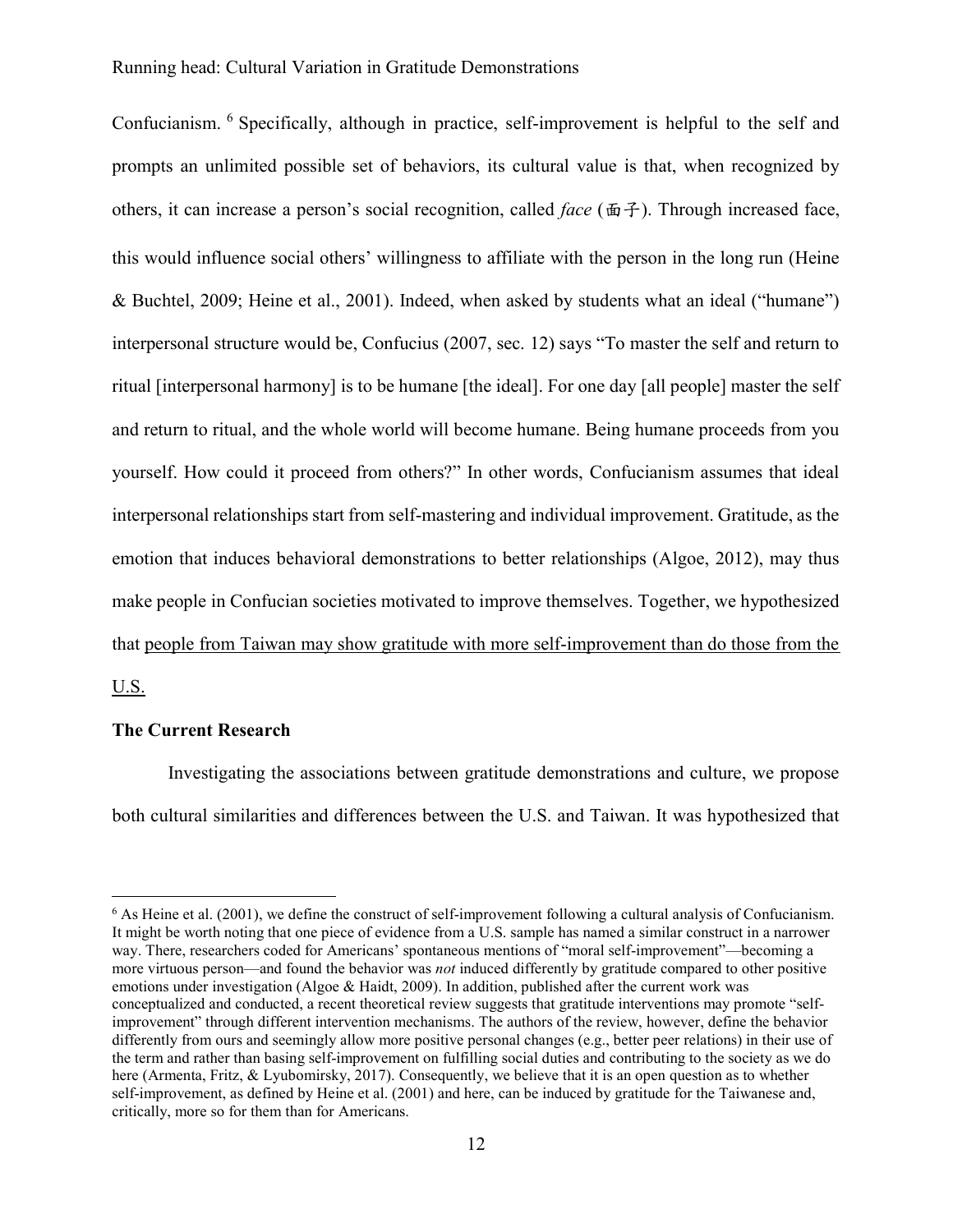Confucianism. [6] Specifically, although in practice, self-improvement is helpful to the self and prompts an unlimited possible set of behaviors, its cultural value is that, when recognized by others, it can increase a person's social recognition, called *face* (面子). Through increased face, this would influence social others' willingness to affiliate with the person in the long run (Heine & Buchtel, 2009; Heine et al., 2001). Indeed, when asked by students what an ideal ("humane") interpersonal structure would be, Confucius (2007, sec. 12) says "To master the self and return to ritual [interpersonal harmony] is to be humane [the ideal]. For one day [all people] master the self and return to ritual, and the whole world will become humane. Being humane proceeds from you yourself. How could it proceed from others?" In other words, Confucianism assumes that ideal interpersonal relationships start from self-mastering and individual improvement. Gratitude, as the emotion that induces behavioral demonstrations to better relationships (Algoe, 2012), may thus make people in Confucian societies motivated to improve themselves. Together, we hypothesized that <u>people from Taiwan may show gratitude with more self-improvement than do those from the U.S.</u>

**The Current Research**

Investigating the associations between gratitude demonstrations and culture, we propose both cultural similarities and differences between the U.S. and Taiwan. It was hypothesized that

[6] As Heine et al. (2001), we define the construct of self-improvement following a cultural analysis of Confucianism. It might be worth noting that one piece of evidence from a U.S. sample has named a similar construct in a narrower way. There, researchers coded for Americans' spontaneous mentions of "moral self-improvement"—becoming a more virtuous person—and found the behavior was *not* induced differently by gratitude compared to other positive emotions under investigation (Algoe & Haidt, 2009). In addition, published after the current work was conceptualized and conducted, a recent theoretical review suggests that gratitude interventions may promote "self-improvement" through different intervention mechanisms. The authors of the review, however, define the behavior differently from ours and seemingly allow more positive personal changes (e.g., better peer relations) in their use of the term and rather than basing self-improvement on fulfilling social duties and contributing to the society as we do here (Armenta, Fritz, & Lyubomirsky, 2017). Consequently, we believe that it is an open question as to whether self-improvement, as defined by Heine et al. (2001) and here, can be induced by gratitude for the Taiwanese and, critically, more so for them than for Americans.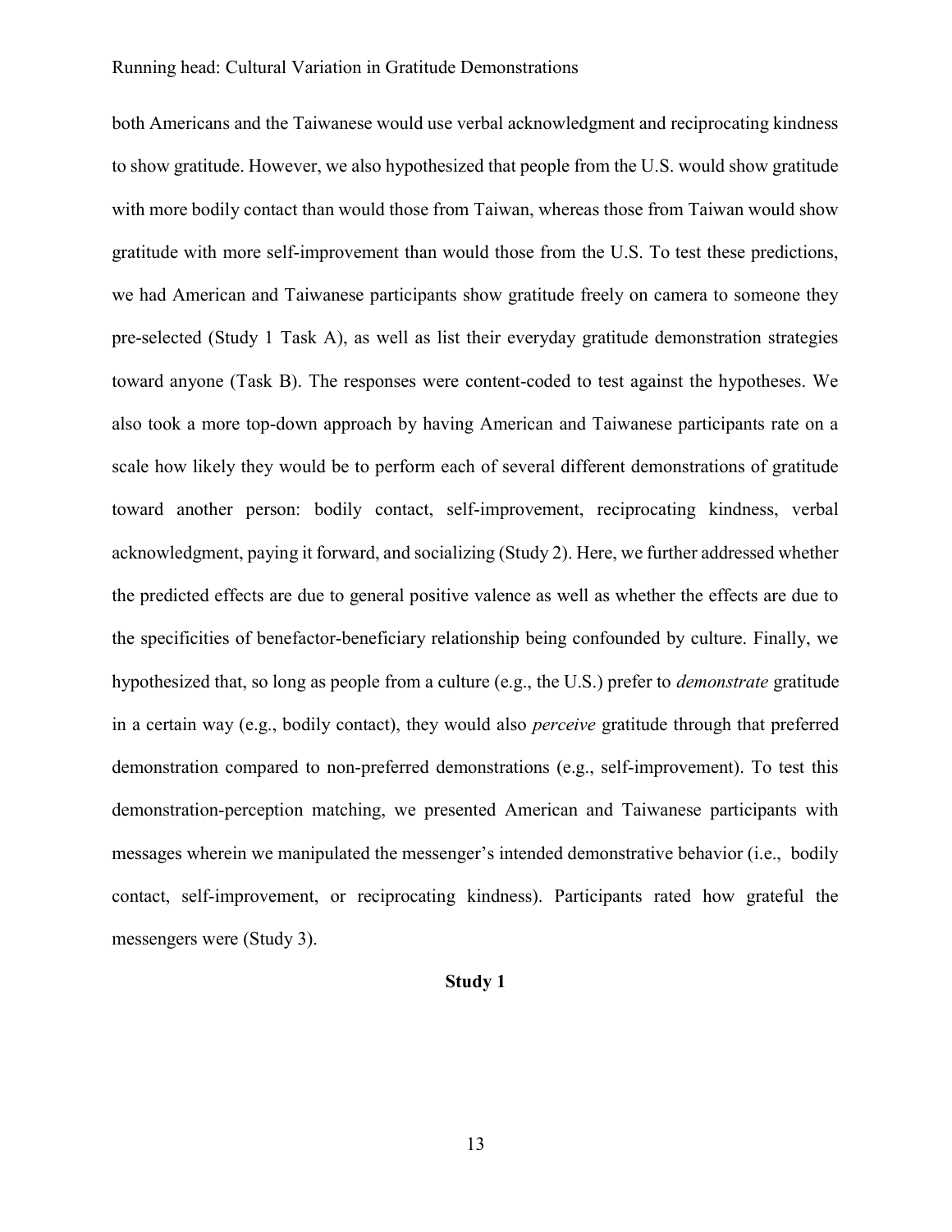both Americans and the Taiwanese would use verbal acknowledgment and reciprocating kindness to show gratitude. However, we also hypothesized that people from the U.S. would show gratitude with more bodily contact than would those from Taiwan, whereas those from Taiwan would show gratitude with more self-improvement than would those from the U.S. To test these predictions, we had American and Taiwanese participants show gratitude freely on camera to someone they pre-selected (Study 1 Task A), as well as list their everyday gratitude demonstration strategies toward anyone (Task B). The responses were content-coded to test against the hypotheses. We also took a more top-down approach by having American and Taiwanese participants rate on a scale how likely they would be to perform each of several different demonstrations of gratitude toward another person: bodily contact, self-improvement, reciprocating kindness, verbal acknowledgment, paying it forward, and socializing (Study 2). Here, we further addressed whether the predicted effects are due to general positive valence as well as whether the effects are due to the specificities of benefactor-beneficiary relationship being confounded by culture. Finally, we hypothesized that, so long as people from a culture (e.g., the U.S.) prefer to *demonstrate* gratitude in a certain way (e.g., bodily contact), they would also *perceive* gratitude through that preferred demonstration compared to non-preferred demonstrations (e.g., self-improvement). To test this demonstration-perception matching, we presented American and Taiwanese participants with messages wherein we manipulated the messenger's intended demonstrative behavior (i.e., bodily contact, self-improvement, or reciprocating kindness). Participants rated how grateful the messengers were (Study 3).

## Study 1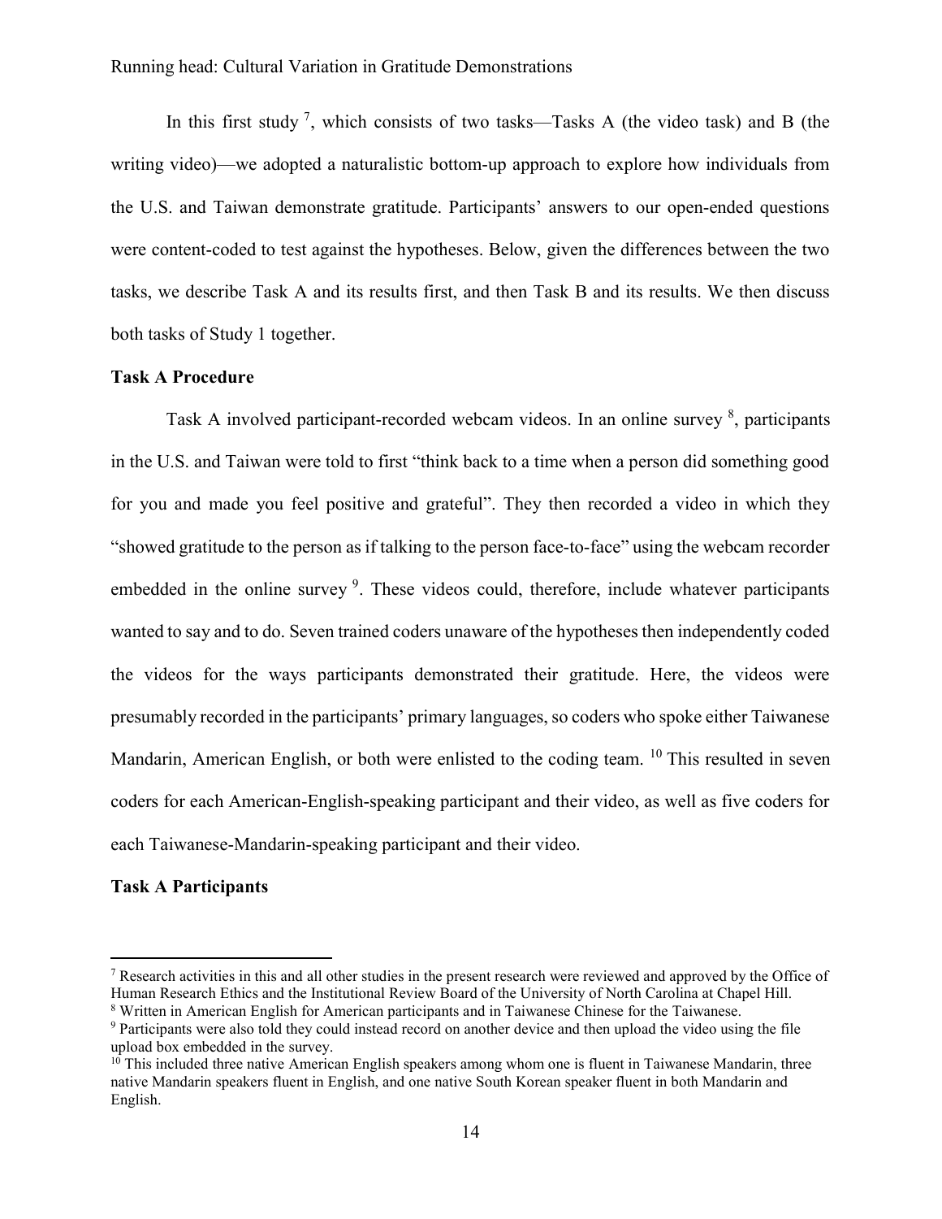In this first study [7], which consists of two tasks—Tasks A (the video task) and B (the writing video)—we adopted a naturalistic bottom-up approach to explore how individuals from the U.S. and Taiwan demonstrate gratitude. Participants' answers to our open-ended questions were content-coded to test against the hypotheses. Below, given the differences between the two tasks, we describe Task A and its results first, and then Task B and its results. We then discuss both tasks of Study 1 together.

**Task A Procedure**

Task A involved participant-recorded webcam videos. In an online survey [8], participants in the U.S. and Taiwan were told to first "think back to a time when a person did something good for you and made you feel positive and grateful". They then recorded a video in which they "showed gratitude to the person as if talking to the person face-to-face" using the webcam recorder embedded in the online survey [9]. These videos could, therefore, include whatever participants wanted to say and to do. Seven trained coders unaware of the hypotheses then independently coded the videos for the ways participants demonstrated their gratitude. Here, the videos were presumably recorded in the participants' primary languages, so coders who spoke either Taiwanese Mandarin, American English, or both were enlisted to the coding team. [10] This resulted in seven coders for each American-English-speaking participant and their video, as well as five coders for each Taiwanese-Mandarin-speaking participant and their video.

**Task A Participants**

---

[7] Research activities in this and all other studies in the present research were reviewed and approved by the Office of Human Research Ethics and the Institutional Review Board of the University of North Carolina at Chapel Hill.

[8] Written in American English for American participants and in Taiwanese Chinese for the Taiwanese.

[9] Participants were also told they could instead record on another device and then upload the video using the file upload box embedded in the survey.

[10] This included three native American English speakers among whom one is fluent in Taiwanese Mandarin, three native Mandarin speakers fluent in English, and one native South Korean speaker fluent in both Mandarin and English.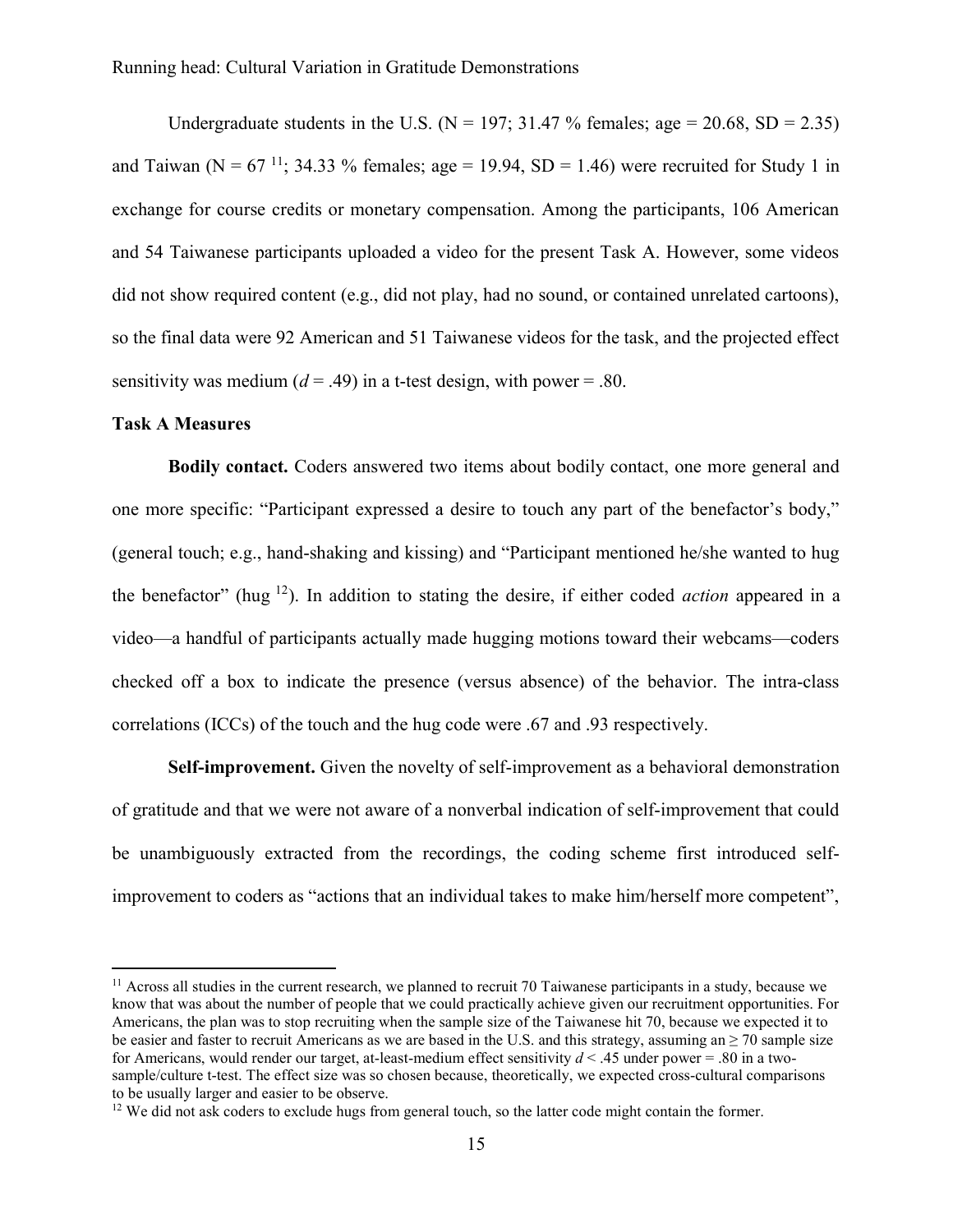Undergraduate students in the U.S. (N = 197; 31.47 % females; age = 20.68, SD = 2.35) and Taiwan (N = 67 [11]; 34.33 % females; age = 19.94, SD = 1.46) were recruited for Study 1 in exchange for course credits or monetary compensation. Among the participants, 106 American and 54 Taiwanese participants uploaded a video for the present Task A. However, some videos did not show required content (e.g., did not play, had no sound, or contained unrelated cartoons), so the final data were 92 American and 51 Taiwanese videos for the task, and the projected effect sensitivity was medium ($d$ = .49) in a t-test design, with power = .80.

**Task A Measures**

**Bodily contact.** Coders answered two items about bodily contact, one more general and one more specific: "Participant expressed a desire to touch any part of the benefactor's body," (general touch; e.g., hand-shaking and kissing) and "Participant mentioned he/she wanted to hug the benefactor" (hug [12]). In addition to stating the desire, if either coded *action* appeared in a video—a handful of participants actually made hugging motions toward their webcams—coders checked off a box to indicate the presence (versus absence) of the behavior. The intra-class correlations (ICCs) of the touch and the hug code were .67 and .93 respectively.

**Self-improvement.** Given the novelty of self-improvement as a behavioral demonstration of gratitude and that we were not aware of a nonverbal indication of self-improvement that could be unambiguously extracted from the recordings, the coding scheme first introduced self-improvement to coders as "actions that an individual takes to make him/herself more competent",

[11] Across all studies in the current research, we planned to recruit 70 Taiwanese participants in a study, because we know that was about the number of people that we could practically achieve given our recruitment opportunities. For Americans, the plan was to stop recruiting when the sample size of the Taiwanese hit 70, because we expected it to be easier and faster to recruit Americans as we are based in the U.S. and this strategy, assuming an ≥ 70 sample size for Americans, would render our target, at-least-medium effect sensitivity $d$ < .45 under power = .80 in a two-sample/culture t-test. The effect size was so chosen because, theoretically, we expected cross-cultural comparisons to be usually larger and easier to be observe.

[12] We did not ask coders to exclude hugs from general touch, so the latter code might contain the former.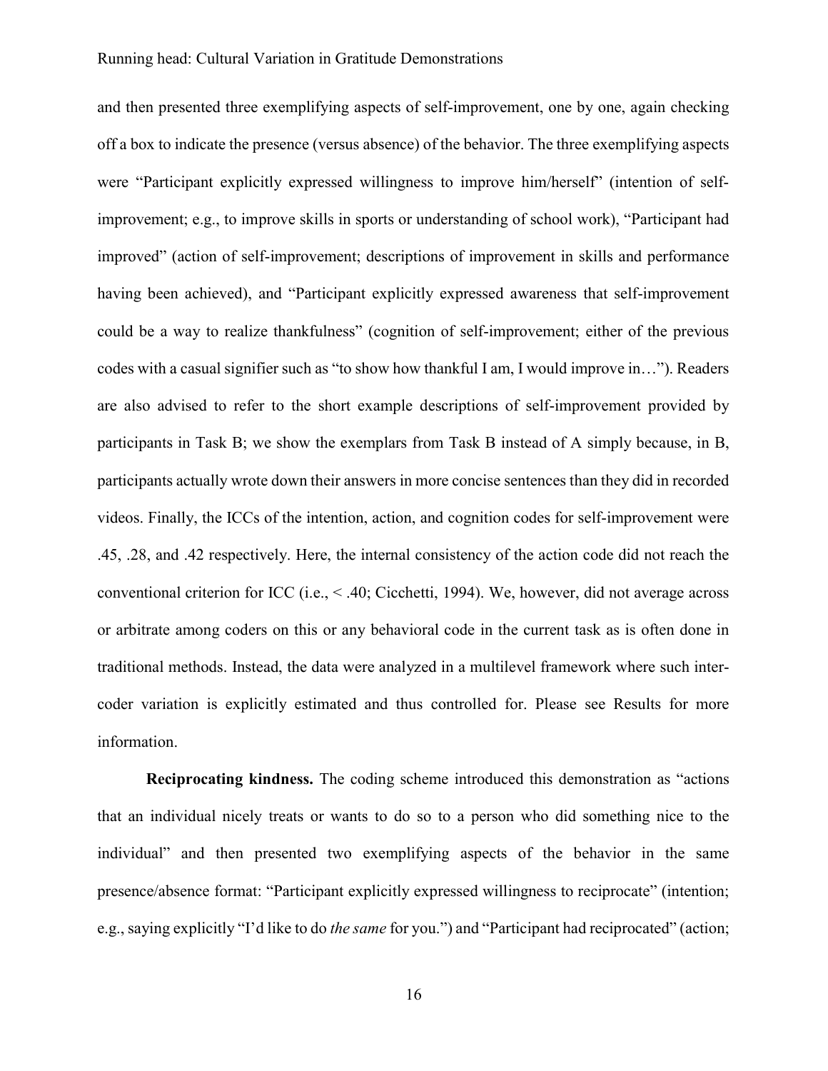and then presented three exemplifying aspects of self-improvement, one by one, again checking off a box to indicate the presence (versus absence) of the behavior. The three exemplifying aspects were "Participant explicitly expressed willingness to improve him/herself" (intention of self-improvement; e.g., to improve skills in sports or understanding of school work), "Participant had improved" (action of self-improvement; descriptions of improvement in skills and performance having been achieved), and "Participant explicitly expressed awareness that self-improvement could be a way to realize thankfulness" (cognition of self-improvement; either of the previous codes with a casual signifier such as "to show how thankful I am, I would improve in…"). Readers are also advised to refer to the short example descriptions of self-improvement provided by participants in Task B; we show the exemplars from Task B instead of A simply because, in B, participants actually wrote down their answers in more concise sentences than they did in recorded videos. Finally, the ICCs of the intention, action, and cognition codes for self-improvement were .45, .28, and .42 respectively. Here, the internal consistency of the action code did not reach the conventional criterion for ICC (i.e., < .40; Cicchetti, 1994). We, however, did not average across or arbitrate among coders on this or any behavioral code in the current task as is often done in traditional methods. Instead, the data were analyzed in a multilevel framework where such inter-coder variation is explicitly estimated and thus controlled for. Please see Results for more information.

**Reciprocating kindness.** The coding scheme introduced this demonstration as "actions that an individual nicely treats or wants to do so to a person who did something nice to the individual" and then presented two exemplifying aspects of the behavior in the same presence/absence format: "Participant explicitly expressed willingness to reciprocate" (intention; e.g., saying explicitly "I'd like to do *the same* for you.") and "Participant had reciprocated" (action;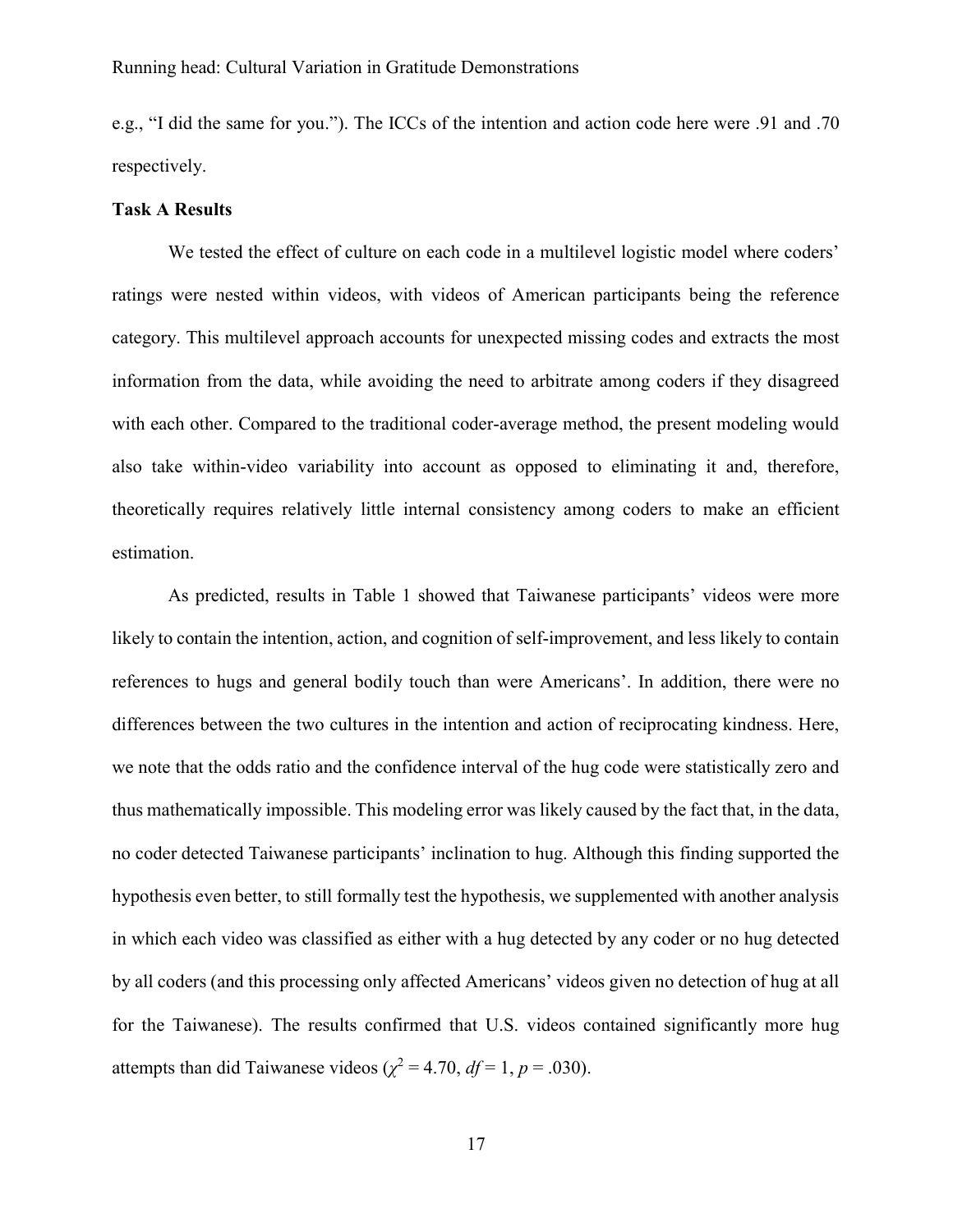e.g., "I did the same for you."). The ICCs of the intention and action code here were .91 and .70 respectively.

**Task A Results**

We tested the effect of culture on each code in a multilevel logistic model where coders' ratings were nested within videos, with videos of American participants being the reference category. This multilevel approach accounts for unexpected missing codes and extracts the most information from the data, while avoiding the need to arbitrate among coders if they disagreed with each other. Compared to the traditional coder-average method, the present modeling would also take within-video variability into account as opposed to eliminating it and, therefore, theoretically requires relatively little internal consistency among coders to make an efficient estimation.

As predicted, results in Table 1 showed that Taiwanese participants' videos were more likely to contain the intention, action, and cognition of self-improvement, and less likely to contain references to hugs and general bodily touch than were Americans'. In addition, there were no differences between the two cultures in the intention and action of reciprocating kindness. Here, we note that the odds ratio and the confidence interval of the hug code were statistically zero and thus mathematically impossible. This modeling error was likely caused by the fact that, in the data, no coder detected Taiwanese participants' inclination to hug. Although this finding supported the hypothesis even better, to still formally test the hypothesis, we supplemented with another analysis in which each video was classified as either with a hug detected by any coder or no hug detected by all coders (and this processing only affected Americans' videos given no detection of hug at all for the Taiwanese). The results confirmed that U.S. videos contained significantly more hug attempts than did Taiwanese videos ($\chi^2 = 4.70$, $df = 1$, $p = .030$).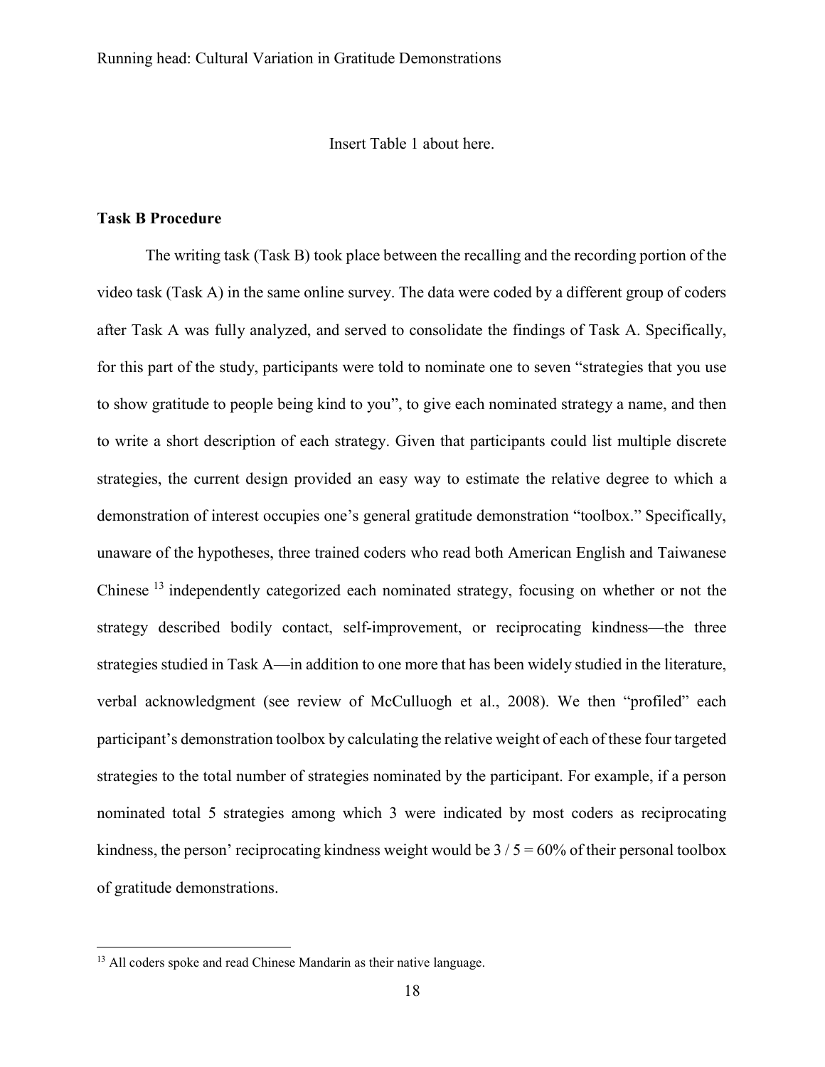Insert Table 1 about here.

**Task B Procedure**

The writing task (Task B) took place between the recalling and the recording portion of the video task (Task A) in the same online survey. The data were coded by a different group of coders after Task A was fully analyzed, and served to consolidate the findings of Task A. Specifically, for this part of the study, participants were told to nominate one to seven "strategies that you use to show gratitude to people being kind to you", to give each nominated strategy a name, and then to write a short description of each strategy. Given that participants could list multiple discrete strategies, the current design provided an easy way to estimate the relative degree to which a demonstration of interest occupies one's general gratitude demonstration "toolbox." Specifically, unaware of the hypotheses, three trained coders who read both American English and Taiwanese Chinese [13] independently categorized each nominated strategy, focusing on whether or not the strategy described bodily contact, self-improvement, or reciprocating kindness—the three strategies studied in Task A—in addition to one more that has been widely studied in the literature, verbal acknowledgment (see review of McCulluogh et al., 2008). We then "profiled" each participant's demonstration toolbox by calculating the relative weight of each of these four targeted strategies to the total number of strategies nominated by the participant. For example, if a person nominated total 5 strategies among which 3 were indicated by most coders as reciprocating kindness, the person' reciprocating kindness weight would be $3 / 5 = 60\%$ of their personal toolbox of gratitude demonstrations.

[13] All coders spoke and read Chinese Mandarin as their native language.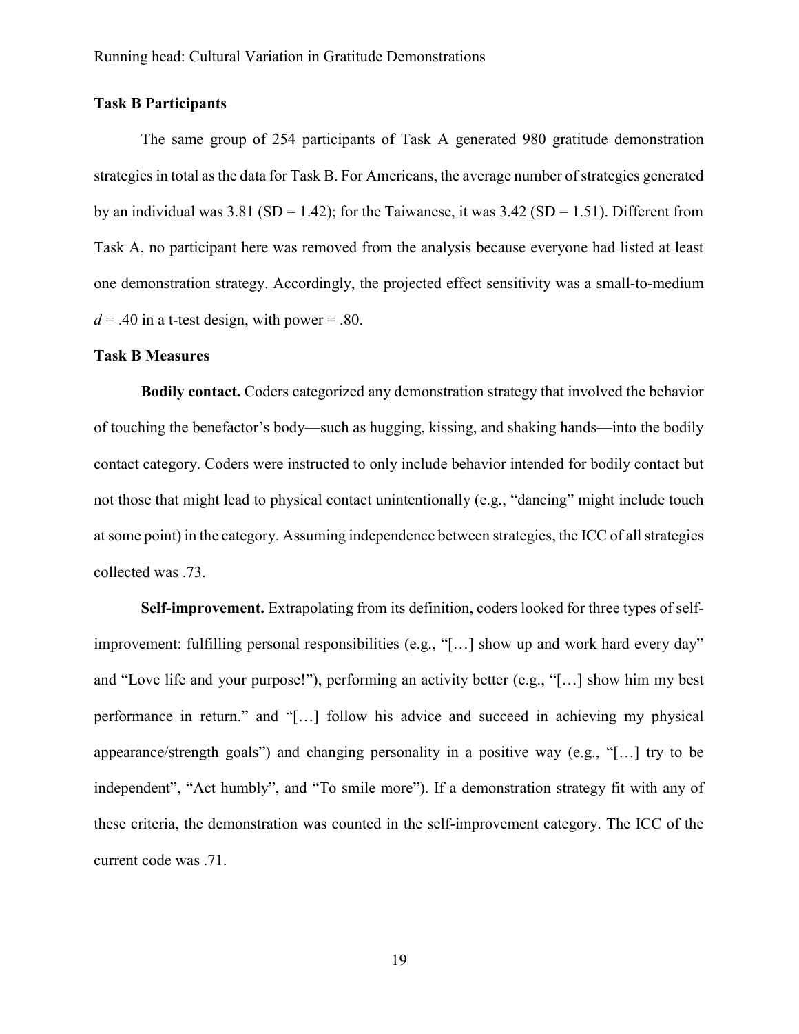### Task B Participants

The same group of 254 participants of Task A generated 980 gratitude demonstration strategies in total as the data for Task B. For Americans, the average number of strategies generated by an individual was 3.81 (SD = 1.42); for the Taiwanese, it was 3.42 (SD = 1.51). Different from Task A, no participant here was removed from the analysis because everyone had listed at least one demonstration strategy. Accordingly, the projected effect sensitivity was a small-to-medium $d = .40$ in a t-test design, with power = .80.

### Task B Measures

**Bodily contact.** Coders categorized any demonstration strategy that involved the behavior of touching the benefactor's body—such as hugging, kissing, and shaking hands—into the bodily contact category. Coders were instructed to only include behavior intended for bodily contact but not those that might lead to physical contact unintentionally (e.g., "dancing" might include touch at some point) in the category. Assuming independence between strategies, the ICC of all strategies collected was .73.

**Self-improvement.** Extrapolating from its definition, coders looked for three types of self-improvement: fulfilling personal responsibilities (e.g., "[…] show up and work hard every day" and "Love life and your purpose!"), performing an activity better (e.g., "[…] show him my best performance in return." and "[…] follow his advice and succeed in achieving my physical appearance/strength goals") and changing personality in a positive way (e.g., "[…] try to be independent", "Act humbly", and "To smile more"). If a demonstration strategy fit with any of these criteria, the demonstration was counted in the self-improvement category. The ICC of the current code was .71.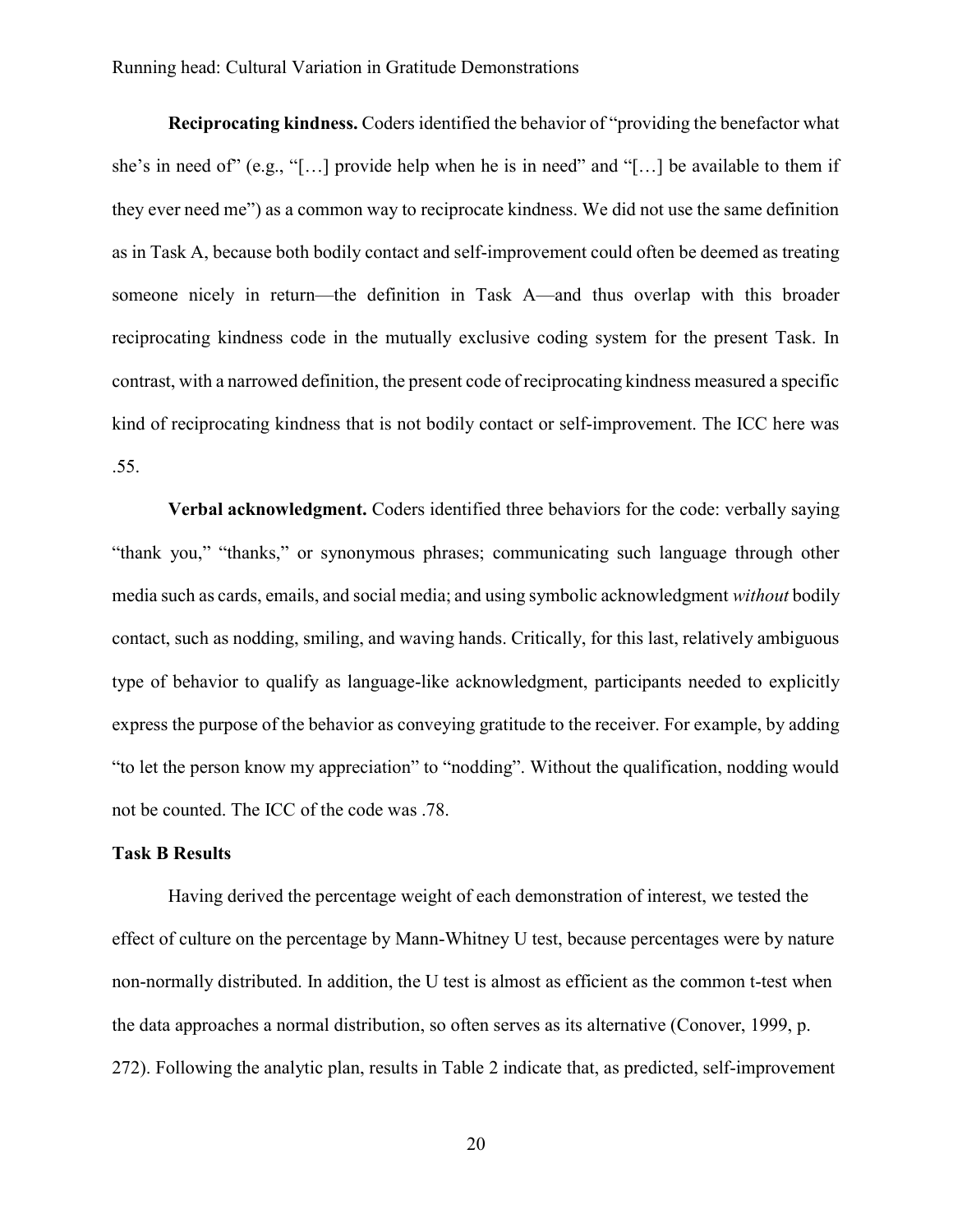**Reciprocating kindness.** Coders identified the behavior of "providing the benefactor what she's in need of" (e.g., "[…] provide help when he is in need" and "[…] be available to them if they ever need me") as a common way to reciprocate kindness. We did not use the same definition as in Task A, because both bodily contact and self-improvement could often be deemed as treating someone nicely in return—the definition in Task A—and thus overlap with this broader reciprocating kindness code in the mutually exclusive coding system for the present Task. In contrast, with a narrowed definition, the present code of reciprocating kindness measured a specific kind of reciprocating kindness that is not bodily contact or self-improvement. The ICC here was .55.

**Verbal acknowledgment.** Coders identified three behaviors for the code: verbally saying "thank you," "thanks," or synonymous phrases; communicating such language through other media such as cards, emails, and social media; and using symbolic acknowledgment *without* bodily contact, such as nodding, smiling, and waving hands. Critically, for this last, relatively ambiguous type of behavior to qualify as language-like acknowledgment, participants needed to explicitly express the purpose of the behavior as conveying gratitude to the receiver. For example, by adding "to let the person know my appreciation" to "nodding". Without the qualification, nodding would not be counted. The ICC of the code was .78.

### Task B Results

Having derived the percentage weight of each demonstration of interest, we tested the effect of culture on the percentage by Mann-Whitney U test, because percentages were by nature non-normally distributed. In addition, the U test is almost as efficient as the common t-test when the data approaches a normal distribution, so often serves as its alternative (Conover, 1999, p. 272). Following the analytic plan, results in Table 2 indicate that, as predicted, self-improvement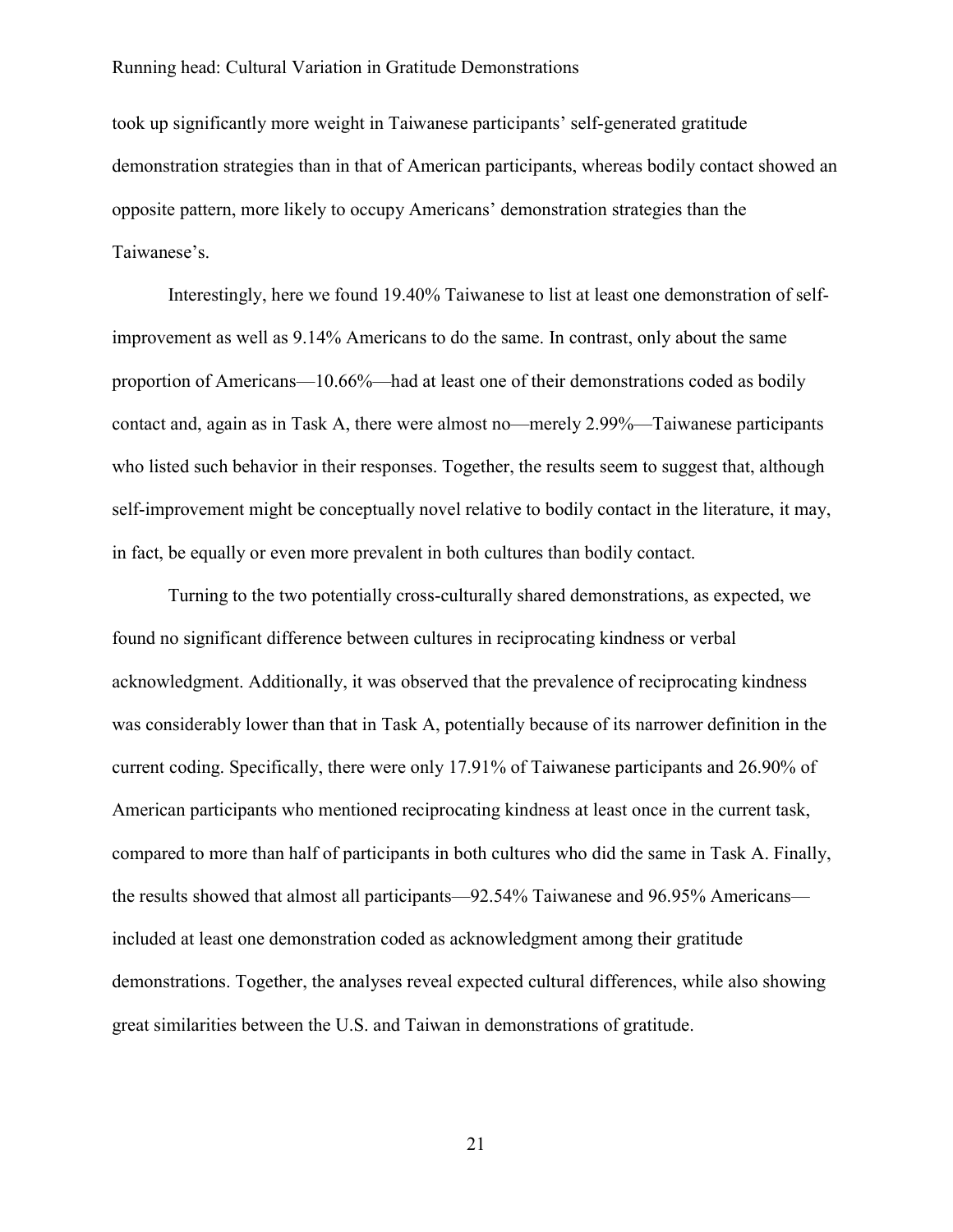took up significantly more weight in Taiwanese participants' self-generated gratitude demonstration strategies than in that of American participants, whereas bodily contact showed an opposite pattern, more likely to occupy Americans' demonstration strategies than the Taiwanese's.

Interestingly, here we found 19.40% Taiwanese to list at least one demonstration of self-improvement as well as 9.14% Americans to do the same. In contrast, only about the same proportion of Americans—10.66%—had at least one of their demonstrations coded as bodily contact and, again as in Task A, there were almost no—merely 2.99%—Taiwanese participants who listed such behavior in their responses. Together, the results seem to suggest that, although self-improvement might be conceptually novel relative to bodily contact in the literature, it may, in fact, be equally or even more prevalent in both cultures than bodily contact.

Turning to the two potentially cross-culturally shared demonstrations, as expected, we found no significant difference between cultures in reciprocating kindness or verbal acknowledgment. Additionally, it was observed that the prevalence of reciprocating kindness was considerably lower than that in Task A, potentially because of its narrower definition in the current coding. Specifically, there were only 17.91% of Taiwanese participants and 26.90% of American participants who mentioned reciprocating kindness at least once in the current task, compared to more than half of participants in both cultures who did the same in Task A. Finally, the results showed that almost all participants—92.54% Taiwanese and 96.95% Americans—included at least one demonstration coded as acknowledgment among their gratitude demonstrations. Together, the analyses reveal expected cultural differences, while also showing great similarities between the U.S. and Taiwan in demonstrations of gratitude.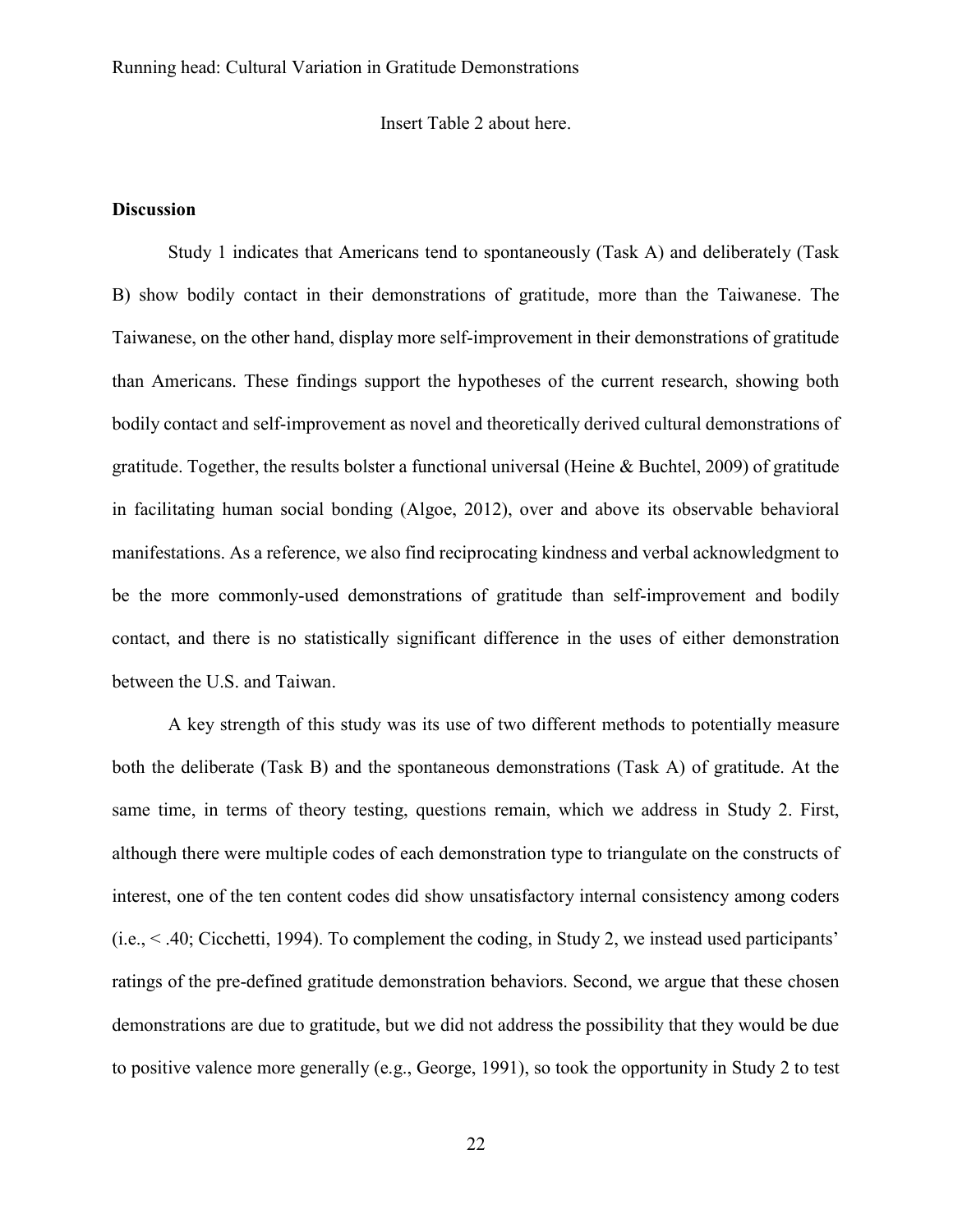Insert Table 2 about here.

**Discussion**

Study 1 indicates that Americans tend to spontaneously (Task A) and deliberately (Task B) show bodily contact in their demonstrations of gratitude, more than the Taiwanese. The Taiwanese, on the other hand, display more self-improvement in their demonstrations of gratitude than Americans. These findings support the hypotheses of the current research, showing both bodily contact and self-improvement as novel and theoretically derived cultural demonstrations of gratitude. Together, the results bolster a functional universal (Heine & Buchtel, 2009) of gratitude in facilitating human social bonding (Algoe, 2012), over and above its observable behavioral manifestations. As a reference, we also find reciprocating kindness and verbal acknowledgment to be the more commonly-used demonstrations of gratitude than self-improvement and bodily contact, and there is no statistically significant difference in the uses of either demonstration between the U.S. and Taiwan.

A key strength of this study was its use of two different methods to potentially measure both the deliberate (Task B) and the spontaneous demonstrations (Task A) of gratitude. At the same time, in terms of theory testing, questions remain, which we address in Study 2. First, although there were multiple codes of each demonstration type to triangulate on the constructs of interest, one of the ten content codes did show unsatisfactory internal consistency among coders (i.e., < .40; Cicchetti, 1994). To complement the coding, in Study 2, we instead used participants' ratings of the pre-defined gratitude demonstration behaviors. Second, we argue that these chosen demonstrations are due to gratitude, but we did not address the possibility that they would be due to positive valence more generally (e.g., George, 1991), so took the opportunity in Study 2 to test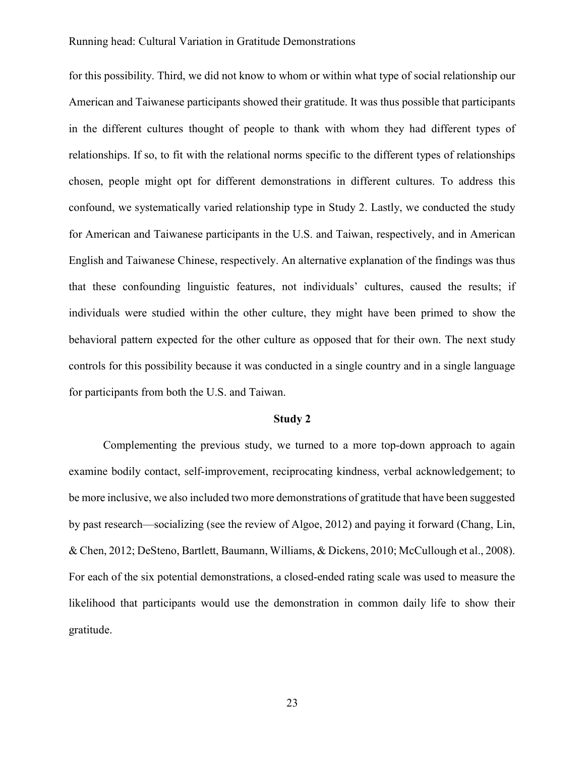for this possibility. Third, we did not know to whom or within what type of social relationship our American and Taiwanese participants showed their gratitude. It was thus possible that participants in the different cultures thought of people to thank with whom they had different types of relationships. If so, to fit with the relational norms specific to the different types of relationships chosen, people might opt for different demonstrations in different cultures. To address this confound, we systematically varied relationship type in Study 2. Lastly, we conducted the study for American and Taiwanese participants in the U.S. and Taiwan, respectively, and in American English and Taiwanese Chinese, respectively. An alternative explanation of the findings was thus that these confounding linguistic features, not individuals' cultures, caused the results; if individuals were studied within the other culture, they might have been primed to show the behavioral pattern expected for the other culture as opposed that for their own. The next study controls for this possibility because it was conducted in a single country and in a single language for participants from both the U.S. and Taiwan.

## Study 2

Complementing the previous study, we turned to a more top-down approach to again examine bodily contact, self-improvement, reciprocating kindness, verbal acknowledgement; to be more inclusive, we also included two more demonstrations of gratitude that have been suggested by past research—socializing (see the review of Algoe, 2012) and paying it forward (Chang, Lin, & Chen, 2012; DeSteno, Bartlett, Baumann, Williams, & Dickens, 2010; McCullough et al., 2008). For each of the six potential demonstrations, a closed-ended rating scale was used to measure the likelihood that participants would use the demonstration in common daily life to show their gratitude.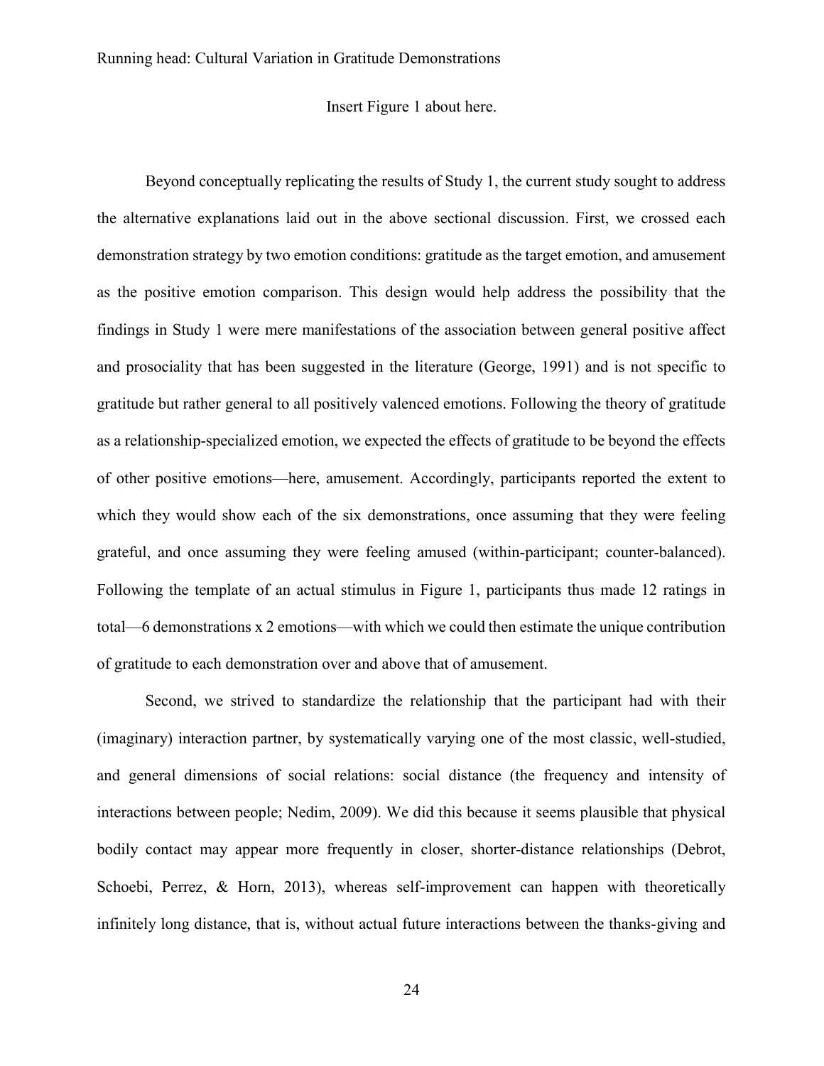Insert Figure 1 about here.

Beyond conceptually replicating the results of Study 1, the current study sought to address the alternative explanations laid out in the above sectional discussion. First, we crossed each demonstration strategy by two emotion conditions: gratitude as the target emotion, and amusement as the positive emotion comparison. This design would help address the possibility that the findings in Study 1 were mere manifestations of the association between general positive affect and prosociality that has been suggested in the literature (George, 1991) and is not specific to gratitude but rather general to all positively valenced emotions. Following the theory of gratitude as a relationship-specialized emotion, we expected the effects of gratitude to be beyond the effects of other positive emotions—here, amusement. Accordingly, participants reported the extent to which they would show each of the six demonstrations, once assuming that they were feeling grateful, and once assuming they were feeling amused (within-participant; counter-balanced). Following the template of an actual stimulus in Figure 1, participants thus made 12 ratings in total—6 demonstrations x 2 emotions—with which we could then estimate the unique contribution of gratitude to each demonstration over and above that of amusement.

Second, we strived to standardize the relationship that the participant had with their (imaginary) interaction partner, by systematically varying one of the most classic, well-studied, and general dimensions of social relations: social distance (the frequency and intensity of interactions between people; Nedim, 2009). We did this because it seems plausible that physical bodily contact may appear more frequently in closer, shorter-distance relationships (Debrot, Schoebi, Perrez, & Horn, 2013), whereas self-improvement can happen with theoretically infinitely long distance, that is, without actual future interactions between the thanks-giving and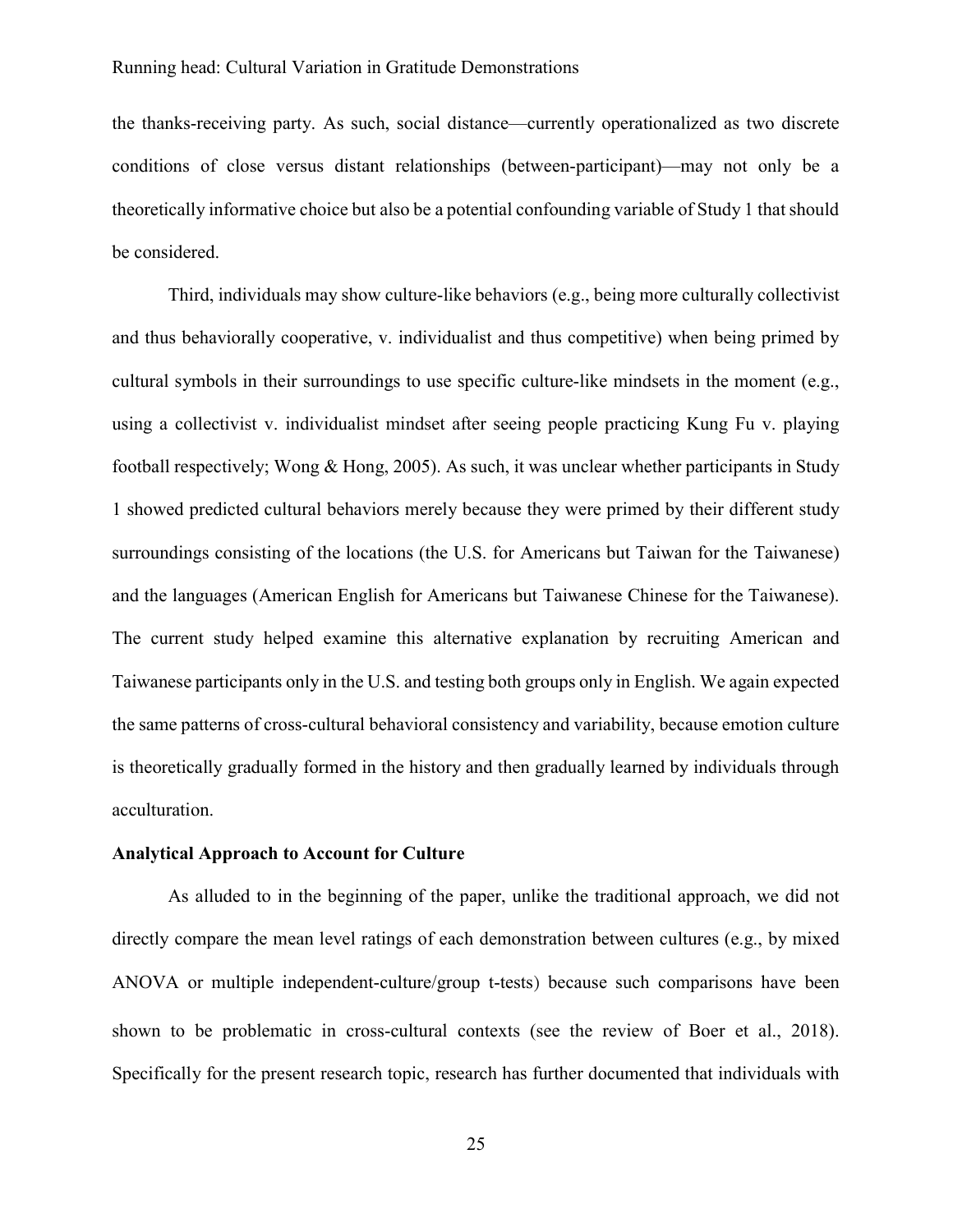the thanks-receiving party. As such, social distance—currently operationalized as two discrete conditions of close versus distant relationships (between-participant)—may not only be a theoretically informative choice but also be a potential confounding variable of Study 1 that should be considered.

Third, individuals may show culture-like behaviors (e.g., being more culturally collectivist and thus behaviorally cooperative, v. individualist and thus competitive) when being primed by cultural symbols in their surroundings to use specific culture-like mindsets in the moment (e.g., using a collectivist v. individualist mindset after seeing people practicing Kung Fu v. playing football respectively; Wong & Hong, 2005). As such, it was unclear whether participants in Study 1 showed predicted cultural behaviors merely because they were primed by their different study surroundings consisting of the locations (the U.S. for Americans but Taiwan for the Taiwanese) and the languages (American English for Americans but Taiwanese Chinese for the Taiwanese). The current study helped examine this alternative explanation by recruiting American and Taiwanese participants only in the U.S. and testing both groups only in English. We again expected the same patterns of cross-cultural behavioral consistency and variability, because emotion culture is theoretically gradually formed in the history and then gradually learned by individuals through acculturation.

**Analytical Approach to Account for Culture**

As alluded to in the beginning of the paper, unlike the traditional approach, we did not directly compare the mean level ratings of each demonstration between cultures (e.g., by mixed ANOVA or multiple independent-culture/group t-tests) because such comparisons have been shown to be problematic in cross-cultural contexts (see the review of Boer et al., 2018). Specifically for the present research topic, research has further documented that individuals with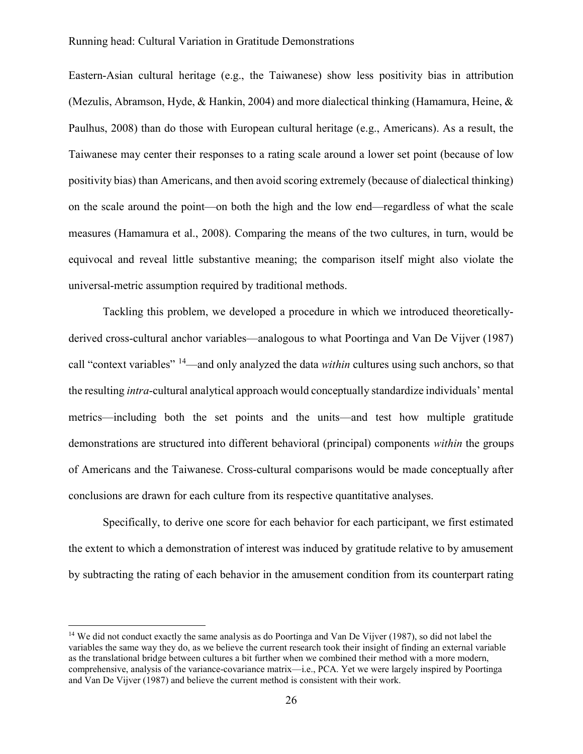Eastern-Asian cultural heritage (e.g., the Taiwanese) show less positivity bias in attribution (Mezulis, Abramson, Hyde, & Hankin, 2004) and more dialectical thinking (Hamamura, Heine, & Paulhus, 2008) than do those with European cultural heritage (e.g., Americans). As a result, the Taiwanese may center their responses to a rating scale around a lower set point (because of low positivity bias) than Americans, and then avoid scoring extremely (because of dialectical thinking) on the scale around the point—on both the high and the low end—regardless of what the scale measures (Hamamura et al., 2008). Comparing the means of the two cultures, in turn, would be equivocal and reveal little substantive meaning; the comparison itself might also violate the universal-metric assumption required by traditional methods.

Tackling this problem, we developed a procedure in which we introduced theoretically-derived cross-cultural anchor variables—analogous to what Poortinga and Van De Vijver (1987) call "context variables" [14]—and only analyzed the data *within* cultures using such anchors, so that the resulting *intra*-cultural analytical approach would conceptually standardize individuals' mental metrics—including both the set points and the units—and test how multiple gratitude demonstrations are structured into different behavioral (principal) components *within* the groups of Americans and the Taiwanese. Cross-cultural comparisons would be made conceptually after conclusions are drawn for each culture from its respective quantitative analyses.

Specifically, to derive one score for each behavior for each participant, we first estimated the extent to which a demonstration of interest was induced by gratitude relative to by amusement by subtracting the rating of each behavior in the amusement condition from its counterpart rating

[14] We did not conduct exactly the same analysis as do Poortinga and Van De Vijver (1987), so did not label the variables the same way they do, as we believe the current research took their insight of finding an external variable as the translational bridge between cultures a bit further when we combined their method with a more modern, comprehensive, analysis of the variance-covariance matrix—i.e., PCA. Yet we were largely inspired by Poortinga and Van De Vijver (1987) and believe the current method is consistent with their work.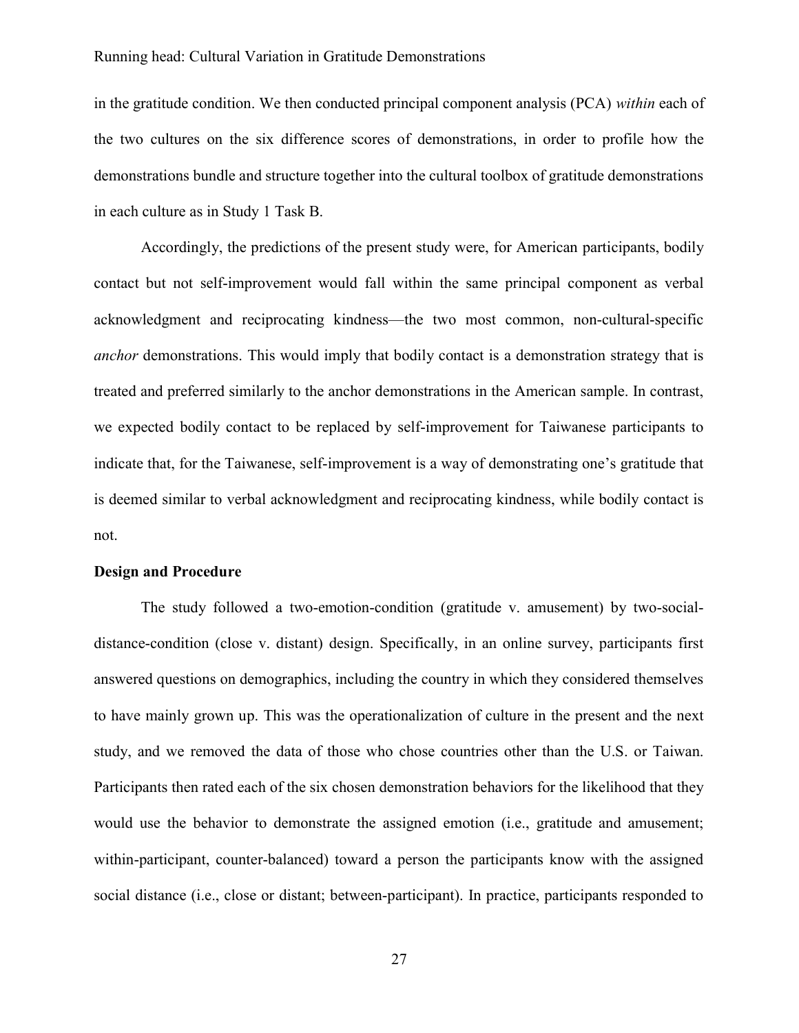in the gratitude condition. We then conducted principal component analysis (PCA) *within* each of the two cultures on the six difference scores of demonstrations, in order to profile how the demonstrations bundle and structure together into the cultural toolbox of gratitude demonstrations in each culture as in Study 1 Task B.

Accordingly, the predictions of the present study were, for American participants, bodily contact but not self-improvement would fall within the same principal component as verbal acknowledgment and reciprocating kindness—the two most common, non-cultural-specific *anchor* demonstrations. This would imply that bodily contact is a demonstration strategy that is treated and preferred similarly to the anchor demonstrations in the American sample. In contrast, we expected bodily contact to be replaced by self-improvement for Taiwanese participants to indicate that, for the Taiwanese, self-improvement is a way of demonstrating one's gratitude that is deemed similar to verbal acknowledgment and reciprocating kindness, while bodily contact is not.

**Design and Procedure**

The study followed a two-emotion-condition (gratitude v. amusement) by two-social-distance-condition (close v. distant) design. Specifically, in an online survey, participants first answered questions on demographics, including the country in which they considered themselves to have mainly grown up. This was the operationalization of culture in the present and the next study, and we removed the data of those who chose countries other than the U.S. or Taiwan. Participants then rated each of the six chosen demonstration behaviors for the likelihood that they would use the behavior to demonstrate the assigned emotion (i.e., gratitude and amusement; within-participant, counter-balanced) toward a person the participants know with the assigned social distance (i.e., close or distant; between-participant). In practice, participants responded to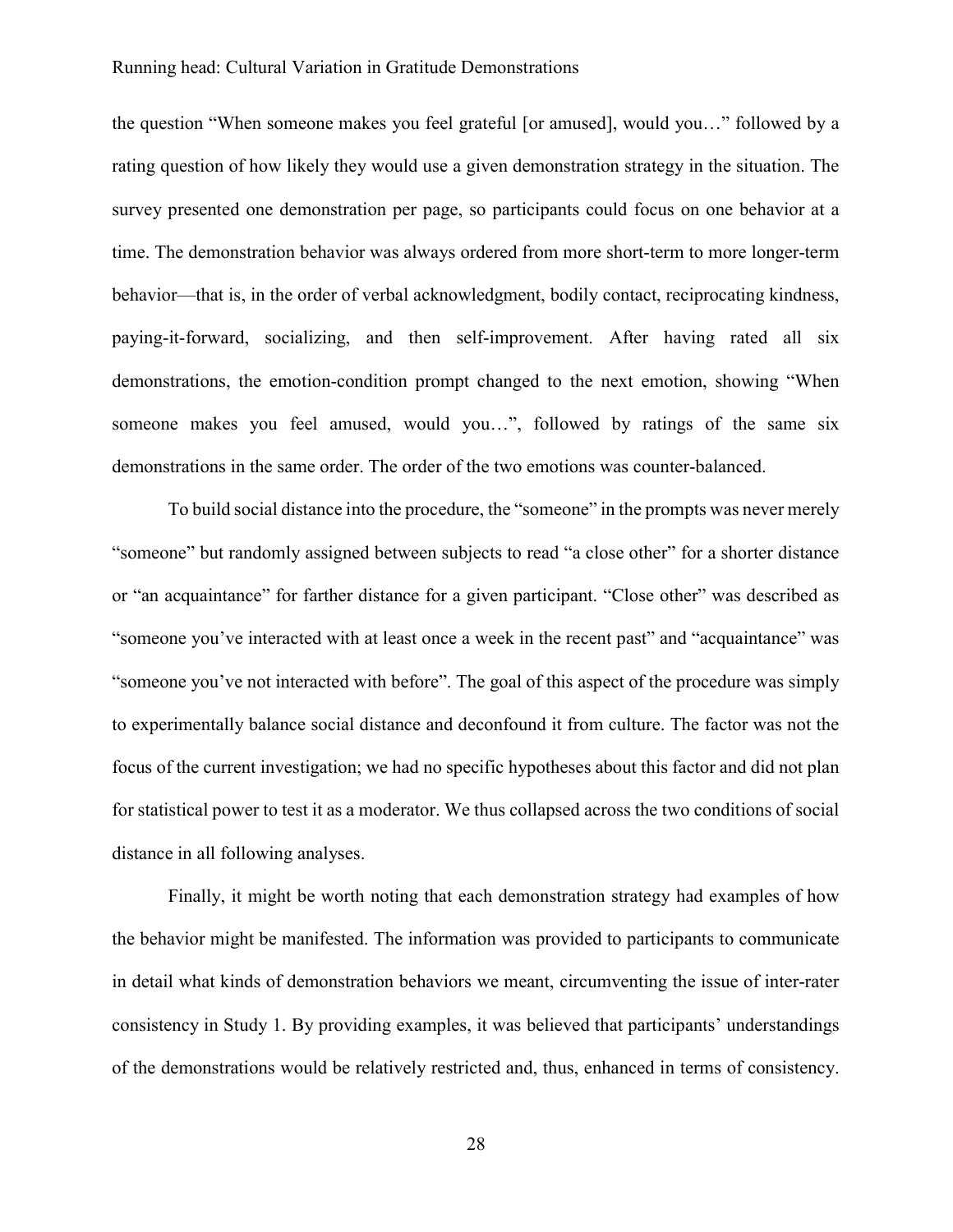the question "When someone makes you feel grateful [or amused], would you…" followed by a rating question of how likely they would use a given demonstration strategy in the situation. The survey presented one demonstration per page, so participants could focus on one behavior at a time. The demonstration behavior was always ordered from more short-term to more longer-term behavior—that is, in the order of verbal acknowledgment, bodily contact, reciprocating kindness, paying-it-forward, socializing, and then self-improvement. After having rated all six demonstrations, the emotion-condition prompt changed to the next emotion, showing "When someone makes you feel amused, would you…", followed by ratings of the same six demonstrations in the same order. The order of the two emotions was counter-balanced.

To build social distance into the procedure, the "someone" in the prompts was never merely "someone" but randomly assigned between subjects to read "a close other" for a shorter distance or "an acquaintance" for farther distance for a given participant. "Close other" was described as "someone you've interacted with at least once a week in the recent past" and "acquaintance" was "someone you've not interacted with before". The goal of this aspect of the procedure was simply to experimentally balance social distance and deconfound it from culture. The factor was not the focus of the current investigation; we had no specific hypotheses about this factor and did not plan for statistical power to test it as a moderator. We thus collapsed across the two conditions of social distance in all following analyses.

Finally, it might be worth noting that each demonstration strategy had examples of how the behavior might be manifested. The information was provided to participants to communicate in detail what kinds of demonstration behaviors we meant, circumventing the issue of inter-rater consistency in Study 1. By providing examples, it was believed that participants' understandings of the demonstrations would be relatively restricted and, thus, enhanced in terms of consistency.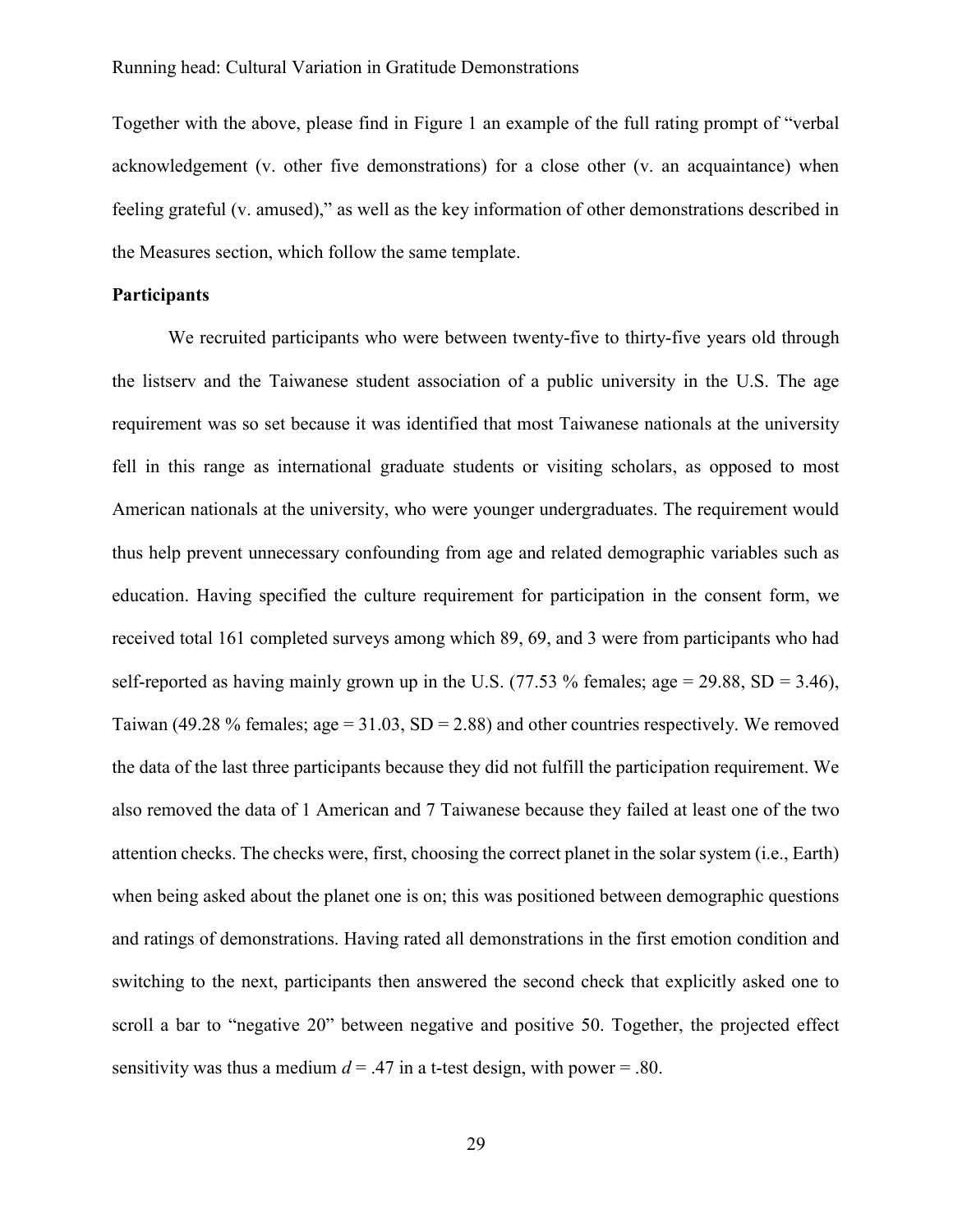Together with the above, please find in Figure 1 an example of the full rating prompt of "verbal acknowledgement (v. other five demonstrations) for a close other (v. an acquaintance) when feeling grateful (v. amused)," as well as the key information of other demonstrations described in the Measures section, which follow the same template.

**Participants**

We recruited participants who were between twenty-five to thirty-five years old through the listserv and the Taiwanese student association of a public university in the U.S. The age requirement was so set because it was identified that most Taiwanese nationals at the university fell in this range as international graduate students or visiting scholars, as opposed to most American nationals at the university, who were younger undergraduates. The requirement would thus help prevent unnecessary confounding from age and related demographic variables such as education. Having specified the culture requirement for participation in the consent form, we received total 161 completed surveys among which 89, 69, and 3 were from participants who had self-reported as having mainly grown up in the U.S. (77.53 % females; age = 29.88, SD = 3.46), Taiwan (49.28 % females; age = 31.03, SD = 2.88) and other countries respectively. We removed the data of the last three participants because they did not fulfill the participation requirement. We also removed the data of 1 American and 7 Taiwanese because they failed at least one of the two attention checks. The checks were, first, choosing the correct planet in the solar system (i.e., Earth) when being asked about the planet one is on; this was positioned between demographic questions and ratings of demonstrations. Having rated all demonstrations in the first emotion condition and switching to the next, participants then answered the second check that explicitly asked one to scroll a bar to "negative 20" between negative and positive 50. Together, the projected effect sensitivity was thus a medium $d = .47$ in a t-test design, with power = .80.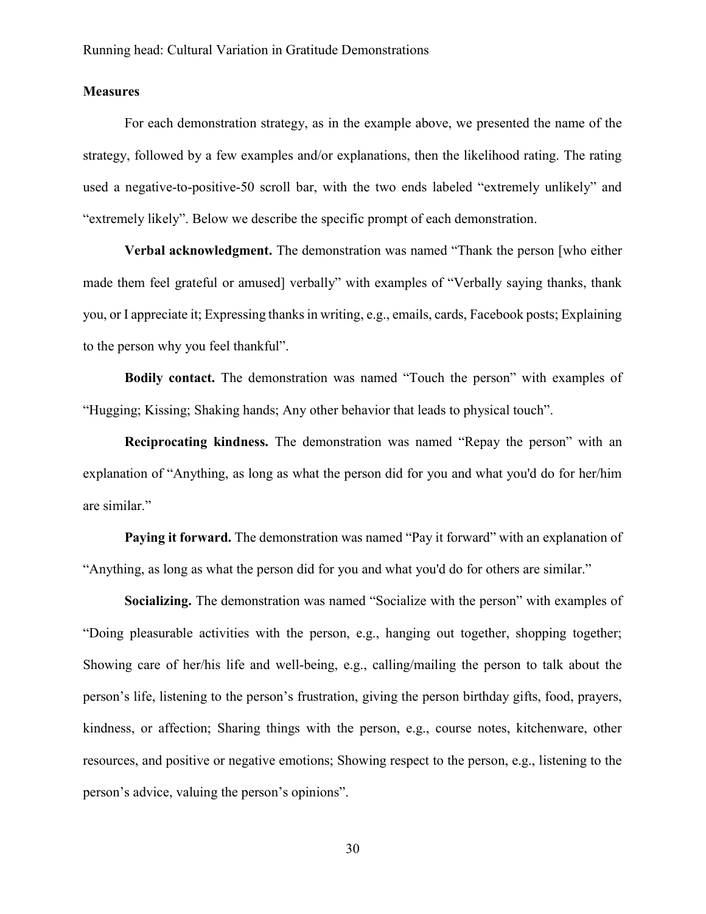## Measures

For each demonstration strategy, as in the example above, we presented the name of the strategy, followed by a few examples and/or explanations, then the likelihood rating. The rating used a negative-to-positive-50 scroll bar, with the two ends labeled “extremely unlikely” and “extremely likely”. Below we describe the specific prompt of each demonstration.

**Verbal acknowledgment.** The demonstration was named “Thank the person [who either made them feel grateful or amused] verbally” with examples of “Verbally saying thanks, thank you, or I appreciate it; Expressing thanks in writing, e.g., emails, cards, Facebook posts; Explaining to the person why you feel thankful”.

**Bodily contact.** The demonstration was named “Touch the person” with examples of “Hugging; Kissing; Shaking hands; Any other behavior that leads to physical touch”.

**Reciprocating kindness.** The demonstration was named “Repay the person” with an explanation of “Anything, as long as what the person did for you and what you'd do for her/him are similar.”

**Paying it forward.** The demonstration was named “Pay it forward” with an explanation of “Anything, as long as what the person did for you and what you'd do for others are similar.”

**Socializing.** The demonstration was named “Socialize with the person” with examples of “Doing pleasurable activities with the person, e.g., hanging out together, shopping together; Showing care of her/his life and well-being, e.g., calling/mailing the person to talk about the person’s life, listening to the person’s frustration, giving the person birthday gifts, food, prayers, kindness, or affection; Sharing things with the person, e.g., course notes, kitchenware, other resources, and positive or negative emotions; Showing respect to the person, e.g., listening to the person’s advice, valuing the person’s opinions”.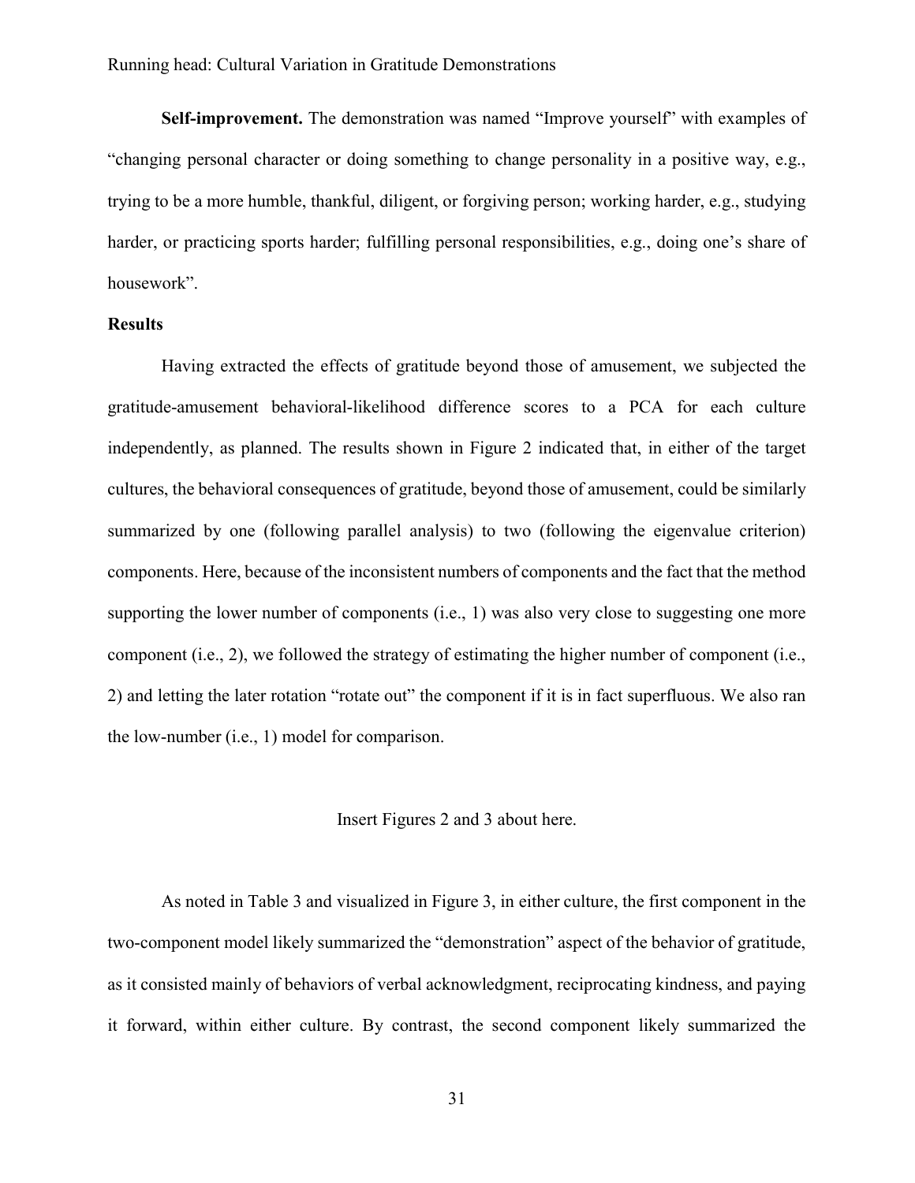**Self-improvement.** The demonstration was named "Improve yourself" with examples of "changing personal character or doing something to change personality in a positive way, e.g., trying to be a more humble, thankful, diligent, or forgiving person; working harder, e.g., studying harder, or practicing sports harder; fulfilling personal responsibilities, e.g., doing one's share of housework".

## Results

Having extracted the effects of gratitude beyond those of amusement, we subjected the gratitude-amusement behavioral-likelihood difference scores to a PCA for each culture independently, as planned. The results shown in Figure 2 indicated that, in either of the target cultures, the behavioral consequences of gratitude, beyond those of amusement, could be similarly summarized by one (following parallel analysis) to two (following the eigenvalue criterion) components. Here, because of the inconsistent numbers of components and the fact that the method supporting the lower number of components (i.e., 1) was also very close to suggesting one more component (i.e., 2), we followed the strategy of estimating the higher number of component (i.e., 2) and letting the later rotation "rotate out" the component if it is in fact superfluous. We also ran the low-number (i.e., 1) model for comparison.

Insert Figures 2 and 3 about here.

As noted in Table 3 and visualized in Figure 3, in either culture, the first component in the two-component model likely summarized the "demonstration" aspect of the behavior of gratitude, as it consisted mainly of behaviors of verbal acknowledgment, reciprocating kindness, and paying it forward, within either culture. By contrast, the second component likely summarized the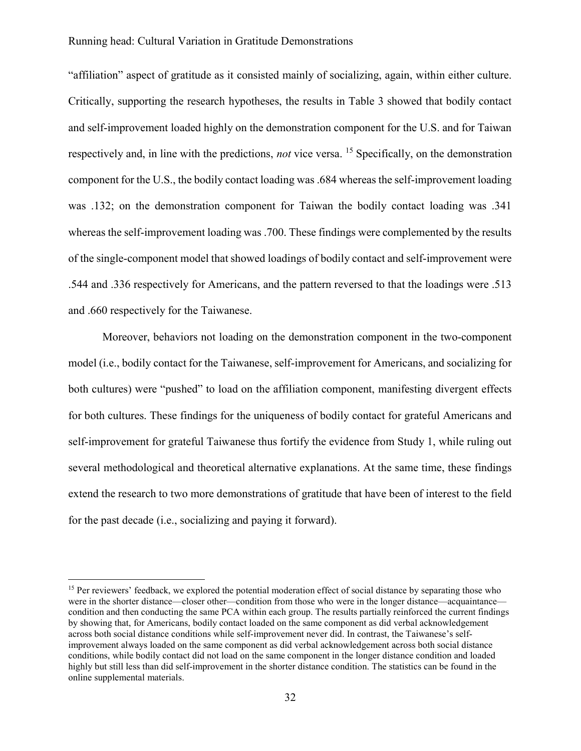"affiliation" aspect of gratitude as it consisted mainly of socializing, again, within either culture. Critically, supporting the research hypotheses, the results in Table 3 showed that bodily contact and self-improvement loaded highly on the demonstration component for the U.S. and for Taiwan respectively and, in line with the predictions, *not* vice versa. [15] Specifically, on the demonstration component for the U.S., the bodily contact loading was .684 whereas the self-improvement loading was .132; on the demonstration component for Taiwan the bodily contact loading was .341 whereas the self-improvement loading was .700. These findings were complemented by the results of the single-component model that showed loadings of bodily contact and self-improvement were .544 and .336 respectively for Americans, and the pattern reversed to that the loadings were .513 and .660 respectively for the Taiwanese.

Moreover, behaviors not loading on the demonstration component in the two-component model (i.e., bodily contact for the Taiwanese, self-improvement for Americans, and socializing for both cultures) were "pushed" to load on the affiliation component, manifesting divergent effects for both cultures. These findings for the uniqueness of bodily contact for grateful Americans and self-improvement for grateful Taiwanese thus fortify the evidence from Study 1, while ruling out several methodological and theoretical alternative explanations. At the same time, these findings extend the research to two more demonstrations of gratitude that have been of interest to the field for the past decade (i.e., socializing and paying it forward).

---

[15] Per reviewers' feedback, we explored the potential moderation effect of social distance by separating those who were in the shorter distance—closer other—condition from those who were in the longer distance—acquaintance—condition and then conducting the same PCA within each group. The results partially reinforced the current findings by showing that, for Americans, bodily contact loaded on the same component as did verbal acknowledgement across both social distance conditions while self-improvement never did. In contrast, the Taiwanese's self-improvement always loaded on the same component as did verbal acknowledgement across both social distance conditions, while bodily contact did not load on the same component in the longer distance condition and loaded highly but still less than did self-improvement in the shorter distance condition. The statistics can be found in the online supplemental materials.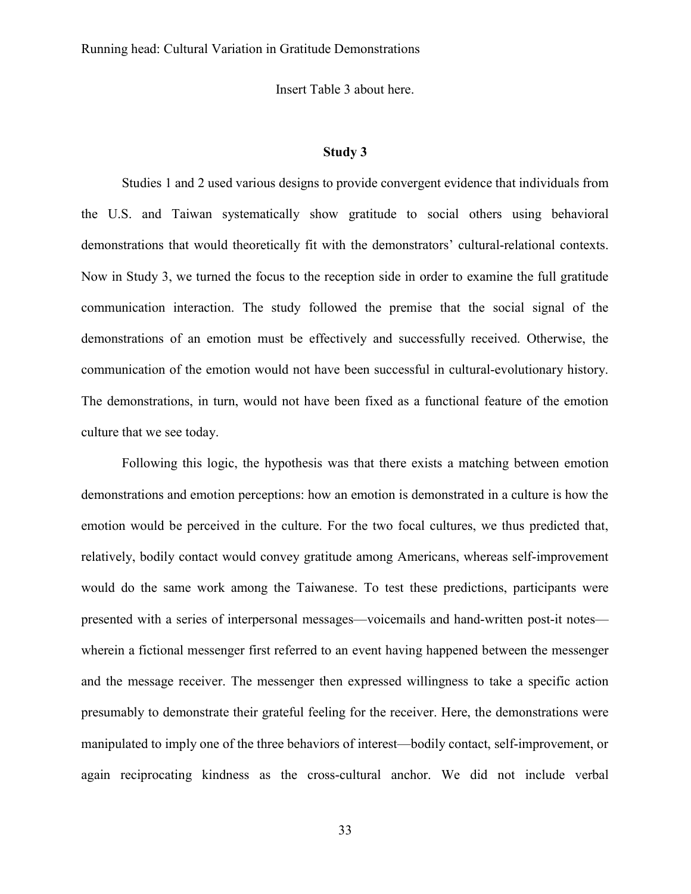Insert Table 3 about here.

## Study 3

Studies 1 and 2 used various designs to provide convergent evidence that individuals from the U.S. and Taiwan systematically show gratitude to social others using behavioral demonstrations that would theoretically fit with the demonstrators' cultural-relational contexts. Now in Study 3, we turned the focus to the reception side in order to examine the full gratitude communication interaction. The study followed the premise that the social signal of the demonstrations of an emotion must be effectively and successfully received. Otherwise, the communication of the emotion would not have been successful in cultural-evolutionary history. The demonstrations, in turn, would not have been fixed as a functional feature of the emotion culture that we see today.

Following this logic, the hypothesis was that there exists a matching between emotion demonstrations and emotion perceptions: how an emotion is demonstrated in a culture is how the emotion would be perceived in the culture. For the two focal cultures, we thus predicted that, relatively, bodily contact would convey gratitude among Americans, whereas self-improvement would do the same work among the Taiwanese. To test these predictions, participants were presented with a series of interpersonal messages—voicemails and hand-written post-it notes—wherein a fictional messenger first referred to an event having happened between the messenger and the message receiver. The messenger then expressed willingness to take a specific action presumably to demonstrate their grateful feeling for the receiver. Here, the demonstrations were manipulated to imply one of the three behaviors of interest—bodily contact, self-improvement, or again reciprocating kindness as the cross-cultural anchor. We did not include verbal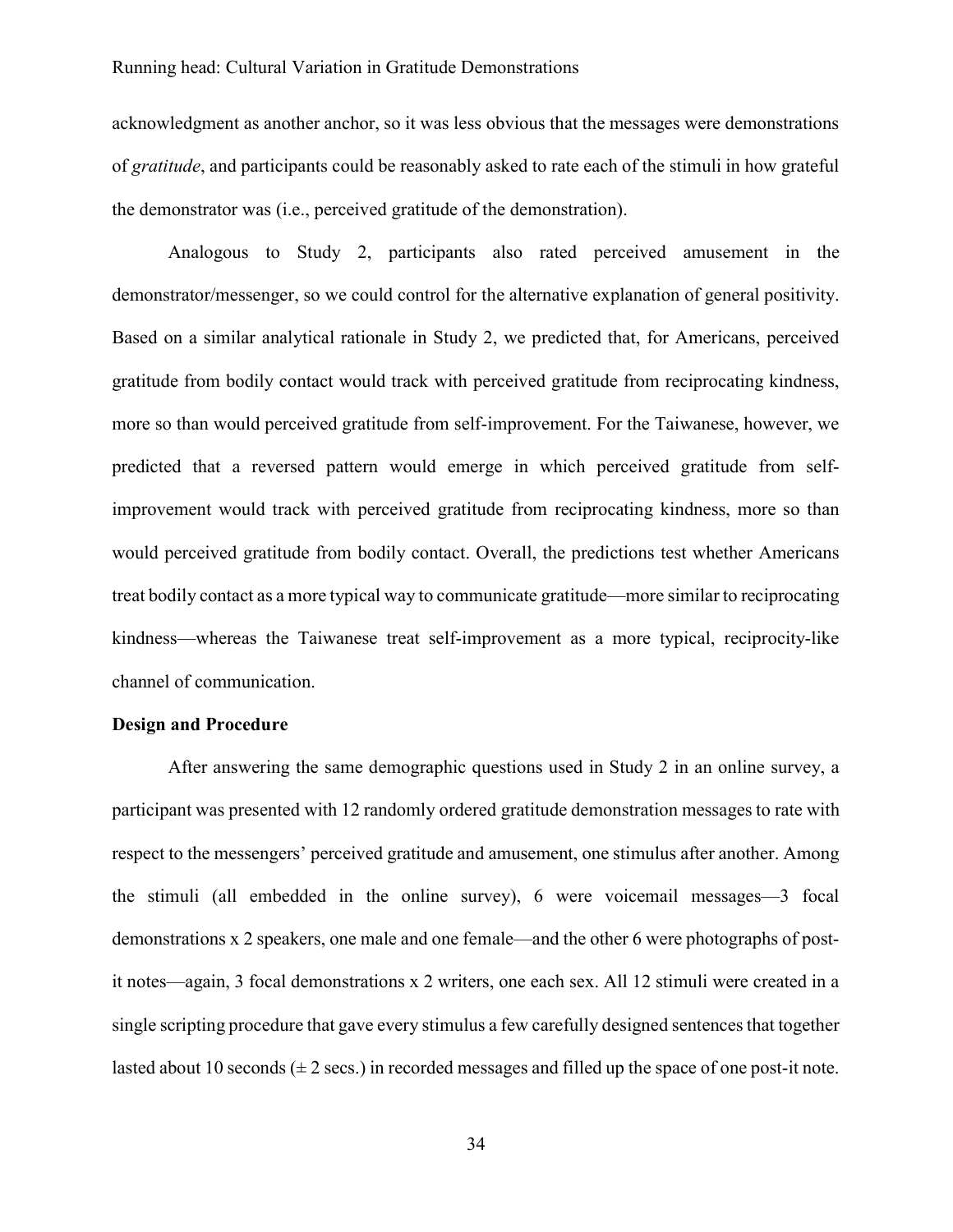acknowledgment as another anchor, so it was less obvious that the messages were demonstrations of *gratitude*, and participants could be reasonably asked to rate each of the stimuli in how grateful the demonstrator was (i.e., perceived gratitude of the demonstration).

Analogous to Study 2, participants also rated perceived amusement in the demonstrator/messenger, so we could control for the alternative explanation of general positivity. Based on a similar analytical rationale in Study 2, we predicted that, for Americans, perceived gratitude from bodily contact would track with perceived gratitude from reciprocating kindness, more so than would perceived gratitude from self-improvement. For the Taiwanese, however, we predicted that a reversed pattern would emerge in which perceived gratitude from self-improvement would track with perceived gratitude from reciprocating kindness, more so than would perceived gratitude from bodily contact. Overall, the predictions test whether Americans treat bodily contact as a more typical way to communicate gratitude—more similar to reciprocating kindness—whereas the Taiwanese treat self-improvement as a more typical, reciprocity-like channel of communication.

**Design and Procedure**

After answering the same demographic questions used in Study 2 in an online survey, a participant was presented with 12 randomly ordered gratitude demonstration messages to rate with respect to the messengers' perceived gratitude and amusement, one stimulus after another. Among the stimuli (all embedded in the online survey), 6 were voicemail messages—3 focal demonstrations x 2 speakers, one male and one female—and the other 6 were photographs of post-it notes—again, 3 focal demonstrations x 2 writers, one each sex. All 12 stimuli were created in a single scripting procedure that gave every stimulus a few carefully designed sentences that together lasted about 10 seconds (± 2 secs.) in recorded messages and filled up the space of one post-it note.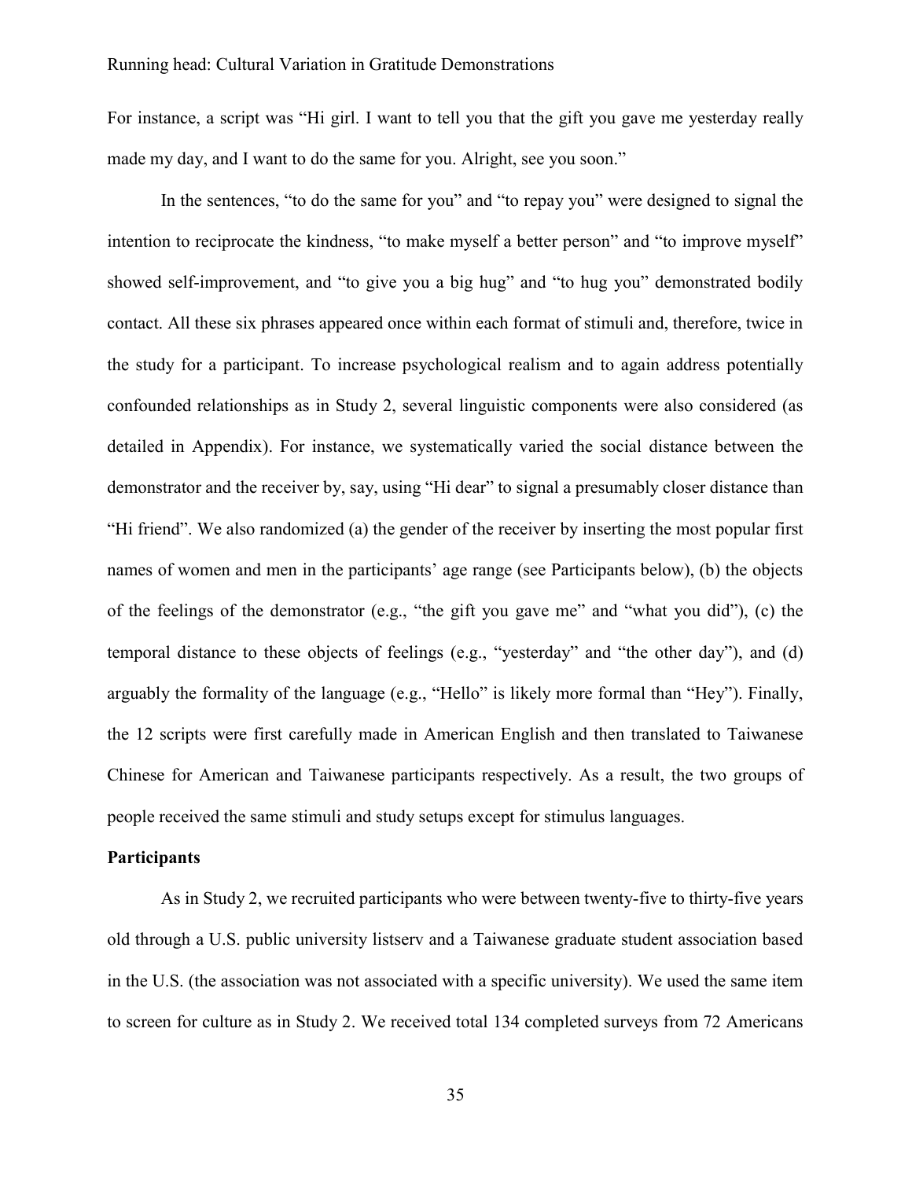For instance, a script was "Hi girl. I want to tell you that the gift you gave me yesterday really made my day, and I want to do the same for you. Alright, see you soon."

In the sentences, "to do the same for you" and "to repay you" were designed to signal the intention to reciprocate the kindness, "to make myself a better person" and "to improve myself" showed self-improvement, and "to give you a big hug" and "to hug you" demonstrated bodily contact. All these six phrases appeared once within each format of stimuli and, therefore, twice in the study for a participant. To increase psychological realism and to again address potentially confounded relationships as in Study 2, several linguistic components were also considered (as detailed in Appendix). For instance, we systematically varied the social distance between the demonstrator and the receiver by, say, using "Hi dear" to signal a presumably closer distance than "Hi friend". We also randomized (a) the gender of the receiver by inserting the most popular first names of women and men in the participants' age range (see Participants below), (b) the objects of the feelings of the demonstrator (e.g., "the gift you gave me" and "what you did"), (c) the temporal distance to these objects of feelings (e.g., "yesterday" and "the other day"), and (d) arguably the formality of the language (e.g., "Hello" is likely more formal than "Hey"). Finally, the 12 scripts were first carefully made in American English and then translated to Taiwanese Chinese for American and Taiwanese participants respectively. As a result, the two groups of people received the same stimuli and study setups except for stimulus languages.

**Participants**

As in Study 2, we recruited participants who were between twenty-five to thirty-five years old through a U.S. public university listserv and a Taiwanese graduate student association based in the U.S. (the association was not associated with a specific university). We used the same item to screen for culture as in Study 2. We received total 134 completed surveys from 72 Americans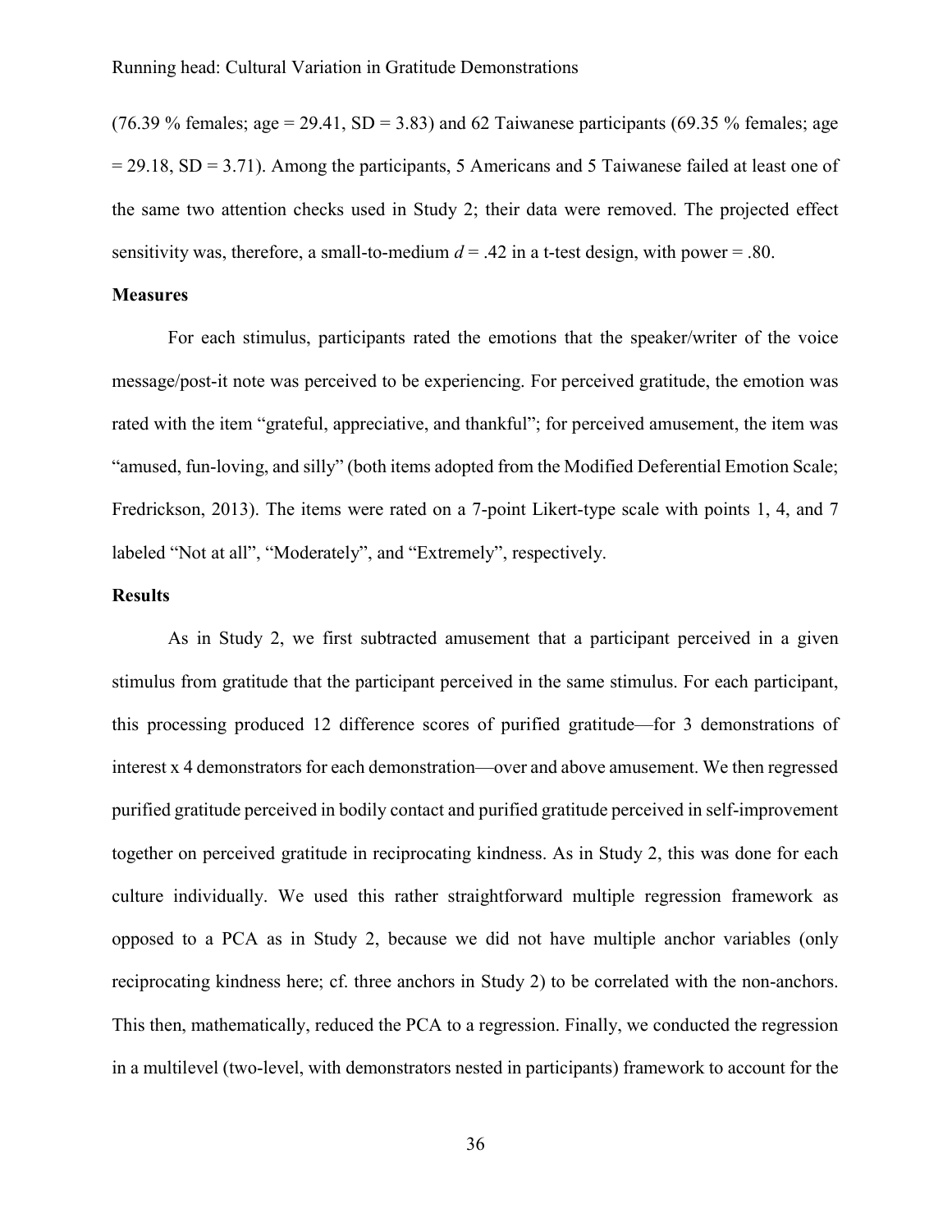(76.39 % females; age = 29.41, SD = 3.83) and 62 Taiwanese participants (69.35 % females; age = 29.18, SD = 3.71). Among the participants, 5 Americans and 5 Taiwanese failed at least one of the same two attention checks used in Study 2; their data were removed. The projected effect sensitivity was, therefore, a small-to-medium $d = .42$ in a t-test design, with power = .80.

## Measures

For each stimulus, participants rated the emotions that the speaker/writer of the voice message/post-it note was perceived to be experiencing. For perceived gratitude, the emotion was rated with the item "grateful, appreciative, and thankful"; for perceived amusement, the item was "amused, fun-loving, and silly" (both items adopted from the Modified Deferential Emotion Scale; Fredrickson, 2013). The items were rated on a 7-point Likert-type scale with points 1, 4, and 7 labeled "Not at all", "Moderately", and "Extremely", respectively.

## Results

As in Study 2, we first subtracted amusement that a participant perceived in a given stimulus from gratitude that the participant perceived in the same stimulus. For each participant, this processing produced 12 difference scores of purified gratitude—for 3 demonstrations of interest x 4 demonstrators for each demonstration—over and above amusement. We then regressed purified gratitude perceived in bodily contact and purified gratitude perceived in self-improvement together on perceived gratitude in reciprocating kindness. As in Study 2, this was done for each culture individually. We used this rather straightforward multiple regression framework as opposed to a PCA as in Study 2, because we did not have multiple anchor variables (only reciprocating kindness here; cf. three anchors in Study 2) to be correlated with the non-anchors. This then, mathematically, reduced the PCA to a regression. Finally, we conducted the regression in a multilevel (two-level, with demonstrators nested in participants) framework to account for the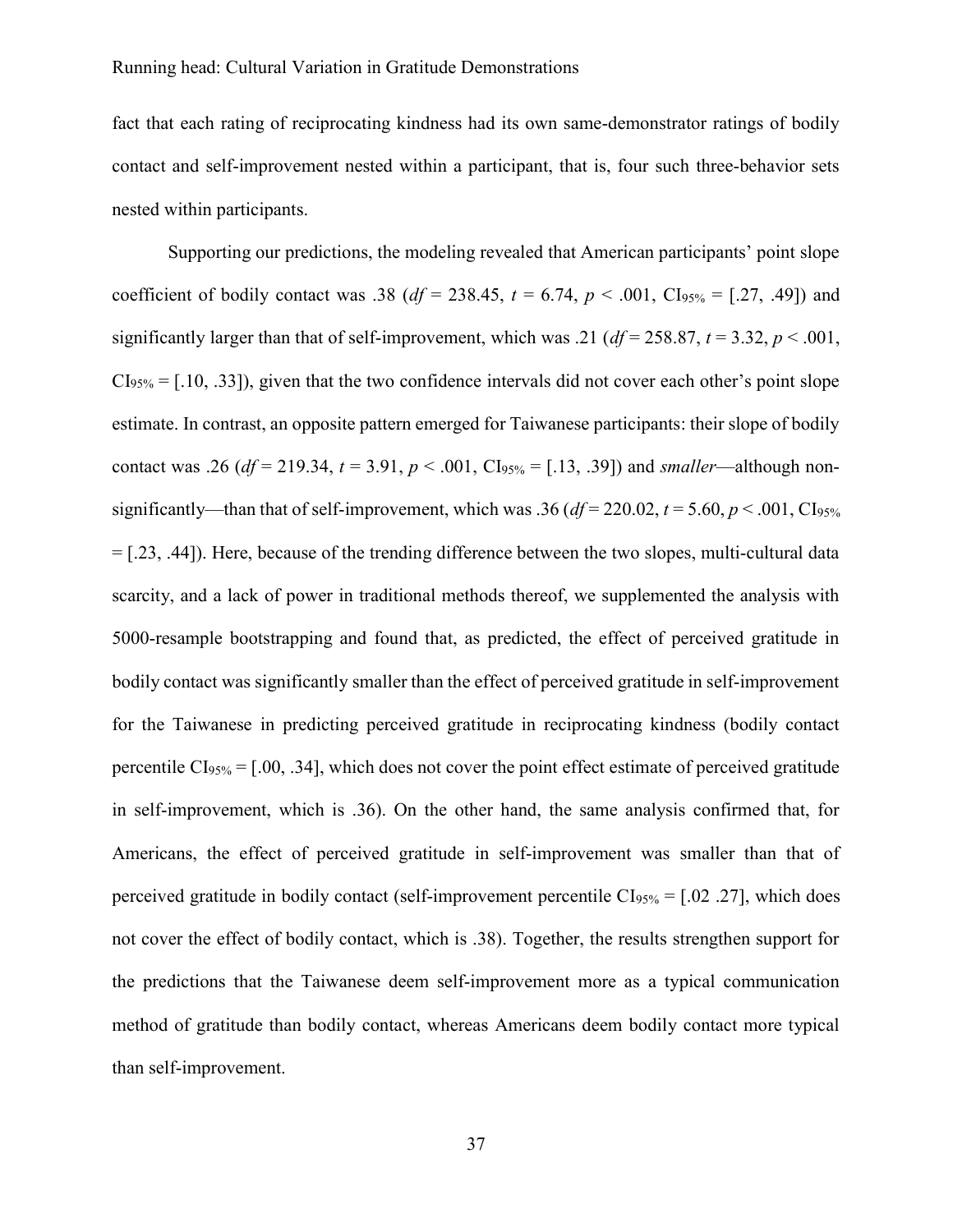fact that each rating of reciprocating kindness had its own same-demonstrator ratings of bodily contact and self-improvement nested within a participant, that is, four such three-behavior sets nested within participants.

Supporting our predictions, the modeling revealed that American participants' point slope coefficient of bodily contact was .38 ($df$ = 238.45, $t$ = 6.74, $p$ < .001, $CI_{95\%}$ = [.27, .49]) and significantly larger than that of self-improvement, which was .21 ($df$ = 258.87, $t$ = 3.32, $p$ < .001, $CI_{95\%}$ = [.10, .33]), given that the two confidence intervals did not cover each other's point slope estimate. In contrast, an opposite pattern emerged for Taiwanese participants: their slope of bodily contact was .26 ($df$ = 219.34, $t$ = 3.91, $p$ < .001, $CI_{95\%}$ = [.13, .39]) and *smaller*—although non-significantly—than that of self-improvement, which was .36 ($df$ = 220.02, $t$ = 5.60, $p$ < .001, $CI_{95\%}$ = [.23, .44]). Here, because of the trending difference between the two slopes, multi-cultural data scarcity, and a lack of power in traditional methods thereof, we supplemented the analysis with 5000-resample bootstrapping and found that, as predicted, the effect of perceived gratitude in bodily contact was significantly smaller than the effect of perceived gratitude in self-improvement for the Taiwanese in predicting perceived gratitude in reciprocating kindness (bodily contact percentile $CI_{95\%}$ = [.00, .34], which does not cover the point effect estimate of perceived gratitude in self-improvement, which is .36). On the other hand, the same analysis confirmed that, for Americans, the effect of perceived gratitude in self-improvement was smaller than that of perceived gratitude in bodily contact (self-improvement percentile $CI_{95\%}$ = [.02 .27], which does not cover the effect of bodily contact, which is .38). Together, the results strengthen support for the predictions that the Taiwanese deem self-improvement more as a typical communication method of gratitude than bodily contact, whereas Americans deem bodily contact more typical than self-improvement.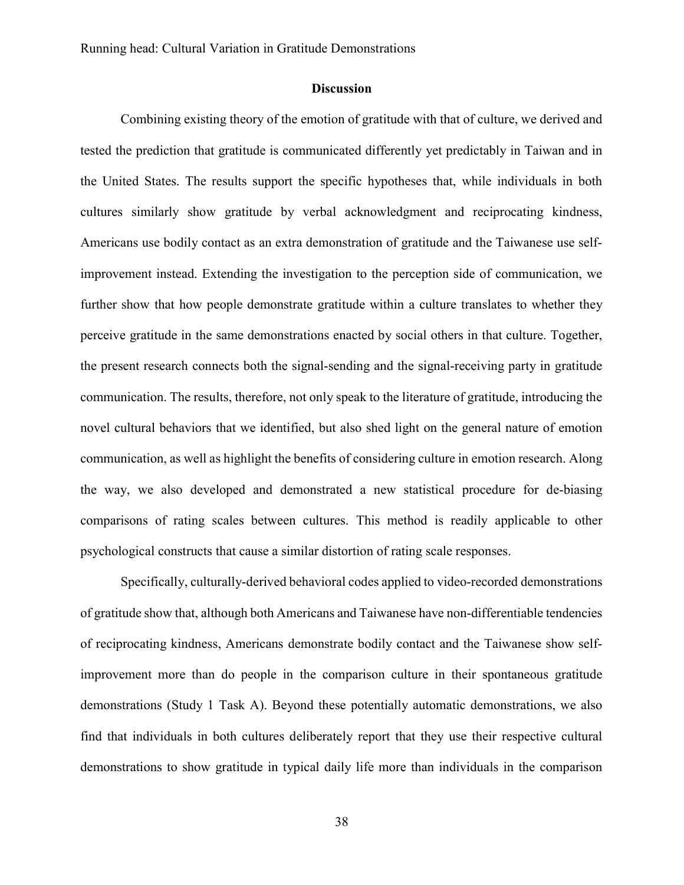## Discussion

Combining existing theory of the emotion of gratitude with that of culture, we derived and tested the prediction that gratitude is communicated differently yet predictably in Taiwan and in the United States. The results support the specific hypotheses that, while individuals in both cultures similarly show gratitude by verbal acknowledgment and reciprocating kindness, Americans use bodily contact as an extra demonstration of gratitude and the Taiwanese use self-improvement instead. Extending the investigation to the perception side of communication, we further show that how people demonstrate gratitude within a culture translates to whether they perceive gratitude in the same demonstrations enacted by social others in that culture. Together, the present research connects both the signal-sending and the signal-receiving party in gratitude communication. The results, therefore, not only speak to the literature of gratitude, introducing the novel cultural behaviors that we identified, but also shed light on the general nature of emotion communication, as well as highlight the benefits of considering culture in emotion research. Along the way, we also developed and demonstrated a new statistical procedure for de-biasing comparisons of rating scales between cultures. This method is readily applicable to other psychological constructs that cause a similar distortion of rating scale responses.

Specifically, culturally-derived behavioral codes applied to video-recorded demonstrations of gratitude show that, although both Americans and Taiwanese have non-differentiable tendencies of reciprocating kindness, Americans demonstrate bodily contact and the Taiwanese show self-improvement more than do people in the comparison culture in their spontaneous gratitude demonstrations (Study 1 Task A). Beyond these potentially automatic demonstrations, we also find that individuals in both cultures deliberately report that they use their respective cultural demonstrations to show gratitude in typical daily life more than individuals in the comparison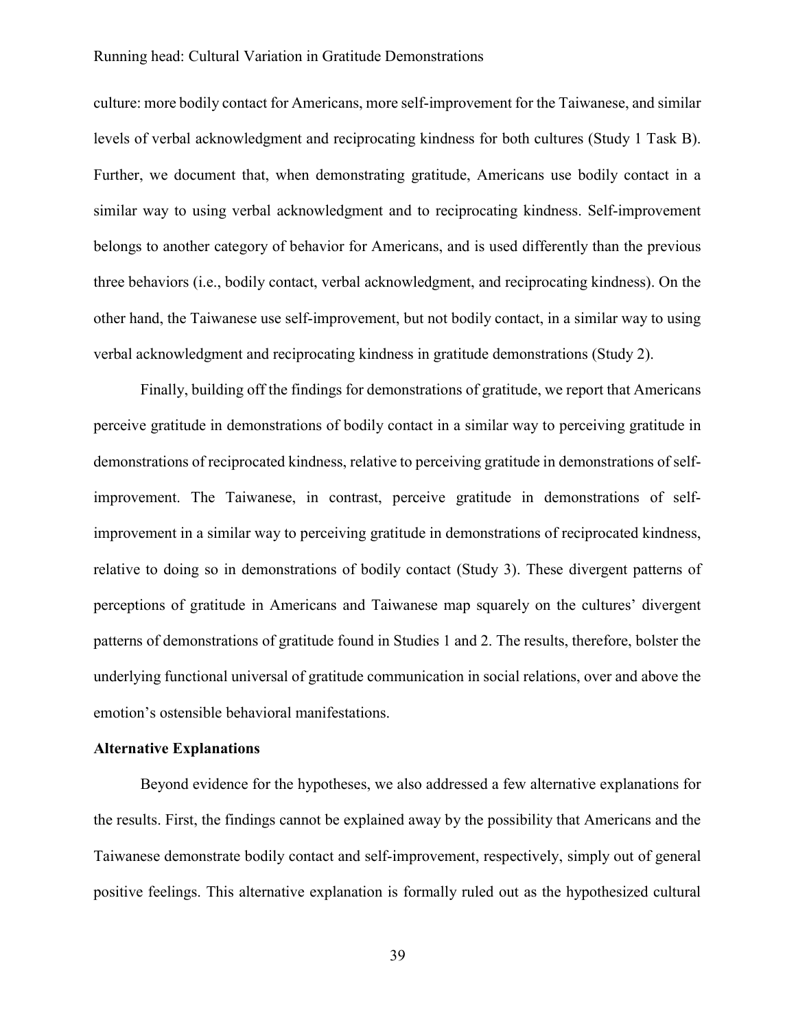culture: more bodily contact for Americans, more self-improvement for the Taiwanese, and similar levels of verbal acknowledgment and reciprocating kindness for both cultures (Study 1 Task B). Further, we document that, when demonstrating gratitude, Americans use bodily contact in a similar way to using verbal acknowledgment and to reciprocating kindness. Self-improvement belongs to another category of behavior for Americans, and is used differently than the previous three behaviors (i.e., bodily contact, verbal acknowledgment, and reciprocating kindness). On the other hand, the Taiwanese use self-improvement, but not bodily contact, in a similar way to using verbal acknowledgment and reciprocating kindness in gratitude demonstrations (Study 2).

Finally, building off the findings for demonstrations of gratitude, we report that Americans perceive gratitude in demonstrations of bodily contact in a similar way to perceiving gratitude in demonstrations of reciprocated kindness, relative to perceiving gratitude in demonstrations of self-improvement. The Taiwanese, in contrast, perceive gratitude in demonstrations of self-improvement in a similar way to perceiving gratitude in demonstrations of reciprocated kindness, relative to doing so in demonstrations of bodily contact (Study 3). These divergent patterns of perceptions of gratitude in Americans and Taiwanese map squarely on the cultures' divergent patterns of demonstrations of gratitude found in Studies 1 and 2. The results, therefore, bolster the underlying functional universal of gratitude communication in social relations, over and above the emotion's ostensible behavioral manifestations.

**Alternative Explanations**

Beyond evidence for the hypotheses, we also addressed a few alternative explanations for the results. First, the findings cannot be explained away by the possibility that Americans and the Taiwanese demonstrate bodily contact and self-improvement, respectively, simply out of general positive feelings. This alternative explanation is formally ruled out as the hypothesized cultural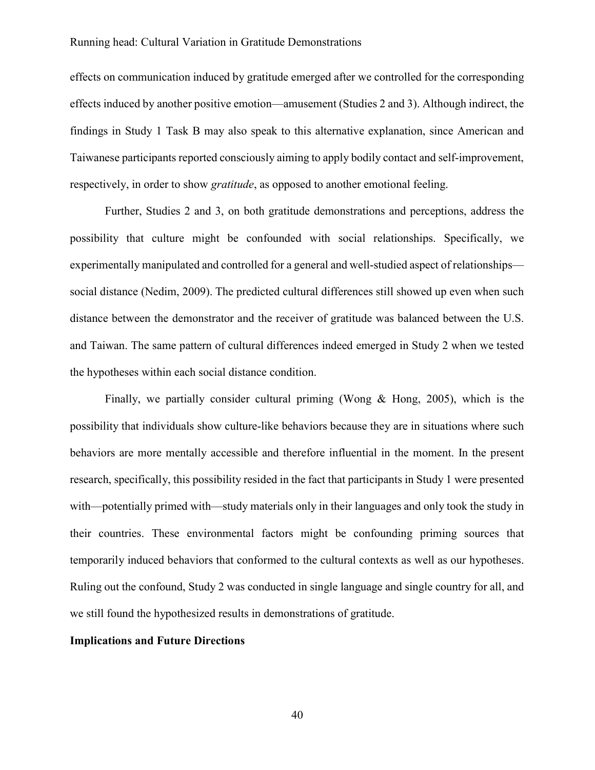effects on communication induced by gratitude emerged after we controlled for the corresponding effects induced by another positive emotion—amusement (Studies 2 and 3). Although indirect, the findings in Study 1 Task B may also speak to this alternative explanation, since American and Taiwanese participants reported consciously aiming to apply bodily contact and self-improvement, respectively, in order to show *gratitude*, as opposed to another emotional feeling.

Further, Studies 2 and 3, on both gratitude demonstrations and perceptions, address the possibility that culture might be confounded with social relationships. Specifically, we experimentally manipulated and controlled for a general and well-studied aspect of relationships—social distance (Nedim, 2009). The predicted cultural differences still showed up even when such distance between the demonstrator and the receiver of gratitude was balanced between the U.S. and Taiwan. The same pattern of cultural differences indeed emerged in Study 2 when we tested the hypotheses within each social distance condition.

Finally, we partially consider cultural priming (Wong & Hong, 2005), which is the possibility that individuals show culture-like behaviors because they are in situations where such behaviors are more mentally accessible and therefore influential in the moment. In the present research, specifically, this possibility resided in the fact that participants in Study 1 were presented with—potentially primed with—study materials only in their languages and only took the study in their countries. These environmental factors might be confounding priming sources that temporarily induced behaviors that conformed to the cultural contexts as well as our hypotheses. Ruling out the confound, Study 2 was conducted in single language and single country for all, and we still found the hypothesized results in demonstrations of gratitude.

**Implications and Future Directions**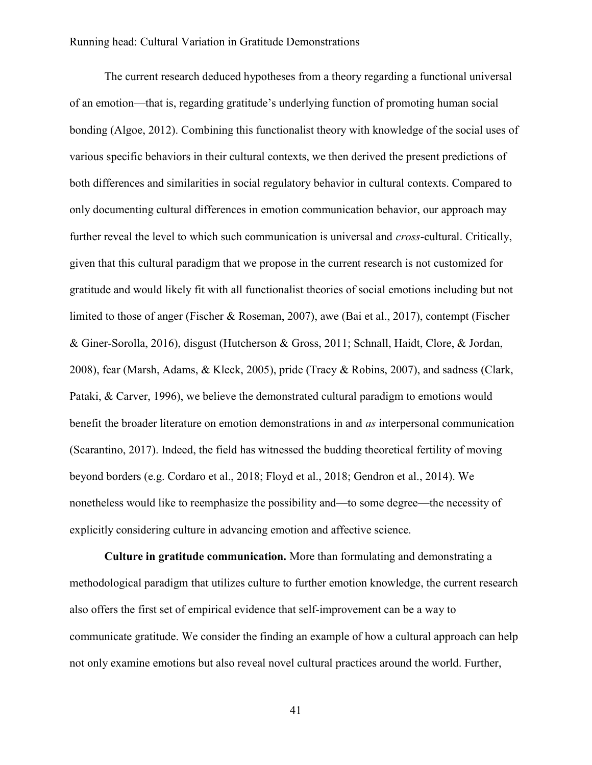The current research deduced hypotheses from a theory regarding a functional universal of an emotion—that is, regarding gratitude's underlying function of promoting human social bonding (Algoe, 2012). Combining this functionalist theory with knowledge of the social uses of various specific behaviors in their cultural contexts, we then derived the present predictions of both differences and similarities in social regulatory behavior in cultural contexts. Compared to only documenting cultural differences in emotion communication behavior, our approach may further reveal the level to which such communication is universal and *cross*-cultural. Critically, given that this cultural paradigm that we propose in the current research is not customized for gratitude and would likely fit with all functionalist theories of social emotions including but not limited to those of anger (Fischer & Roseman, 2007), awe (Bai et al., 2017), contempt (Fischer & Giner-Sorolla, 2016), disgust (Hutcherson & Gross, 2011; Schnall, Haidt, Clore, & Jordan, 2008), fear (Marsh, Adams, & Kleck, 2005), pride (Tracy & Robins, 2007), and sadness (Clark, Pataki, & Carver, 1996), we believe the demonstrated cultural paradigm to emotions would benefit the broader literature on emotion demonstrations in and *as* interpersonal communication (Scarantino, 2017). Indeed, the field has witnessed the budding theoretical fertility of moving beyond borders (e.g. Cordaro et al., 2018; Floyd et al., 2018; Gendron et al., 2014). We nonetheless would like to reemphasize the possibility and—to some degree—the necessity of explicitly considering culture in advancing emotion and affective science.

**Culture in gratitude communication.** More than formulating and demonstrating a methodological paradigm that utilizes culture to further emotion knowledge, the current research also offers the first set of empirical evidence that self-improvement can be a way to communicate gratitude. We consider the finding an example of how a cultural approach can help not only examine emotions but also reveal novel cultural practices around the world. Further,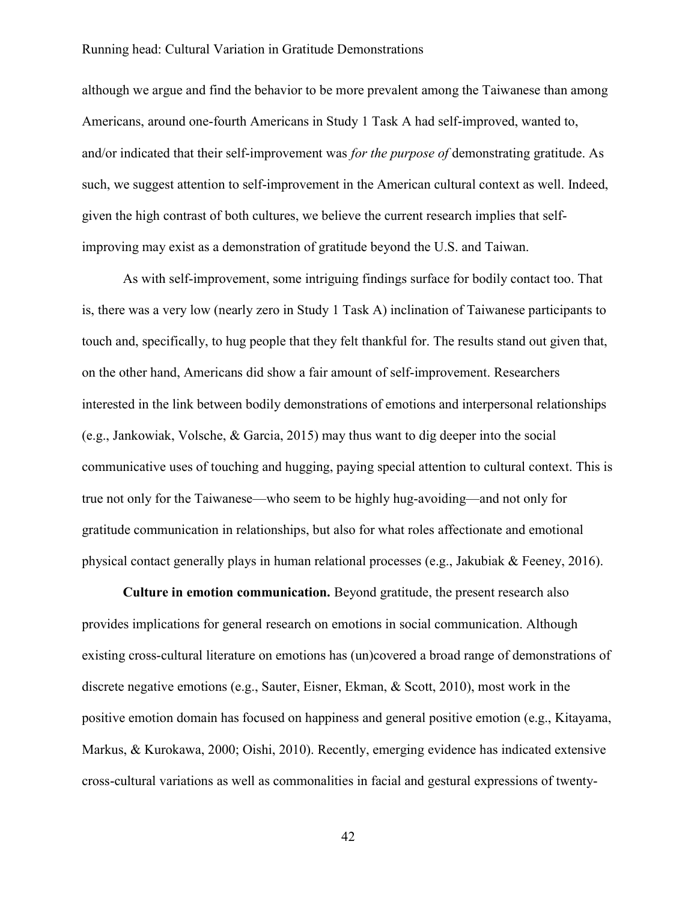although we argue and find the behavior to be more prevalent among the Taiwanese than among Americans, around one-fourth Americans in Study 1 Task A had self-improved, wanted to, and/or indicated that their self-improvement was *for the purpose of* demonstrating gratitude. As such, we suggest attention to self-improvement in the American cultural context as well. Indeed, given the high contrast of both cultures, we believe the current research implies that self-improving may exist as a demonstration of gratitude beyond the U.S. and Taiwan.

As with self-improvement, some intriguing findings surface for bodily contact too. That is, there was a very low (nearly zero in Study 1 Task A) inclination of Taiwanese participants to touch and, specifically, to hug people that they felt thankful for. The results stand out given that, on the other hand, Americans did show a fair amount of self-improvement. Researchers interested in the link between bodily demonstrations of emotions and interpersonal relationships (e.g., Jankowiak, Volsche, & Garcia, 2015) may thus want to dig deeper into the social communicative uses of touching and hugging, paying special attention to cultural context. This is true not only for the Taiwanese—who seem to be highly hug-avoiding—and not only for gratitude communication in relationships, but also for what roles affectionate and emotional physical contact generally plays in human relational processes (e.g., Jakubiak & Feeney, 2016).

**Culture in emotion communication.** Beyond gratitude, the present research also provides implications for general research on emotions in social communication. Although existing cross-cultural literature on emotions has (un)covered a broad range of demonstrations of discrete negative emotions (e.g., Sauter, Eisner, Ekman, & Scott, 2010), most work in the positive emotion domain has focused on happiness and general positive emotion (e.g., Kitayama, Markus, & Kurokawa, 2000; Oishi, 2010). Recently, emerging evidence has indicated extensive cross-cultural variations as well as commonalities in facial and gestural expressions of twenty-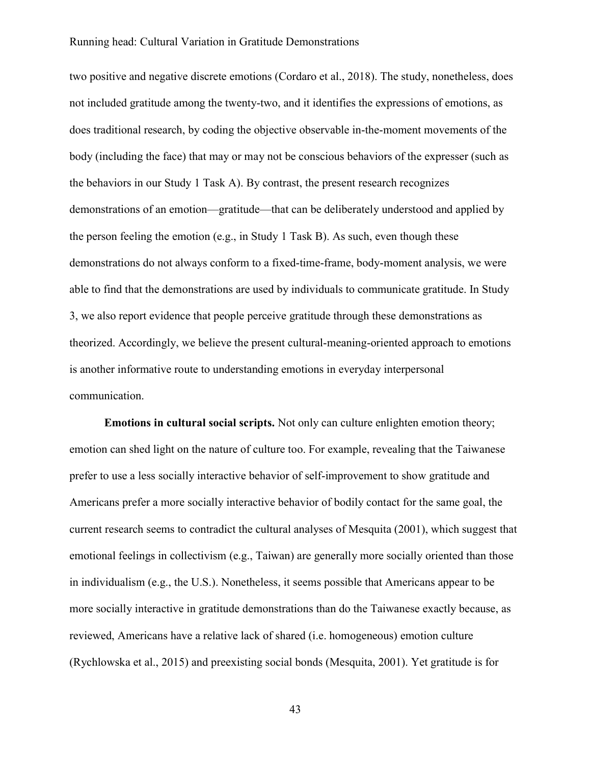two positive and negative discrete emotions (Cordaro et al., 2018). The study, nonetheless, does not included gratitude among the twenty-two, and it identifies the expressions of emotions, as does traditional research, by coding the objective observable in-the-moment movements of the body (including the face) that may or may not be conscious behaviors of the expresser (such as the behaviors in our Study 1 Task A). By contrast, the present research recognizes demonstrations of an emotion—gratitude—that can be deliberately understood and applied by the person feeling the emotion (e.g., in Study 1 Task B). As such, even though these demonstrations do not always conform to a fixed-time-frame, body-moment analysis, we were able to find that the demonstrations are used by individuals to communicate gratitude. In Study 3, we also report evidence that people perceive gratitude through these demonstrations as theorized. Accordingly, we believe the present cultural-meaning-oriented approach to emotions is another informative route to understanding emotions in everyday interpersonal communication.

**Emotions in cultural social scripts.** Not only can culture enlighten emotion theory; emotion can shed light on the nature of culture too. For example, revealing that the Taiwanese prefer to use a less socially interactive behavior of self-improvement to show gratitude and Americans prefer a more socially interactive behavior of bodily contact for the same goal, the current research seems to contradict the cultural analyses of Mesquita (2001), which suggest that emotional feelings in collectivism (e.g., Taiwan) are generally more socially oriented than those in individualism (e.g., the U.S.). Nonetheless, it seems possible that Americans appear to be more socially interactive in gratitude demonstrations than do the Taiwanese exactly because, as reviewed, Americans have a relative lack of shared (i.e. homogeneous) emotion culture (Rychlowska et al., 2015) and preexisting social bonds (Mesquita, 2001). Yet gratitude is for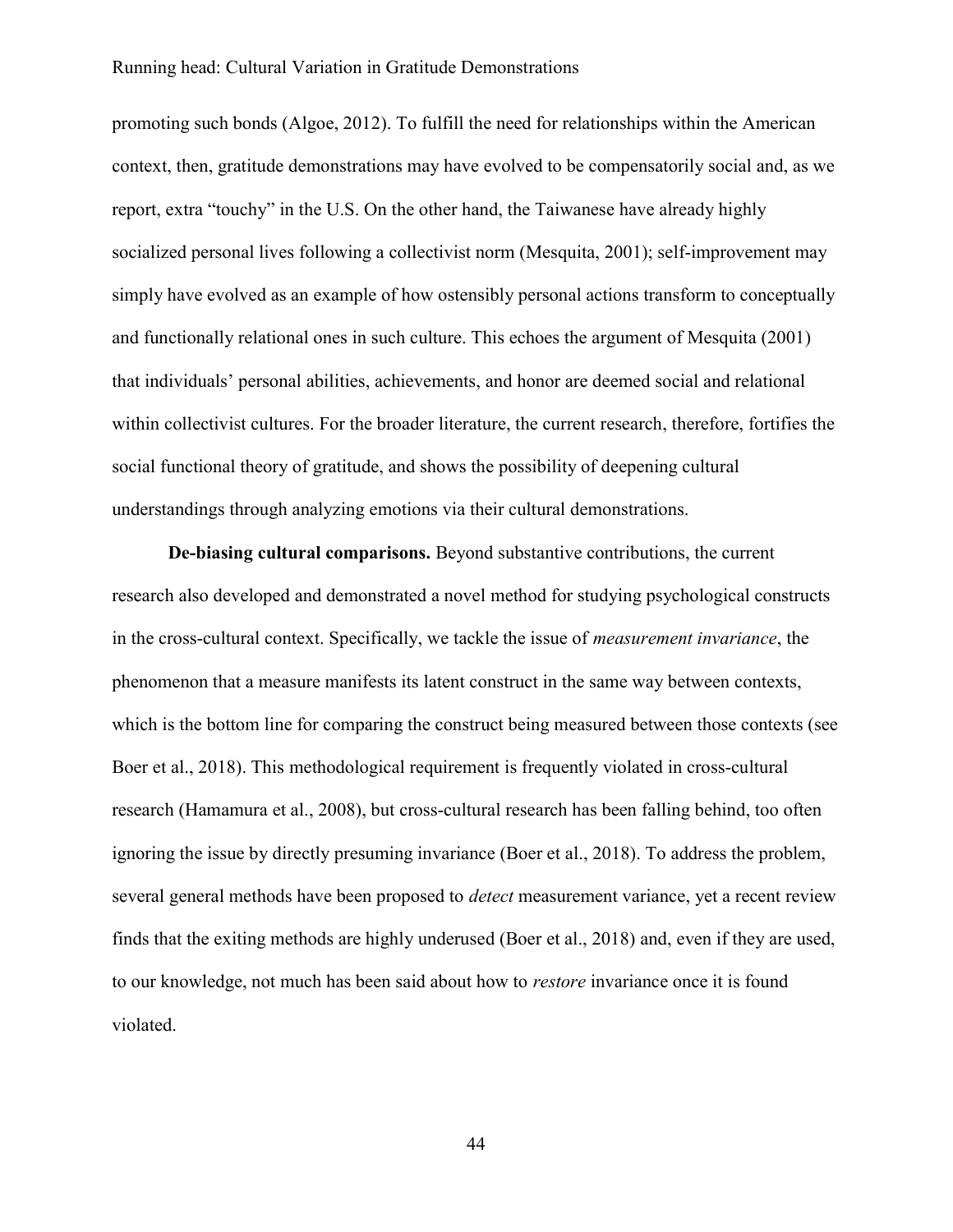promoting such bonds (Algoe, 2012). To fulfill the need for relationships within the American context, then, gratitude demonstrations may have evolved to be compensatorily social and, as we report, extra "touchy" in the U.S. On the other hand, the Taiwanese have already highly socialized personal lives following a collectivist norm (Mesquita, 2001); self-improvement may simply have evolved as an example of how ostensibly personal actions transform to conceptually and functionally relational ones in such culture. This echoes the argument of Mesquita (2001) that individuals' personal abilities, achievements, and honor are deemed social and relational within collectivist cultures. For the broader literature, the current research, therefore, fortifies the social functional theory of gratitude, and shows the possibility of deepening cultural understandings through analyzing emotions via their cultural demonstrations.

**De-biasing cultural comparisons.** Beyond substantive contributions, the current research also developed and demonstrated a novel method for studying psychological constructs in the cross-cultural context. Specifically, we tackle the issue of *measurement invariance*, the phenomenon that a measure manifests its latent construct in the same way between contexts, which is the bottom line for comparing the construct being measured between those contexts (see Boer et al., 2018). This methodological requirement is frequently violated in cross-cultural research (Hamamura et al., 2008), but cross-cultural research has been falling behind, too often ignoring the issue by directly presuming invariance (Boer et al., 2018). To address the problem, several general methods have been proposed to *detect* measurement variance, yet a recent review finds that the exiting methods are highly underused (Boer et al., 2018) and, even if they are used, to our knowledge, not much has been said about how to *restore* invariance once it is found violated.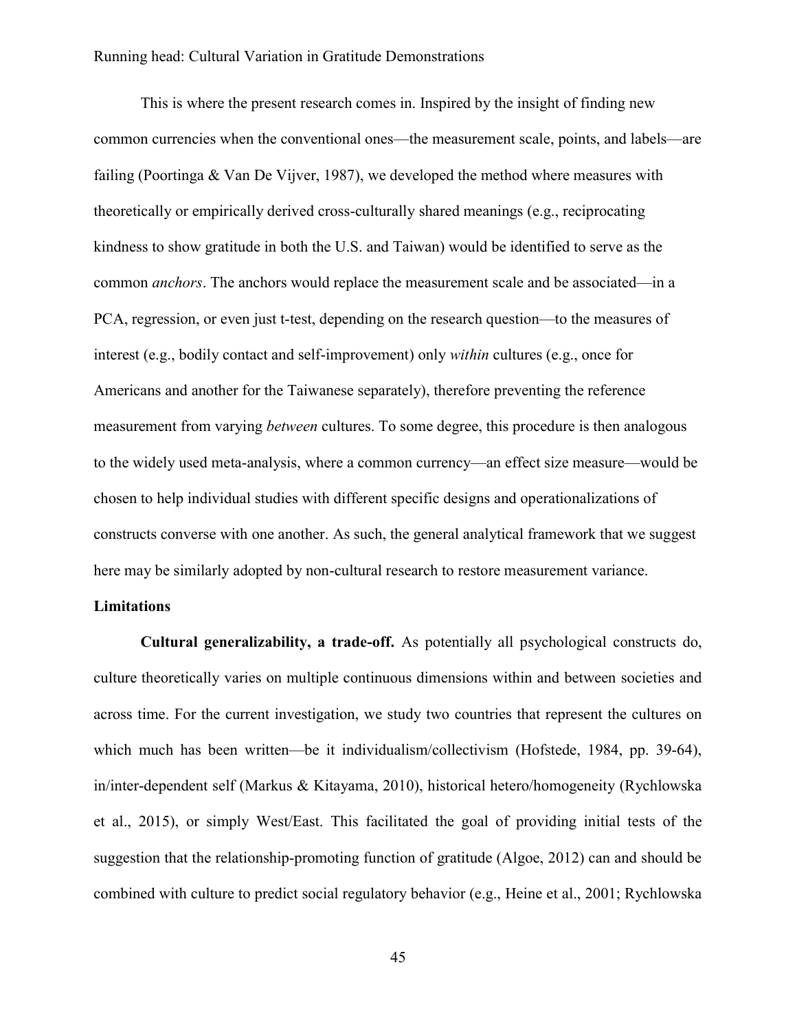This is where the present research comes in. Inspired by the insight of finding new common currencies when the conventional ones—the measurement scale, points, and labels—are failing (Poortinga & Van De Vijver, 1987), we developed the method where measures with theoretically or empirically derived cross-culturally shared meanings (e.g., reciprocating kindness to show gratitude in both the U.S. and Taiwan) would be identified to serve as the common *anchors*. The anchors would replace the measurement scale and be associated—in a PCA, regression, or even just t-test, depending on the research question—to the measures of interest (e.g., bodily contact and self-improvement) only *within* cultures (e.g., once for Americans and another for the Taiwanese separately), therefore preventing the reference measurement from varying *between* cultures. To some degree, this procedure is then analogous to the widely used meta-analysis, where a common currency—an effect size measure—would be chosen to help individual studies with different specific designs and operationalizations of constructs converse with one another. As such, the general analytical framework that we suggest here may be similarly adopted by non-cultural research to restore measurement variance.

## Limitations

**Cultural generalizability, a trade-off.** As potentially all psychological constructs do, culture theoretically varies on multiple continuous dimensions within and between societies and across time. For the current investigation, we study two countries that represent the cultures on which much has been written—be it individualism/collectivism (Hofstede, 1984, pp. 39-64), in/inter-dependent self (Markus & Kitayama, 2010), historical hetero/homogeneity (Rychlowska et al., 2015), or simply West/East. This facilitated the goal of providing initial tests of the suggestion that the relationship-promoting function of gratitude (Algoe, 2012) can and should be combined with culture to predict social regulatory behavior (e.g., Heine et al., 2001; Rychlowska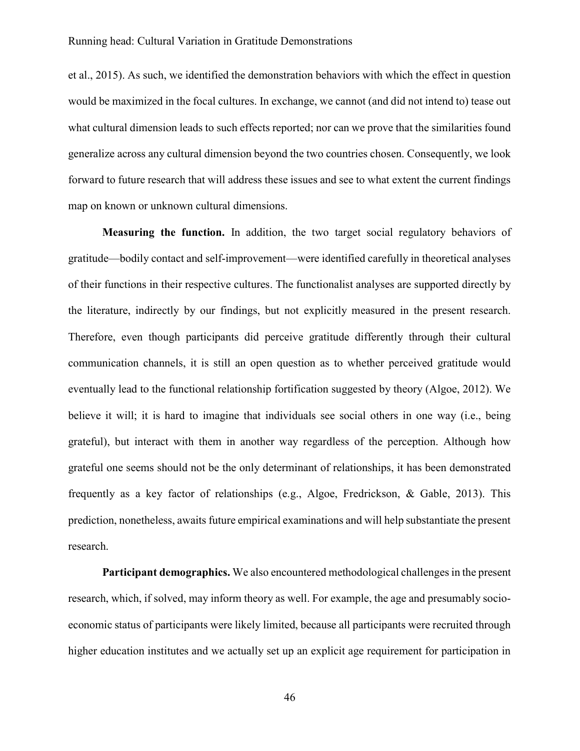et al., 2015). As such, we identified the demonstration behaviors with which the effect in question would be maximized in the focal cultures. In exchange, we cannot (and did not intend to) tease out what cultural dimension leads to such effects reported; nor can we prove that the similarities found generalize across any cultural dimension beyond the two countries chosen. Consequently, we look forward to future research that will address these issues and see to what extent the current findings map on known or unknown cultural dimensions.

**Measuring the function.** In addition, the two target social regulatory behaviors of gratitude—bodily contact and self-improvement—were identified carefully in theoretical analyses of their functions in their respective cultures. The functionalist analyses are supported directly by the literature, indirectly by our findings, but not explicitly measured in the present research. Therefore, even though participants did perceive gratitude differently through their cultural communication channels, it is still an open question as to whether perceived gratitude would eventually lead to the functional relationship fortification suggested by theory (Algoe, 2012). We believe it will; it is hard to imagine that individuals see social others in one way (i.e., being grateful), but interact with them in another way regardless of the perception. Although how grateful one seems should not be the only determinant of relationships, it has been demonstrated frequently as a key factor of relationships (e.g., Algoe, Fredrickson, & Gable, 2013). This prediction, nonetheless, awaits future empirical examinations and will help substantiate the present research.

**Participant demographics.** We also encountered methodological challenges in the present research, which, if solved, may inform theory as well. For example, the age and presumably socio-economic status of participants were likely limited, because all participants were recruited through higher education institutes and we actually set up an explicit age requirement for participation in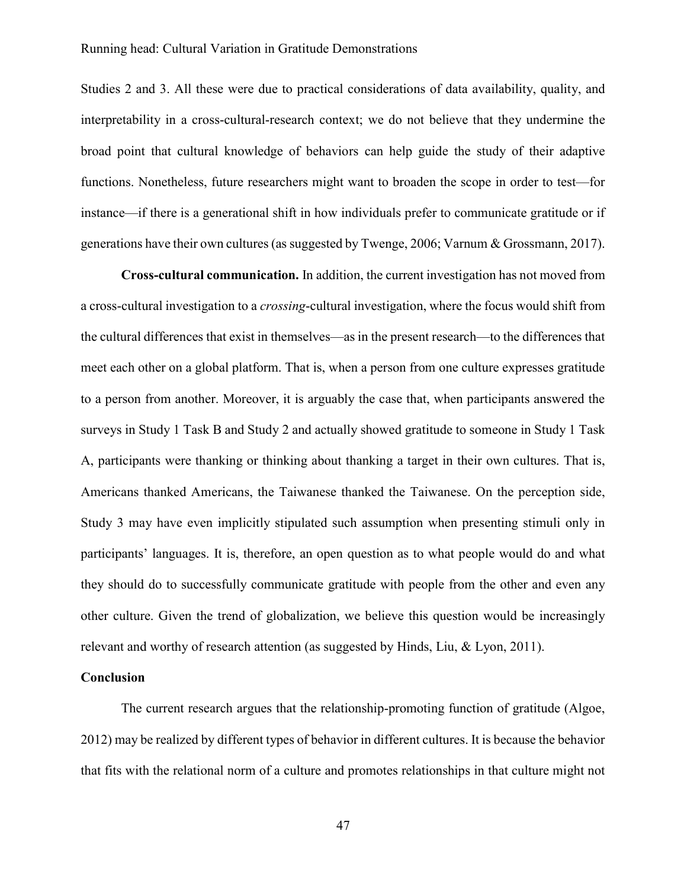Studies 2 and 3. All these were due to practical considerations of data availability, quality, and interpretability in a cross-cultural-research context; we do not believe that they undermine the broad point that cultural knowledge of behaviors can help guide the study of their adaptive functions. Nonetheless, future researchers might want to broaden the scope in order to test—for instance—if there is a generational shift in how individuals prefer to communicate gratitude or if generations have their own cultures (as suggested by Twenge, 2006; Varnum & Grossmann, 2017).

**Cross-cultural communication.** In addition, the current investigation has not moved from a cross-cultural investigation to a *crossing*-cultural investigation, where the focus would shift from the cultural differences that exist in themselves—as in the present research—to the differences that meet each other on a global platform. That is, when a person from one culture expresses gratitude to a person from another. Moreover, it is arguably the case that, when participants answered the surveys in Study 1 Task B and Study 2 and actually showed gratitude to someone in Study 1 Task A, participants were thanking or thinking about thanking a target in their own cultures. That is, Americans thanked Americans, the Taiwanese thanked the Taiwanese. On the perception side, Study 3 may have even implicitly stipulated such assumption when presenting stimuli only in participants' languages. It is, therefore, an open question as to what people would do and what they should do to successfully communicate gratitude with people from the other and even any other culture. Given the trend of globalization, we believe this question would be increasingly relevant and worthy of research attention (as suggested by Hinds, Liu, & Lyon, 2011).

## Conclusion

The current research argues that the relationship-promoting function of gratitude (Algoe, 2012) may be realized by different types of behavior in different cultures. It is because the behavior that fits with the relational norm of a culture and promotes relationships in that culture might not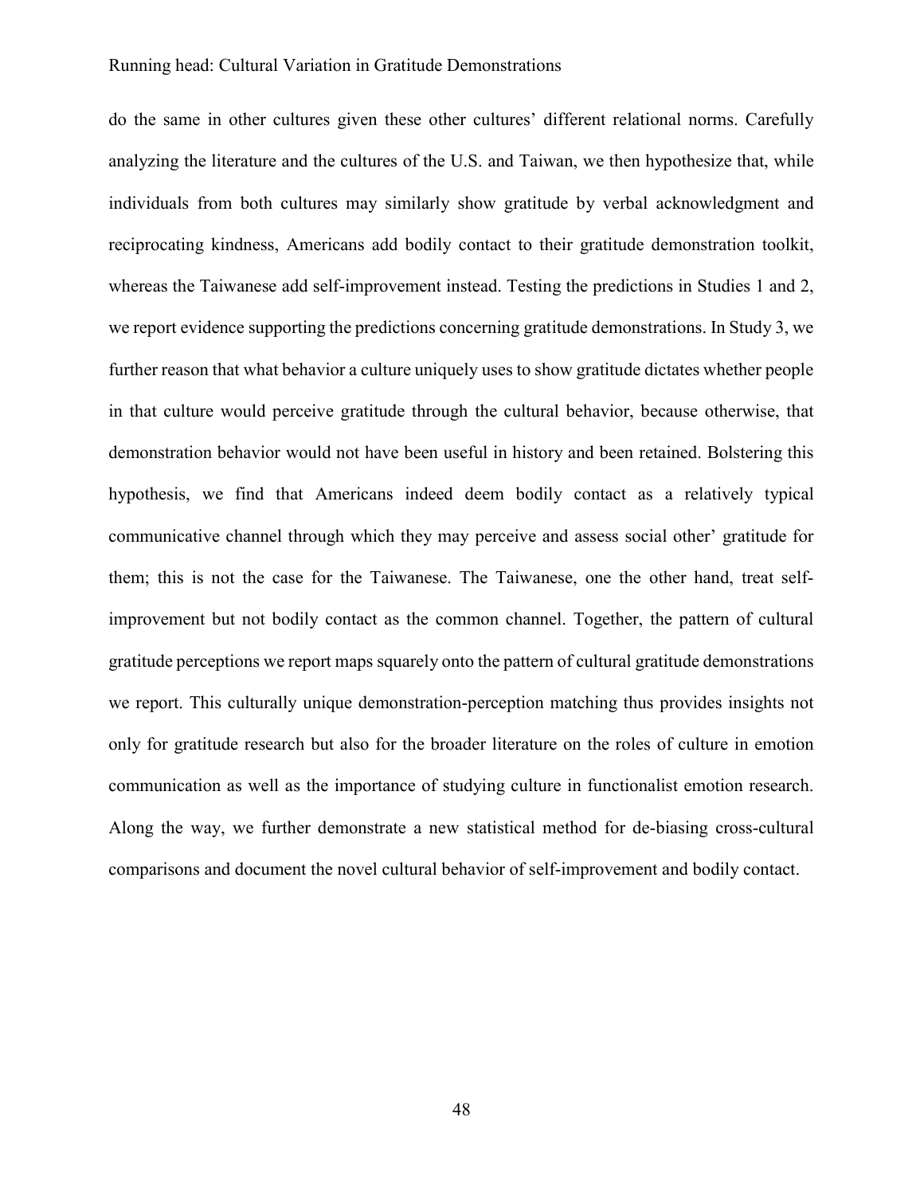do the same in other cultures given these other cultures' different relational norms. Carefully analyzing the literature and the cultures of the U.S. and Taiwan, we then hypothesize that, while individuals from both cultures may similarly show gratitude by verbal acknowledgment and reciprocating kindness, Americans add bodily contact to their gratitude demonstration toolkit, whereas the Taiwanese add self-improvement instead. Testing the predictions in Studies 1 and 2, we report evidence supporting the predictions concerning gratitude demonstrations. In Study 3, we further reason that what behavior a culture uniquely uses to show gratitude dictates whether people in that culture would perceive gratitude through the cultural behavior, because otherwise, that demonstration behavior would not have been useful in history and been retained. Bolstering this hypothesis, we find that Americans indeed deem bodily contact as a relatively typical communicative channel through which they may perceive and assess social other' gratitude for them; this is not the case for the Taiwanese. The Taiwanese, one the other hand, treat self-improvement but not bodily contact as the common channel. Together, the pattern of cultural gratitude perceptions we report maps squarely onto the pattern of cultural gratitude demonstrations we report. This culturally unique demonstration-perception matching thus provides insights not only for gratitude research but also for the broader literature on the roles of culture in emotion communication as well as the importance of studying culture in functionalist emotion research. Along the way, we further demonstrate a new statistical method for de-biasing cross-cultural comparisons and document the novel cultural behavior of self-improvement and bodily contact.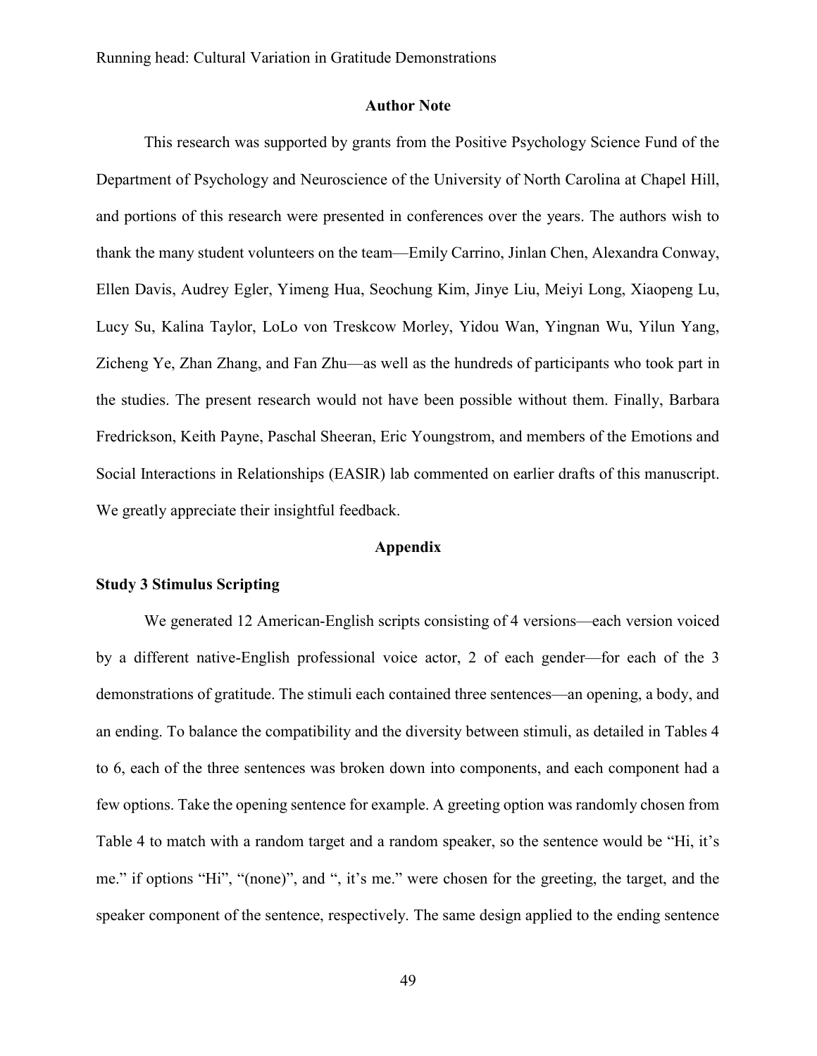## Author Note

This research was supported by grants from the Positive Psychology Science Fund of the Department of Psychology and Neuroscience of the University of North Carolina at Chapel Hill, and portions of this research were presented in conferences over the years. The authors wish to thank the many student volunteers on the team—Emily Carrino, Jinlan Chen, Alexandra Conway, Ellen Davis, Audrey Egler, Yimeng Hua, Seochung Kim, Jinye Liu, Meiyi Long, Xiaopeng Lu, Lucy Su, Kalina Taylor, LoLo von Treskcow Morley, Yidou Wan, Yingnan Wu, Yilun Yang, Zicheng Ye, Zhan Zhang, and Fan Zhu—as well as the hundreds of participants who took part in the studies. The present research would not have been possible without them. Finally, Barbara Fredrickson, Keith Payne, Paschal Sheeran, Eric Youngstrom, and members of the Emotions and Social Interactions in Relationships (EASIR) lab commented on earlier drafts of this manuscript. We greatly appreciate their insightful feedback.

## Appendix

### Study 3 Stimulus Scripting

We generated 12 American-English scripts consisting of 4 versions—each version voiced by a different native-English professional voice actor, 2 of each gender—for each of the 3 demonstrations of gratitude. The stimuli each contained three sentences—an opening, a body, and an ending. To balance the compatibility and the diversity between stimuli, as detailed in Tables 4 to 6, each of the three sentences was broken down into components, and each component had a few options. Take the opening sentence for example. A greeting option was randomly chosen from Table 4 to match with a random target and a random speaker, so the sentence would be "Hi, it's me." if options "Hi", "(none)", and ", it's me." were chosen for the greeting, the target, and the speaker component of the sentence, respectively. The same design applied to the ending sentence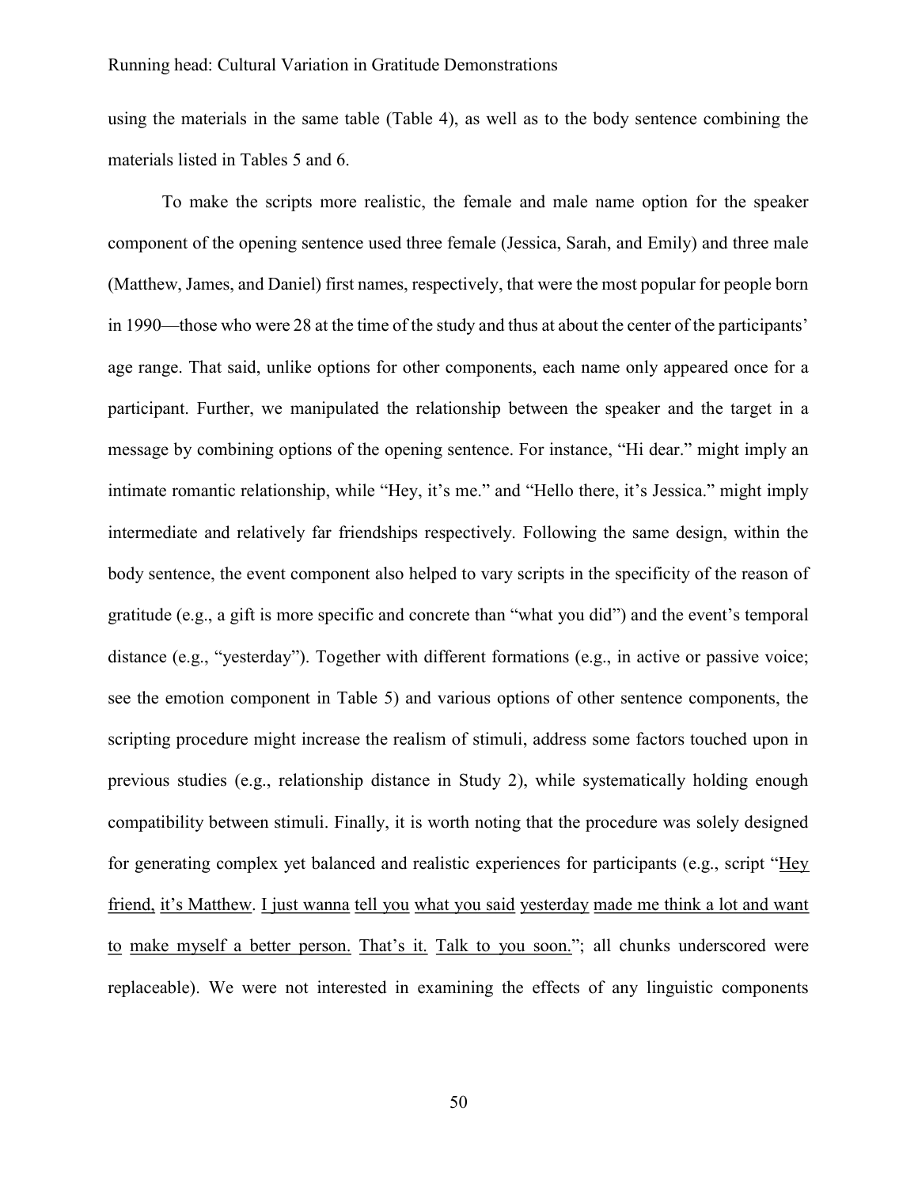using the materials in the same table (Table 4), as well as to the body sentence combining the materials listed in Tables 5 and 6.

To make the scripts more realistic, the female and male name option for the speaker component of the opening sentence used three female (Jessica, Sarah, and Emily) and three male (Matthew, James, and Daniel) first names, respectively, that were the most popular for people born in 1990—those who were 28 at the time of the study and thus at about the center of the participants' age range. That said, unlike options for other components, each name only appeared once for a participant. Further, we manipulated the relationship between the speaker and the target in a message by combining options of the opening sentence. For instance, "Hi dear." might imply an intimate romantic relationship, while "Hey, it's me." and "Hello there, it's Jessica." might imply intermediate and relatively far friendships respectively. Following the same design, within the body sentence, the event component also helped to vary scripts in the specificity of the reason of gratitude (e.g., a gift is more specific and concrete than "what you did") and the event's temporal distance (e.g., "yesterday"). Together with different formations (e.g., in active or passive voice; see the emotion component in Table 5) and various options of other sentence components, the scripting procedure might increase the realism of stimuli, address some factors touched upon in previous studies (e.g., relationship distance in Study 2), while systematically holding enough compatibility between stimuli. Finally, it is worth noting that the procedure was solely designed for generating complex yet balanced and realistic experiences for participants (e.g., script "<u>Hey friend,</u> <u>it's Matthew</u>. <u>I just wanna</u> <u>tell you</u> <u>what you said</u> <u>yesterday</u> <u>made me think a lot and want to</u> <u>make myself a better person.</u> <u>That's it.</u> <u>Talk to you soon.</u>"; all chunks underscored were replaceable). We were not interested in examining the effects of any linguistic components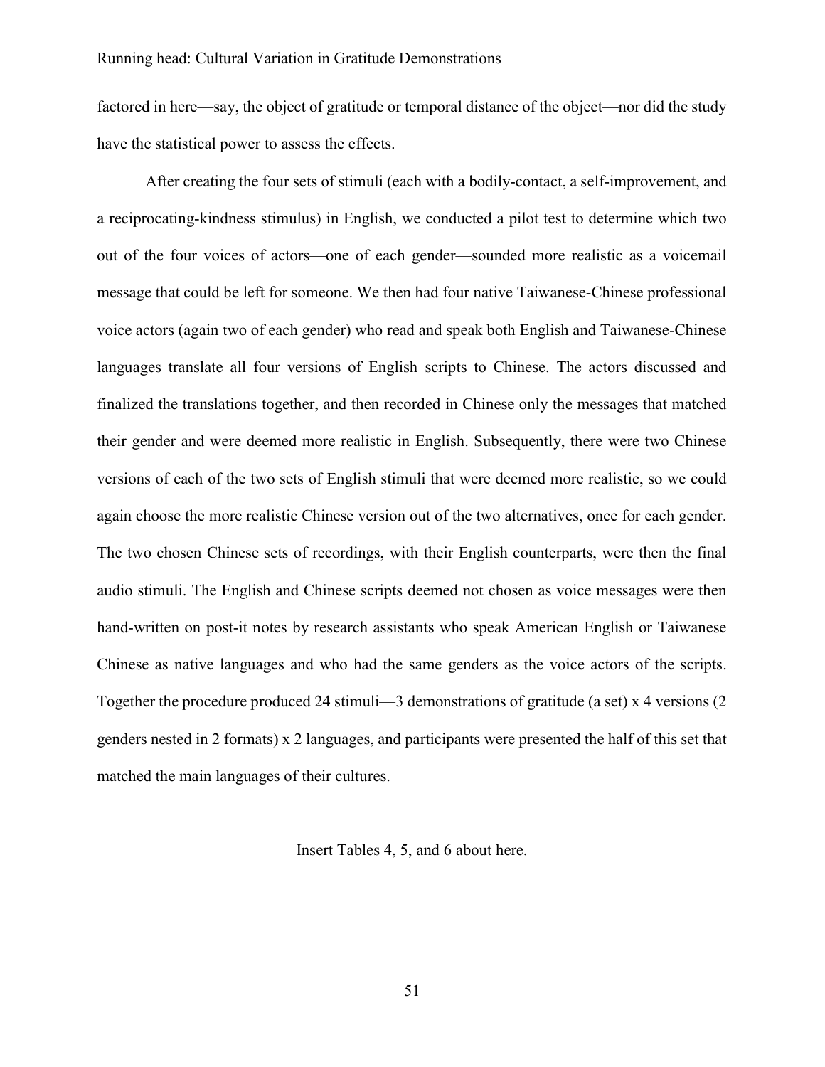factored in here—say, the object of gratitude or temporal distance of the object—nor did the study have the statistical power to assess the effects.

After creating the four sets of stimuli (each with a bodily-contact, a self-improvement, and a reciprocating-kindness stimulus) in English, we conducted a pilot test to determine which two out of the four voices of actors—one of each gender—sounded more realistic as a voicemail message that could be left for someone. We then had four native Taiwanese-Chinese professional voice actors (again two of each gender) who read and speak both English and Taiwanese-Chinese languages translate all four versions of English scripts to Chinese. The actors discussed and finalized the translations together, and then recorded in Chinese only the messages that matched their gender and were deemed more realistic in English. Subsequently, there were two Chinese versions of each of the two sets of English stimuli that were deemed more realistic, so we could again choose the more realistic Chinese version out of the two alternatives, once for each gender. The two chosen Chinese sets of recordings, with their English counterparts, were then the final audio stimuli. The English and Chinese scripts deemed not chosen as voice messages were then hand-written on post-it notes by research assistants who speak American English or Taiwanese Chinese as native languages and who had the same genders as the voice actors of the scripts. Together the procedure produced 24 stimuli—3 demonstrations of gratitude (a set) x 4 versions (2 genders nested in 2 formats) x 2 languages, and participants were presented the half of this set that matched the main languages of their cultures.

Insert Tables 4, 5, and 6 about here.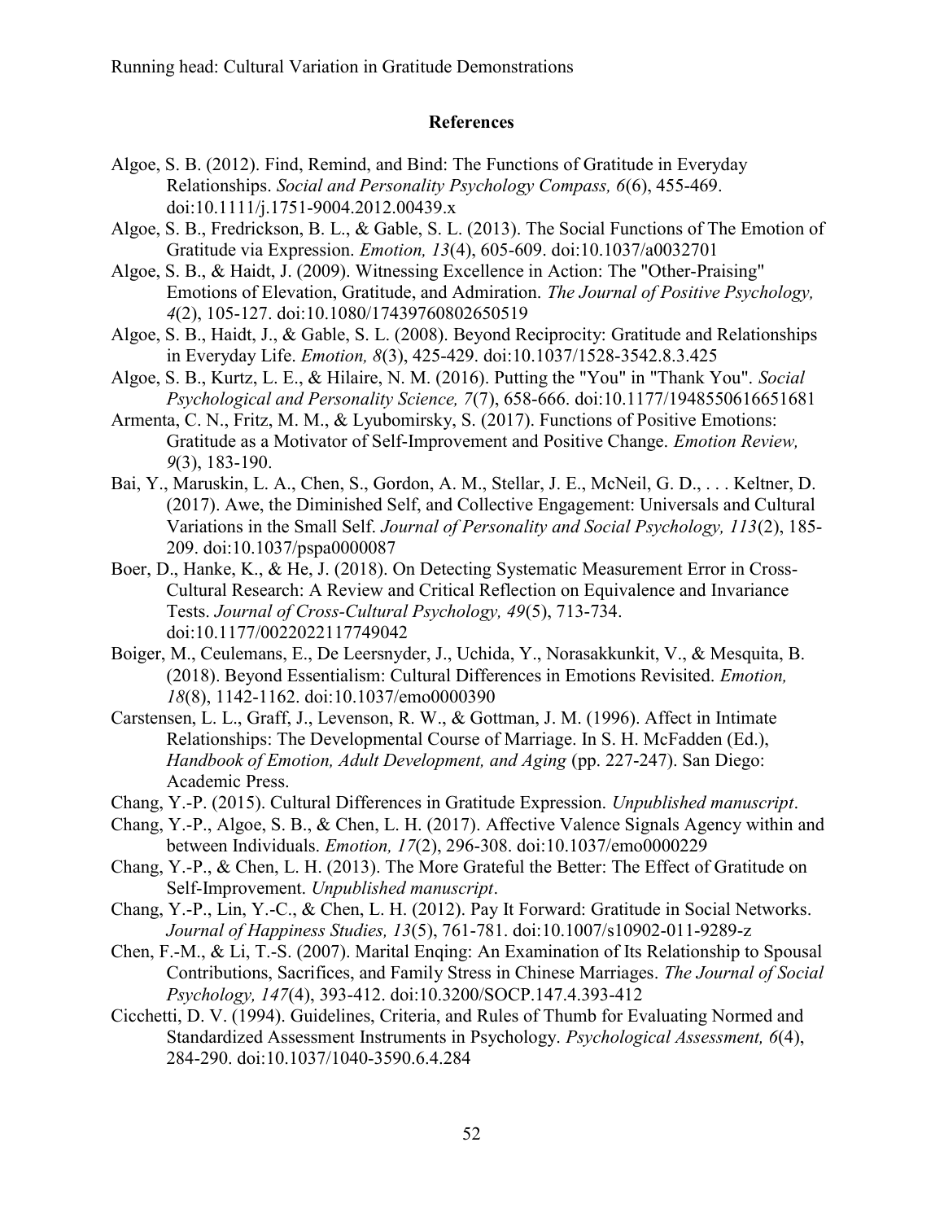## References

Algoe, S. B. (2012). Find, Remind, and Bind: The Functions of Gratitude in Everyday Relationships. *Social and Personality Psychology Compass, 6*(6), 455-469. doi:10.1111/j.1751-9004.2012.00439.x

Algoe, S. B., Fredrickson, B. L., & Gable, S. L. (2013). The Social Functions of The Emotion of Gratitude via Expression. *Emotion, 13*(4), 605-609. doi:10.1037/a0032701

Algoe, S. B., & Haidt, J. (2009). Witnessing Excellence in Action: The "Other-Praising" Emotions of Elevation, Gratitude, and Admiration. *The Journal of Positive Psychology, 4*(2), 105-127. doi:10.1080/17439760802650519

Algoe, S. B., Haidt, J., & Gable, S. L. (2008). Beyond Reciprocity: Gratitude and Relationships in Everyday Life. *Emotion, 8*(3), 425-429. doi:10.1037/1528-3542.8.3.425

Algoe, S. B., Kurtz, L. E., & Hilaire, N. M. (2016). Putting the "You" in "Thank You". *Social Psychological and Personality Science, 7*(7), 658-666. doi:10.1177/1948550616651681

Armenta, C. N., Fritz, M. M., & Lyubomirsky, S. (2017). Functions of Positive Emotions: Gratitude as a Motivator of Self-Improvement and Positive Change. *Emotion Review, 9*(3), 183-190.

Bai, Y., Maruskin, L. A., Chen, S., Gordon, A. M., Stellar, J. E., McNeil, G. D., . . . Keltner, D. (2017). Awe, the Diminished Self, and Collective Engagement: Universals and Cultural Variations in the Small Self. *Journal of Personality and Social Psychology, 113*(2), 185-209. doi:10.1037/pspa0000087

Boer, D., Hanke, K., & He, J. (2018). On Detecting Systematic Measurement Error in Cross-Cultural Research: A Review and Critical Reflection on Equivalence and Invariance Tests. *Journal of Cross-Cultural Psychology, 49*(5), 713-734. doi:10.1177/0022022117749042

Boiger, M., Ceulemans, E., De Leersnyder, J., Uchida, Y., Norasakkunkit, V., & Mesquita, B. (2018). Beyond Essentialism: Cultural Differences in Emotions Revisited. *Emotion, 18*(8), 1142-1162. doi:10.1037/emo0000390

Carstensen, L. L., Graff, J., Levenson, R. W., & Gottman, J. M. (1996). Affect in Intimate Relationships: The Developmental Course of Marriage. In S. H. McFadden (Ed.), *Handbook of Emotion, Adult Development, and Aging* (pp. 227-247). San Diego: Academic Press.

Chang, Y.-P. (2015). Cultural Differences in Gratitude Expression. *Unpublished manuscript*.

Chang, Y.-P., Algoe, S. B., & Chen, L. H. (2017). Affective Valence Signals Agency within and between Individuals. *Emotion, 17*(2), 296-308. doi:10.1037/emo0000229

Chang, Y.-P., & Chen, L. H. (2013). The More Grateful the Better: The Effect of Gratitude on Self-Improvement. *Unpublished manuscript*.

Chang, Y.-P., Lin, Y.-C., & Chen, L. H. (2012). Pay It Forward: Gratitude in Social Networks. *Journal of Happiness Studies, 13*(5), 761-781. doi:10.1007/s10902-011-9289-z

Chen, F.-M., & Li, T.-S. (2007). Marital Enqing: An Examination of Its Relationship to Spousal Contributions, Sacrifices, and Family Stress in Chinese Marriages. *The Journal of Social Psychology, 147*(4), 393-412. doi:10.3200/SOCP.147.4.393-412

Cicchetti, D. V. (1994). Guidelines, Criteria, and Rules of Thumb for Evaluating Normed and Standardized Assessment Instruments in Psychology. *Psychological Assessment, 6*(4), 284-290. doi:10.1037/1040-3590.6.4.284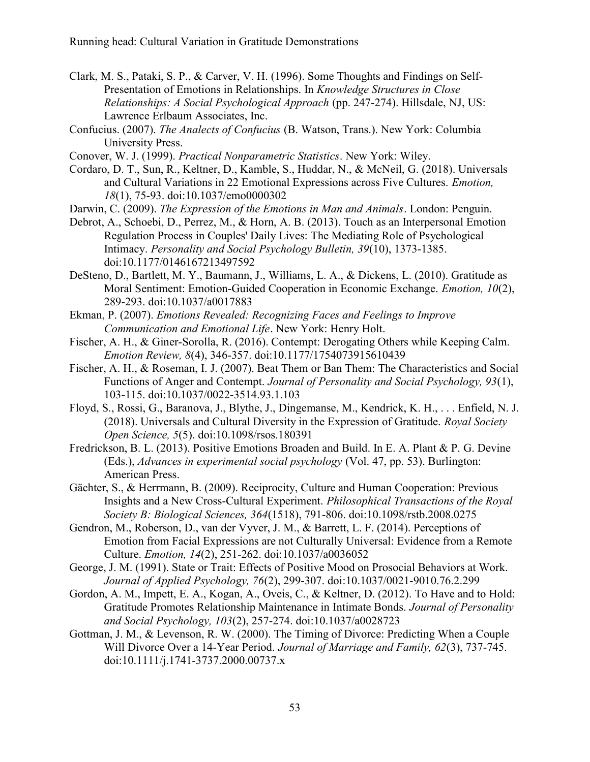Clark, M. S., Pataki, S. P., & Carver, V. H. (1996). Some Thoughts and Findings on Self-Presentation of Emotions in Relationships. In *Knowledge Structures in Close Relationships: A Social Psychological Approach* (pp. 247-274). Hillsdale, NJ, US: Lawrence Erlbaum Associates, Inc.

Confucius. (2007). *The Analects of Confucius* (B. Watson, Trans.). New York: Columbia University Press.

Conover, W. J. (1999). *Practical Nonparametric Statistics*. New York: Wiley.

Cordaro, D. T., Sun, R., Keltner, D., Kamble, S., Huddar, N., & McNeil, G. (2018). Universals and Cultural Variations in 22 Emotional Expressions across Five Cultures. *Emotion, 18*(1), 75-93. doi:10.1037/emo0000302

Darwin, C. (2009). *The Expression of the Emotions in Man and Animals*. London: Penguin.

Debrot, A., Schoebi, D., Perrez, M., & Horn, A. B. (2013). Touch as an Interpersonal Emotion Regulation Process in Couples' Daily Lives: The Mediating Role of Psychological Intimacy. *Personality and Social Psychology Bulletin, 39*(10), 1373-1385. doi:10.1177/0146167213497592

DeSteno, D., Bartlett, M. Y., Baumann, J., Williams, L. A., & Dickens, L. (2010). Gratitude as Moral Sentiment: Emotion-Guided Cooperation in Economic Exchange. *Emotion, 10*(2), 289-293. doi:10.1037/a0017883

Ekman, P. (2007). *Emotions Revealed: Recognizing Faces and Feelings to Improve Communication and Emotional Life*. New York: Henry Holt.

Fischer, A. H., & Giner-Sorolla, R. (2016). Contempt: Derogating Others while Keeping Calm. *Emotion Review, 8*(4), 346-357. doi:10.1177/1754073915610439

Fischer, A. H., & Roseman, I. J. (2007). Beat Them or Ban Them: The Characteristics and Social Functions of Anger and Contempt. *Journal of Personality and Social Psychology, 93*(1), 103-115. doi:10.1037/0022-3514.93.1.103

Floyd, S., Rossi, G., Baranova, J., Blythe, J., Dingemanse, M., Kendrick, K. H., . . . Enfield, N. J. (2018). Universals and Cultural Diversity in the Expression of Gratitude. *Royal Society Open Science, 5*(5). doi:10.1098/rsos.180391

Fredrickson, B. L. (2013). Positive Emotions Broaden and Build. In E. A. Plant & P. G. Devine (Eds.), *Advances in experimental social psychology* (Vol. 47, pp. 53). Burlington: American Press.

Gächter, S., & Herrmann, B. (2009). Reciprocity, Culture and Human Cooperation: Previous Insights and a New Cross-Cultural Experiment. *Philosophical Transactions of the Royal Society B: Biological Sciences, 364*(1518), 791-806. doi:10.1098/rstb.2008.0275

Gendron, M., Roberson, D., van der Vyver, J. M., & Barrett, L. F. (2014). Perceptions of Emotion from Facial Expressions are not Culturally Universal: Evidence from a Remote Culture. *Emotion, 14*(2), 251-262. doi:10.1037/a0036052

George, J. M. (1991). State or Trait: Effects of Positive Mood on Prosocial Behaviors at Work. *Journal of Applied Psychology, 76*(2), 299-307. doi:10.1037/0021-9010.76.2.299

Gordon, A. M., Impett, E. A., Kogan, A., Oveis, C., & Keltner, D. (2012). To Have and to Hold: Gratitude Promotes Relationship Maintenance in Intimate Bonds. *Journal of Personality and Social Psychology, 103*(2), 257-274. doi:10.1037/a0028723

Gottman, J. M., & Levenson, R. W. (2000). The Timing of Divorce: Predicting When a Couple Will Divorce Over a 14-Year Period. *Journal of Marriage and Family, 62*(3), 737-745. doi:10.1111/j.1741-3737.2000.00737.x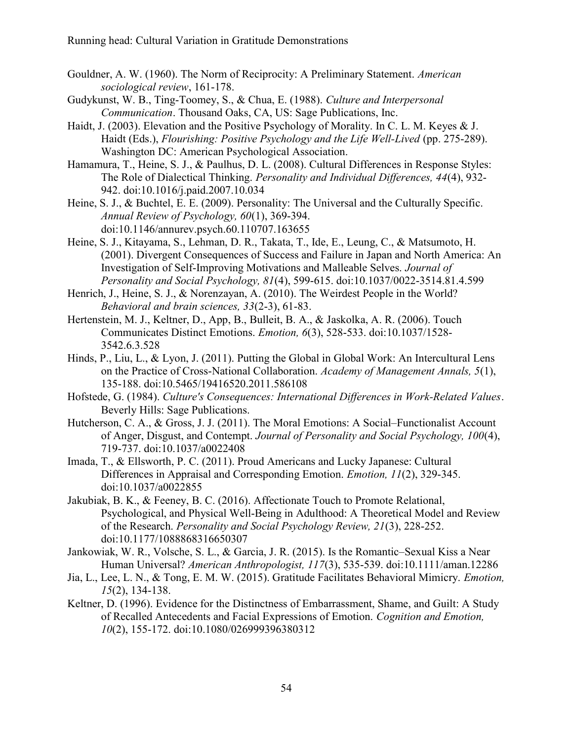Gouldner, A. W. (1960). The Norm of Reciprocity: A Preliminary Statement. *American sociological review*, 161-178.

Gudykunst, W. B., Ting-Toomey, S., & Chua, E. (1988). *Culture and Interpersonal Communication*. Thousand Oaks, CA, US: Sage Publications, Inc.

Haidt, J. (2003). Elevation and the Positive Psychology of Morality. In C. L. M. Keyes & J. Haidt (Eds.), *Flourishing: Positive Psychology and the Life Well-Lived* (pp. 275-289). Washington DC: American Psychological Association.

Hamamura, T., Heine, S. J., & Paulhus, D. L. (2008). Cultural Differences in Response Styles: The Role of Dialectical Thinking. *Personality and Individual Differences, 44*(4), 932-942. doi:10.1016/j.paid.2007.10.034

Heine, S. J., & Buchtel, E. E. (2009). Personality: The Universal and the Culturally Specific. *Annual Review of Psychology, 60*(1), 369-394. doi:10.1146/annurev.psych.60.110707.163655

Heine, S. J., Kitayama, S., Lehman, D. R., Takata, T., Ide, E., Leung, C., & Matsumoto, H. (2001). Divergent Consequences of Success and Failure in Japan and North America: An Investigation of Self-Improving Motivations and Malleable Selves. *Journal of Personality and Social Psychology, 81*(4), 599-615. doi:10.1037/0022-3514.81.4.599

Henrich, J., Heine, S. J., & Norenzayan, A. (2010). The Weirdest People in the World? *Behavioral and brain sciences, 33*(2-3), 61-83.

Hertenstein, M. J., Keltner, D., App, B., Bulleit, B. A., & Jaskolka, A. R. (2006). Touch Communicates Distinct Emotions. *Emotion, 6*(3), 528-533. doi:10.1037/1528-3542.6.3.528

Hinds, P., Liu, L., & Lyon, J. (2011). Putting the Global in Global Work: An Intercultural Lens on the Practice of Cross-National Collaboration. *Academy of Management Annals, 5*(1), 135-188. doi:10.5465/19416520.2011.586108

Hofstede, G. (1984). *Culture's Consequences: International Differences in Work-Related Values*. Beverly Hills: Sage Publications.

Hutcherson, C. A., & Gross, J. J. (2011). The Moral Emotions: A Social–Functionalist Account of Anger, Disgust, and Contempt. *Journal of Personality and Social Psychology, 100*(4), 719-737. doi:10.1037/a0022408

Imada, T., & Ellsworth, P. C. (2011). Proud Americans and Lucky Japanese: Cultural Differences in Appraisal and Corresponding Emotion. *Emotion, 11*(2), 329-345. doi:10.1037/a0022855

Jakubiak, B. K., & Feeney, B. C. (2016). Affectionate Touch to Promote Relational, Psychological, and Physical Well-Being in Adulthood: A Theoretical Model and Review of the Research. *Personality and Social Psychology Review, 21*(3), 228-252. doi:10.1177/1088868316650307

Jankowiak, W. R., Volsche, S. L., & Garcia, J. R. (2015). Is the Romantic–Sexual Kiss a Near Human Universal? *American Anthropologist, 117*(3), 535-539. doi:10.1111/aman.12286

Jia, L., Lee, L. N., & Tong, E. M. W. (2015). Gratitude Facilitates Behavioral Mimicry. *Emotion, 15*(2), 134-138.

Keltner, D. (1996). Evidence for the Distinctness of Embarrassment, Shame, and Guilt: A Study of Recalled Antecedents and Facial Expressions of Emotion. *Cognition and Emotion, 10*(2), 155-172. doi:10.1080/026999396380312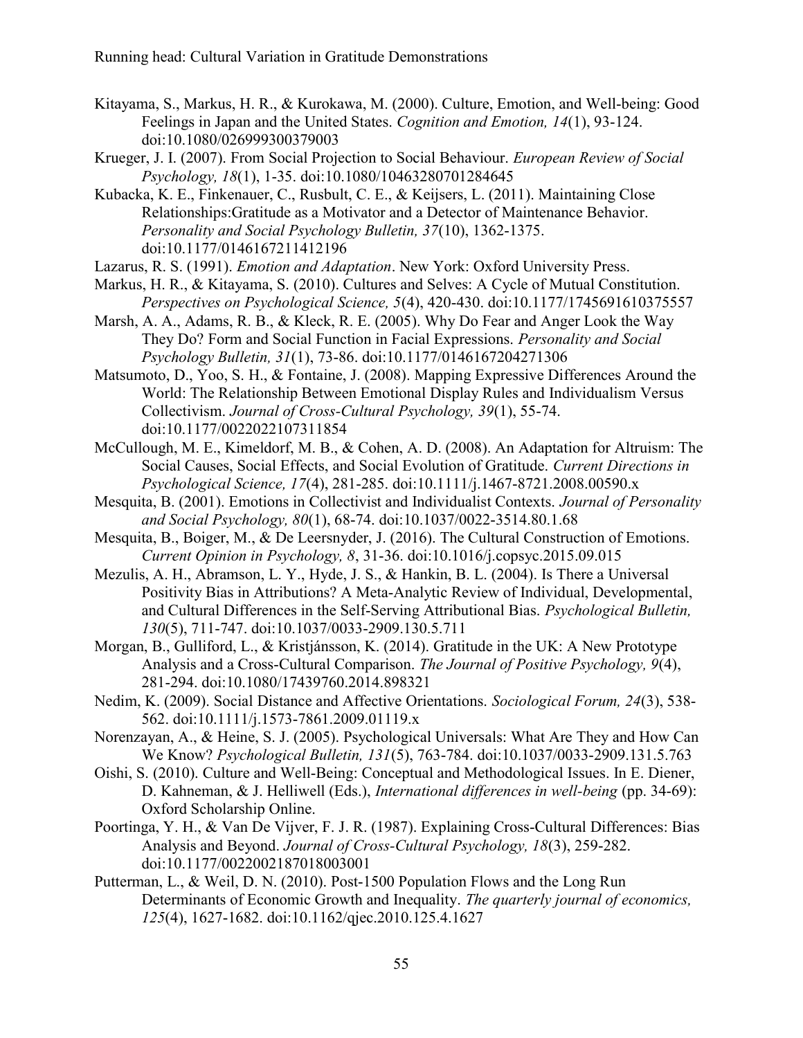Kitayama, S., Markus, H. R., & Kurokawa, M. (2000). Culture, Emotion, and Well-being: Good Feelings in Japan and the United States. *Cognition and Emotion, 14*(1), 93-124. doi:10.1080/026999300379003

Krueger, J. I. (2007). From Social Projection to Social Behaviour. *European Review of Social Psychology, 18*(1), 1-35. doi:10.1080/10463280701284645

Kubacka, K. E., Finkenauer, C., Rusbult, C. E., & Keijsers, L. (2011). Maintaining Close Relationships:Gratitude as a Motivator and a Detector of Maintenance Behavior. *Personality and Social Psychology Bulletin, 37*(10), 1362-1375. doi:10.1177/0146167211412196

Lazarus, R. S. (1991). *Emotion and Adaptation*. New York: Oxford University Press.

Markus, H. R., & Kitayama, S. (2010). Cultures and Selves: A Cycle of Mutual Constitution. *Perspectives on Psychological Science, 5*(4), 420-430. doi:10.1177/1745691610375557

Marsh, A. A., Adams, R. B., & Kleck, R. E. (2005). Why Do Fear and Anger Look the Way They Do? Form and Social Function in Facial Expressions. *Personality and Social Psychology Bulletin, 31*(1), 73-86. doi:10.1177/0146167204271306

Matsumoto, D., Yoo, S. H., & Fontaine, J. (2008). Mapping Expressive Differences Around the World: The Relationship Between Emotional Display Rules and Individualism Versus Collectivism. *Journal of Cross-Cultural Psychology, 39*(1), 55-74. doi:10.1177/0022022107311854

McCullough, M. E., Kimeldorf, M. B., & Cohen, A. D. (2008). An Adaptation for Altruism: The Social Causes, Social Effects, and Social Evolution of Gratitude. *Current Directions in Psychological Science, 17*(4), 281-285. doi:10.1111/j.1467-8721.2008.00590.x

Mesquita, B. (2001). Emotions in Collectivist and Individualist Contexts. *Journal of Personality and Social Psychology, 80*(1), 68-74. doi:10.1037/0022-3514.80.1.68

Mesquita, B., Boiger, M., & De Leersnyder, J. (2016). The Cultural Construction of Emotions. *Current Opinion in Psychology, 8*, 31-36. doi:10.1016/j.copsyc.2015.09.015

Mezulis, A. H., Abramson, L. Y., Hyde, J. S., & Hankin, B. L. (2004). Is There a Universal Positivity Bias in Attributions? A Meta-Analytic Review of Individual, Developmental, and Cultural Differences in the Self-Serving Attributional Bias. *Psychological Bulletin, 130*(5), 711-747. doi:10.1037/0033-2909.130.5.711

Morgan, B., Gulliford, L., & Kristjánsson, K. (2014). Gratitude in the UK: A New Prototype Analysis and a Cross-Cultural Comparison. *The Journal of Positive Psychology, 9*(4), 281-294. doi:10.1080/17439760.2014.898321

Nedim, K. (2009). Social Distance and Affective Orientations. *Sociological Forum, 24*(3), 538-562. doi:10.1111/j.1573-7861.2009.01119.x

Norenzayan, A., & Heine, S. J. (2005). Psychological Universals: What Are They and How Can We Know? *Psychological Bulletin, 131*(5), 763-784. doi:10.1037/0033-2909.131.5.763

Oishi, S. (2010). Culture and Well-Being: Conceptual and Methodological Issues. In E. Diener, D. Kahneman, & J. Helliwell (Eds.), *International differences in well-being* (pp. 34-69): Oxford Scholarship Online.

Poortinga, Y. H., & Van De Vijver, F. J. R. (1987). Explaining Cross-Cultural Differences: Bias Analysis and Beyond. *Journal of Cross-Cultural Psychology, 18*(3), 259-282. doi:10.1177/0022002187018003001

Putterman, L., & Weil, D. N. (2010). Post-1500 Population Flows and the Long Run Determinants of Economic Growth and Inequality. *The quarterly journal of economics, 125*(4), 1627-1682. doi:10.1162/qjec.2010.125.4.1627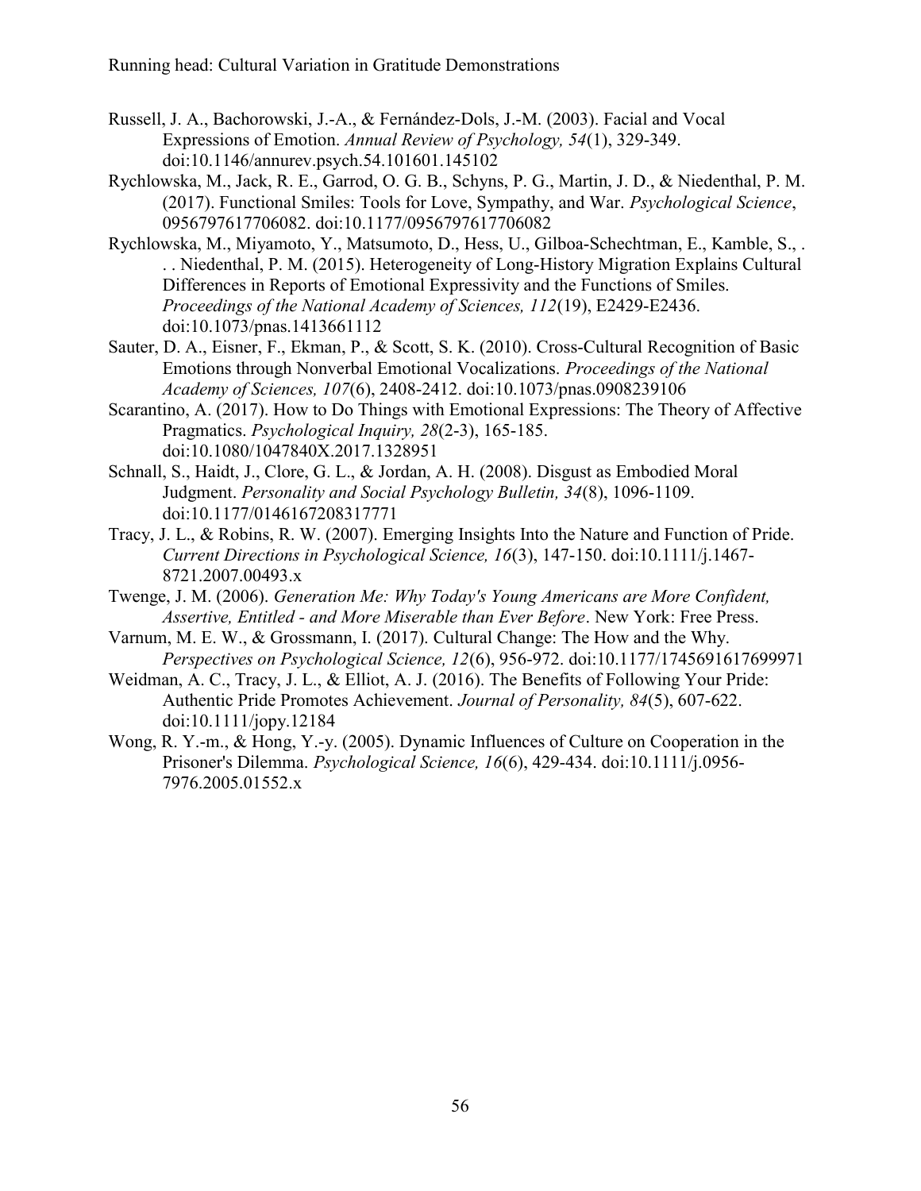Russell, J. A., Bachorowski, J.-A., & Fernández-Dols, J.-M. (2003). Facial and Vocal Expressions of Emotion. *Annual Review of Psychology, 54*(1), 329-349. doi:10.1146/annurev.psych.54.101601.145102

Rychlowska, M., Jack, R. E., Garrod, O. G. B., Schyns, P. G., Martin, J. D., & Niedenthal, P. M. (2017). Functional Smiles: Tools for Love, Sympathy, and War. *Psychological Science*, 0956797617706082. doi:10.1177/0956797617706082

Rychlowska, M., Miyamoto, Y., Matsumoto, D., Hess, U., Gilboa-Schechtman, E., Kamble, S., . . . Niedenthal, P. M. (2015). Heterogeneity of Long-History Migration Explains Cultural Differences in Reports of Emotional Expressivity and the Functions of Smiles. *Proceedings of the National Academy of Sciences, 112*(19), E2429-E2436. doi:10.1073/pnas.1413661112

Sauter, D. A., Eisner, F., Ekman, P., & Scott, S. K. (2010). Cross-Cultural Recognition of Basic Emotions through Nonverbal Emotional Vocalizations. *Proceedings of the National Academy of Sciences, 107*(6), 2408-2412. doi:10.1073/pnas.0908239106

Scarantino, A. (2017). How to Do Things with Emotional Expressions: The Theory of Affective Pragmatics. *Psychological Inquiry, 28*(2-3), 165-185. doi:10.1080/1047840X.2017.1328951

Schnall, S., Haidt, J., Clore, G. L., & Jordan, A. H. (2008). Disgust as Embodied Moral Judgment. *Personality and Social Psychology Bulletin, 34*(8), 1096-1109. doi:10.1177/0146167208317771

Tracy, J. L., & Robins, R. W. (2007). Emerging Insights Into the Nature and Function of Pride. *Current Directions in Psychological Science, 16*(3), 147-150. doi:10.1111/j.1467-8721.2007.00493.x

Twenge, J. M. (2006). *Generation Me: Why Today's Young Americans are More Confident, Assertive, Entitled - and More Miserable than Ever Before*. New York: Free Press.

Varnum, M. E. W., & Grossmann, I. (2017). Cultural Change: The How and the Why. *Perspectives on Psychological Science, 12*(6), 956-972. doi:10.1177/1745691617699971

Weidman, A. C., Tracy, J. L., & Elliot, A. J. (2016). The Benefits of Following Your Pride: Authentic Pride Promotes Achievement. *Journal of Personality, 84*(5), 607-622. doi:10.1111/jopy.12184

Wong, R. Y.-m., & Hong, Y.-y. (2005). Dynamic Influences of Culture on Cooperation in the Prisoner's Dilemma. *Psychological Science, 16*(6), 429-434. doi:10.1111/j.0956-7976.2005.01552.x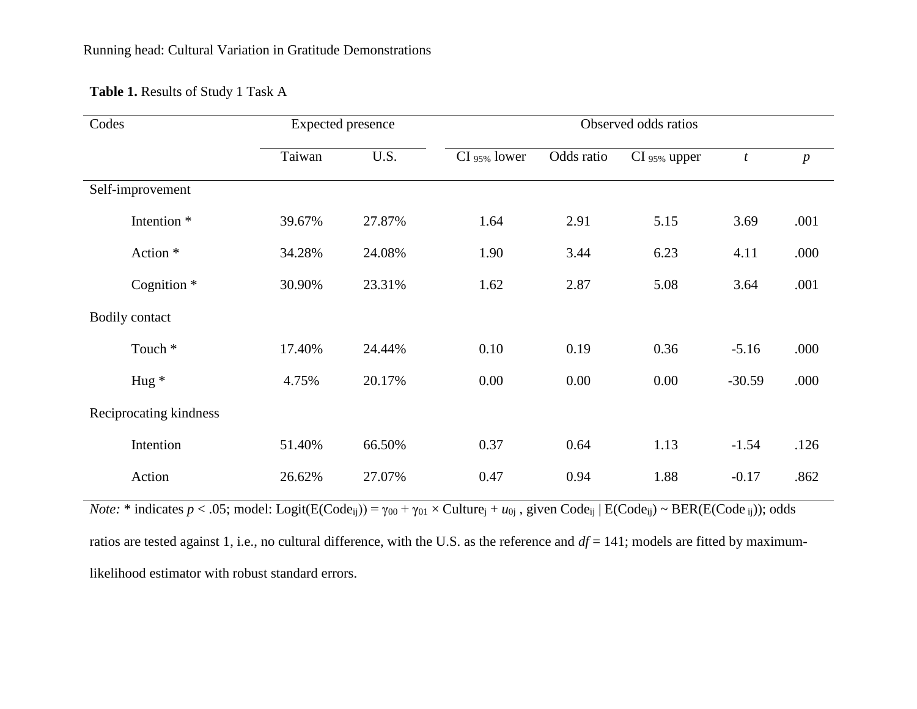**Table 1.** Results of Study 1 Task A

| Codes | Expected presence | | Observed odds ratios | | | | |
|---|---|---|---|---|---|---|---|
| | Taiwan | U.S. | CI $_{95\%}$ lower | Odds ratio | CI $_{95\%}$ upper | *t* | *p* |
| Self-improvement | | | | | | | |
| Intention * | 39.67% | 27.87% | 1.64 | 2.91 | 5.15 | 3.69 | .001 |
| Action * | 34.28% | 24.08% | 1.90 | 3.44 | 6.23 | 4.11 | .000 |
| Cognition * | 30.90% | 23.31% | 1.62 | 2.87 | 5.08 | 3.64 | .001 |
| Bodily contact | | | | | | | |
| Touch * | 17.40% | 24.44% | 0.10 | 0.19 | 0.36 | -5.16 | .000 |
| Hug * | 4.75% | 20.17% | 0.00 | 0.00 | 0.00 | -30.59 | .000 |
| Reciprocating kindness | | | | | | | |
| Intention | 51.40% | 66.50% | 0.37 | 0.64 | 1.13 | -1.54 | .126 |
| Action | 26.62% | 27.07% | 0.47 | 0.94 | 1.88 | -0.17 | .862 |

*Note:* * indicates $p < .05$; model: $\text{Logit}(E(\text{Code}_{ij})) = \gamma_{00} + \gamma_{01} \times \text{Culture}_j + u_{0j}$, given $\text{Code}_{ij} \mid E(\text{Code}_{ij}) \sim \text{BER}(E(\text{Code}_{ij}))$; odds ratios are tested against 1, i.e., no cultural difference, with the U.S. as the reference and $df = 141$; models are fitted by maximum-likelihood estimator with robust standard errors.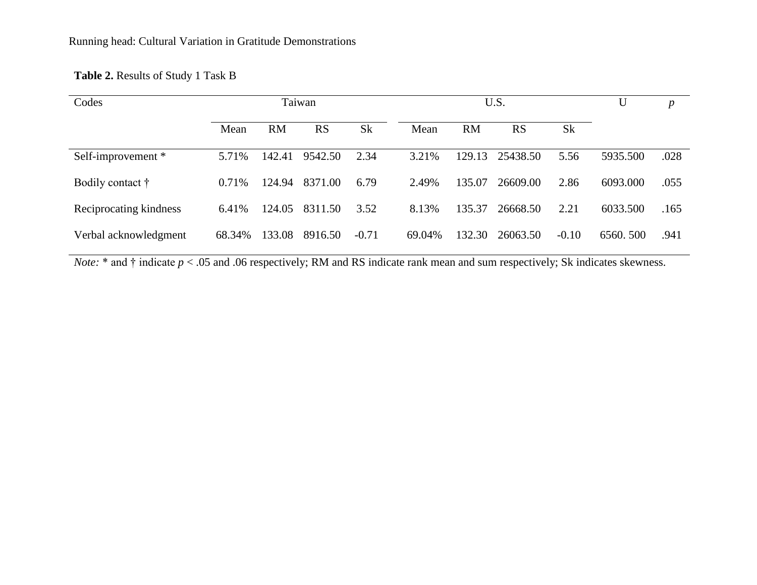**Table 2.** Results of Study 1 Task B

| Codes | Taiwan | | | | U.S. | | | | U | *p* |
|---|---|---|---|---|---|---|---|---|---|---|
| | Mean | RM | RS | Sk | Mean | RM | RS | Sk | | |
| Self-improvement * | 5.71% | 142.41 | 9542.50 | 2.34 | 3.21% | 129.13 | 25438.50 | 5.56 | 5935.500 | .028 |
| Bodily contact † | 0.71% | 124.94 | 8371.00 | 6.79 | 2.49% | 135.07 | 26609.00 | 2.86 | 6093.000 | .055 |
| Reciprocating kindness | 6.41% | 124.05 | 8311.50 | 3.52 | 8.13% | 135.37 | 26668.50 | 2.21 | 6033.500 | .165 |
| Verbal acknowledgment | 68.34% | 133.08 | 8916.50 | -0.71 | 69.04% | 132.30 | 26063.50 | -0.10 | 6560. 500 | .941 |

*Note:* * and † indicate $p < .05$ and .06 respectively; RM and RS indicate rank mean and sum respectively; Sk indicates skewness.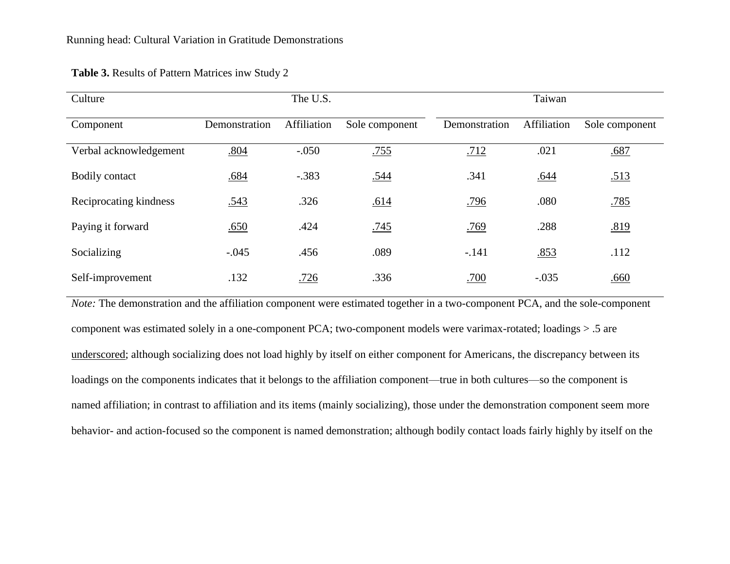**Table 3.** Results of Pattern Matrices inw Study 2

| Culture | The U.S. | | | Taiwan | | |
|---|---|---|---|---|---|---|
| Component | Demonstration | Affiliation | Sole component | Demonstration | Affiliation | Sole component |
| Verbal acknowledgement | <u>.804</u> | -.050 | <u>.755</u> | <u>.712</u> | .021 | <u>.687</u> |
| Bodily contact | <u>.684</u> | -.383 | <u>.544</u> | .341 | <u>.644</u> | <u>.513</u> |
| Reciprocating kindness | <u>.543</u> | .326 | <u>.614</u> | <u>.796</u> | .080 | <u>.785</u> |
| Paying it forward | <u>.650</u> | .424 | <u>.745</u> | <u>.769</u> | .288 | <u>.819</u> |
| Socializing | -.045 | .456 | .089 | -.141 | <u>.853</u> | .112 |
| Self-improvement | .132 | <u>.726</u> | .336 | <u>.700</u> | -.035 | <u>.660</u> |

*Note:* The demonstration and the affiliation component were estimated together in a two-component PCA, and the sole-component component was estimated solely in a one-component PCA; two-component models were varimax-rotated; loadings > .5 are <u>underscored</u>; although socializing does not load highly by itself on either component for Americans, the discrepancy between its loadings on the components indicates that it belongs to the affiliation component—true in both cultures—so the component is named affiliation; in contrast to affiliation and its items (mainly socializing), those under the demonstration component seem more behavior- and action-focused so the component is named demonstration; although bodily contact loads fairly highly by itself on the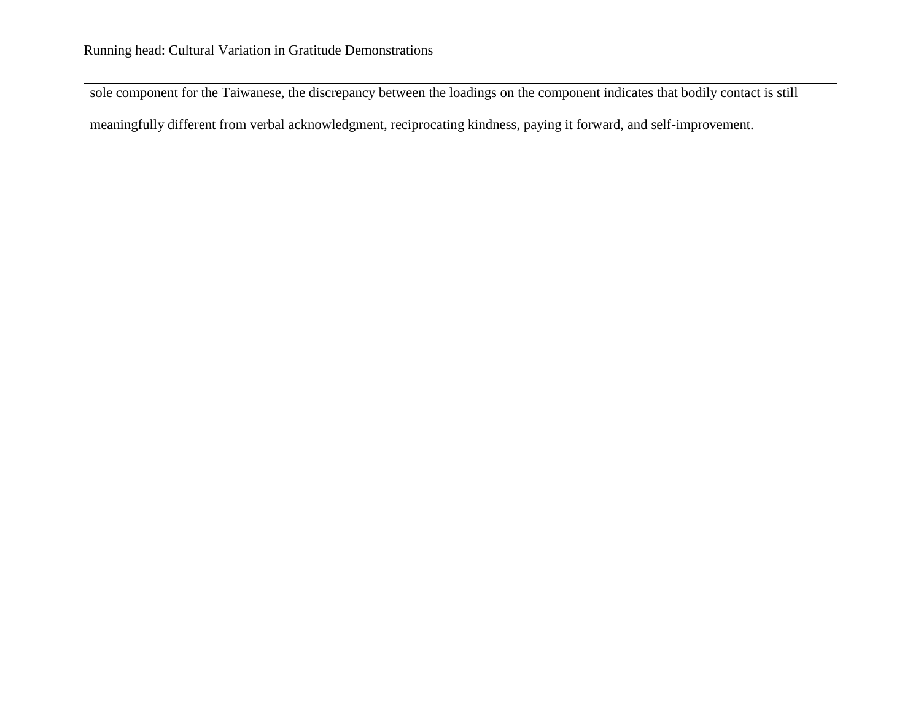sole component for the Taiwanese, the discrepancy between the loadings on the component indicates that bodily contact is still meaningfully different from verbal acknowledgment, reciprocating kindness, paying it forward, and self-improvement.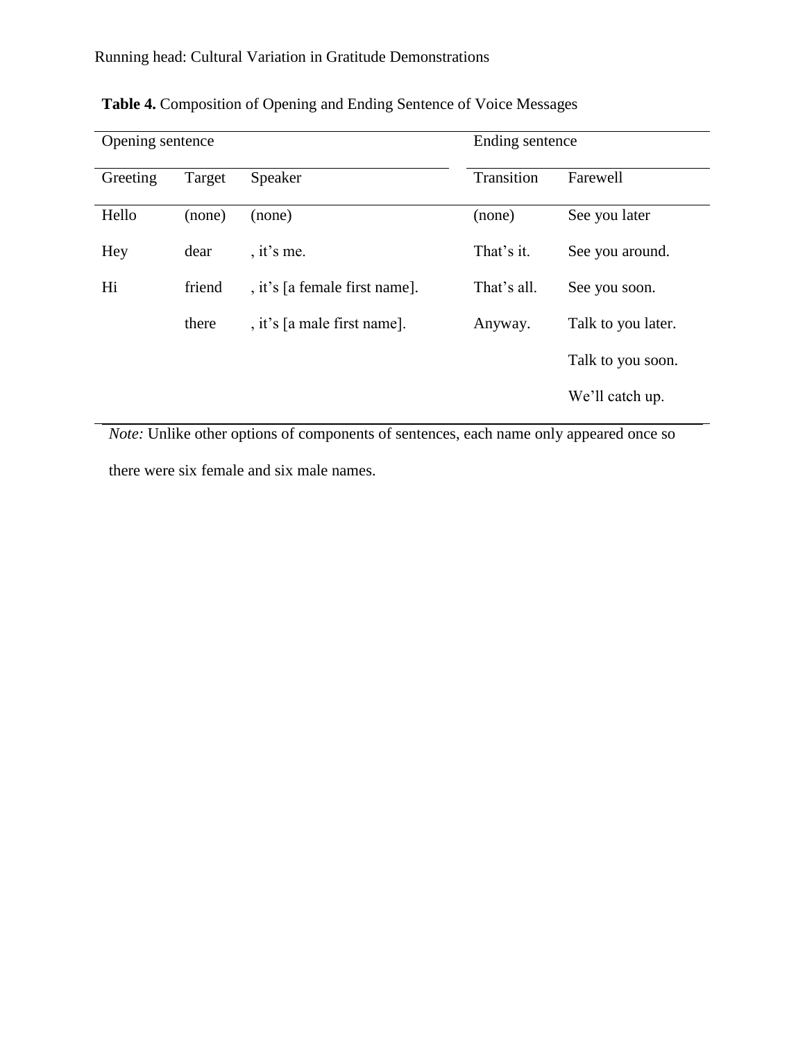**Table 4.** Composition of Opening and Ending Sentence of Voice Messages

| Opening sentence | | | Ending sentence | |
|---|---|---|---|---|
| Greeting | Target | Speaker | Transition | Farewell |
| Hello | (none) | (none) | (none) | See you later |
| Hey | dear | , it's me. | That's it. | See you around. |
| Hi | friend | , it's [a female first name]. | That's all. | See you soon. |
| | there | , it's [a male first name]. | Anyway. | Talk to you later. |
| | | | | Talk to you soon. |
| | | | | We'll catch up. |

*Note:* Unlike other options of components of sentences, each name only appeared once so there were six female and six male names.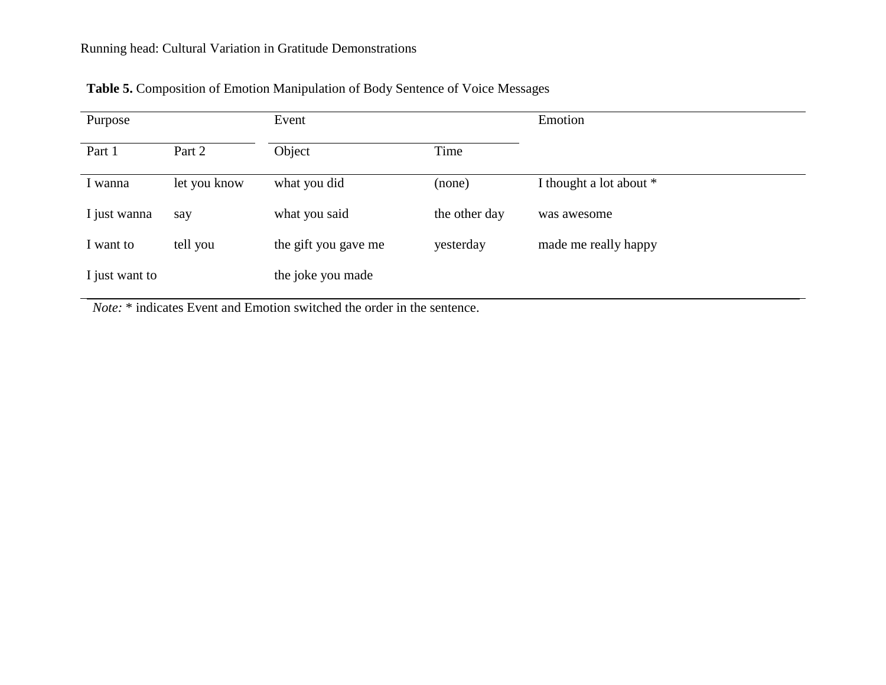**Table 5.** Composition of Emotion Manipulation of Body Sentence of Voice Messages

| Purpose | | Event | | Emotion |
|---|---|---|---|---|
| Part 1 | Part 2 | Object | Time | |
| I wanna | let you know | what you did | (none) | I thought a lot about * |
| I just wanna | say | what you said | the other day | was awesome |
| I want to | tell you | the gift you gave me | yesterday | made me really happy |
| I just want to | | the joke you made | | |

*Note:* * indicates Event and Emotion switched the order in the sentence.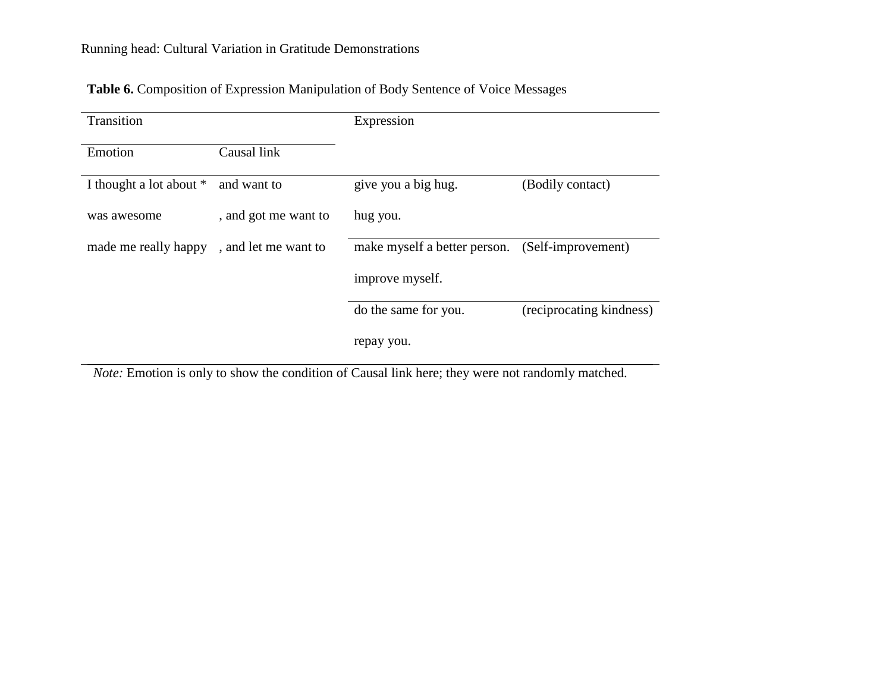**Table 6.** Composition of Expression Manipulation of Body Sentence of Voice Messages

| Transition | | Expression | |
|---|---|---|---|
| Emotion | Causal link | | |
| I thought a lot about * | and want to | give you a big hug. | (Bodily contact) |
| was awesome | , and got me want to | hug you. | |
| made me really happy | , and let me want to | make myself a better person. | (Self-improvement) |
| | | improve myself. | |
| | | do the same for you. | (reciprocating kindness) |
| | | repay you. | |

*Note:* Emotion is only to show the condition of Causal link here; they were not randomly matched.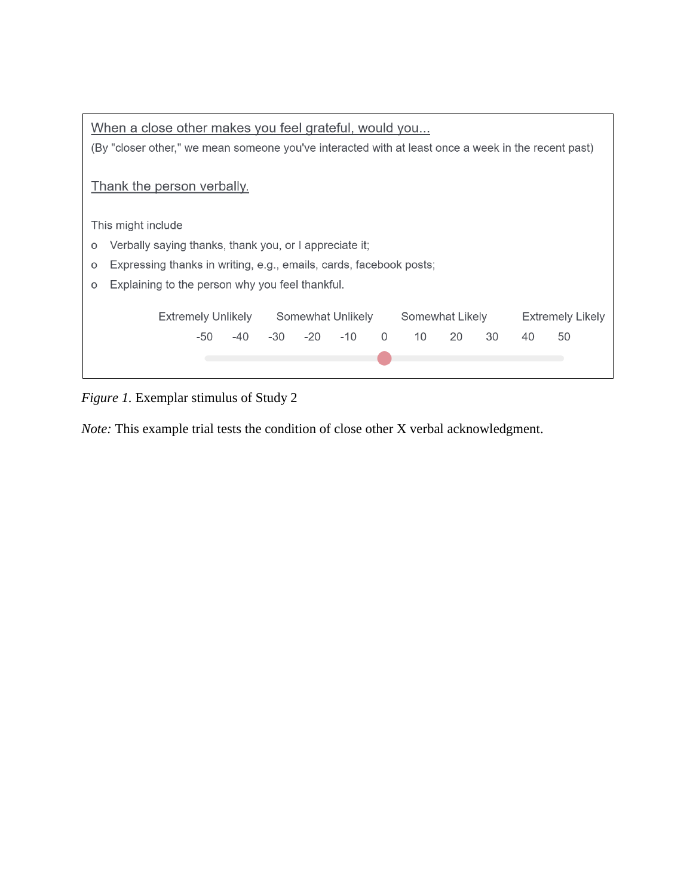When a close other makes you feel grateful, would you...

(By "closer other," we mean someone you've interacted with at least once a week in the recent past)

Thank the person verbally.

This might include

- Verbally saying thanks, thank you, or I appreciate it;
- Expressing thanks in writing, e.g., emails, cards, facebook posts;
- Explaining to the person why you feel thankful.

| Extremely Unlikely | | Somewhat Unlikely | | | | Somewhat Likely | | | Extremely Likely | |
|---|---|---|---|---|---|---|---|---|---|---|
| -50 | -40 | -30 | -20 | -10 | 0 | 10 | 20 | 30 | 40 | 50 |

*Figure 1.* Exemplar stimulus of Study 2

*Note:* This example trial tests the condition of close other X verbal acknowledgment.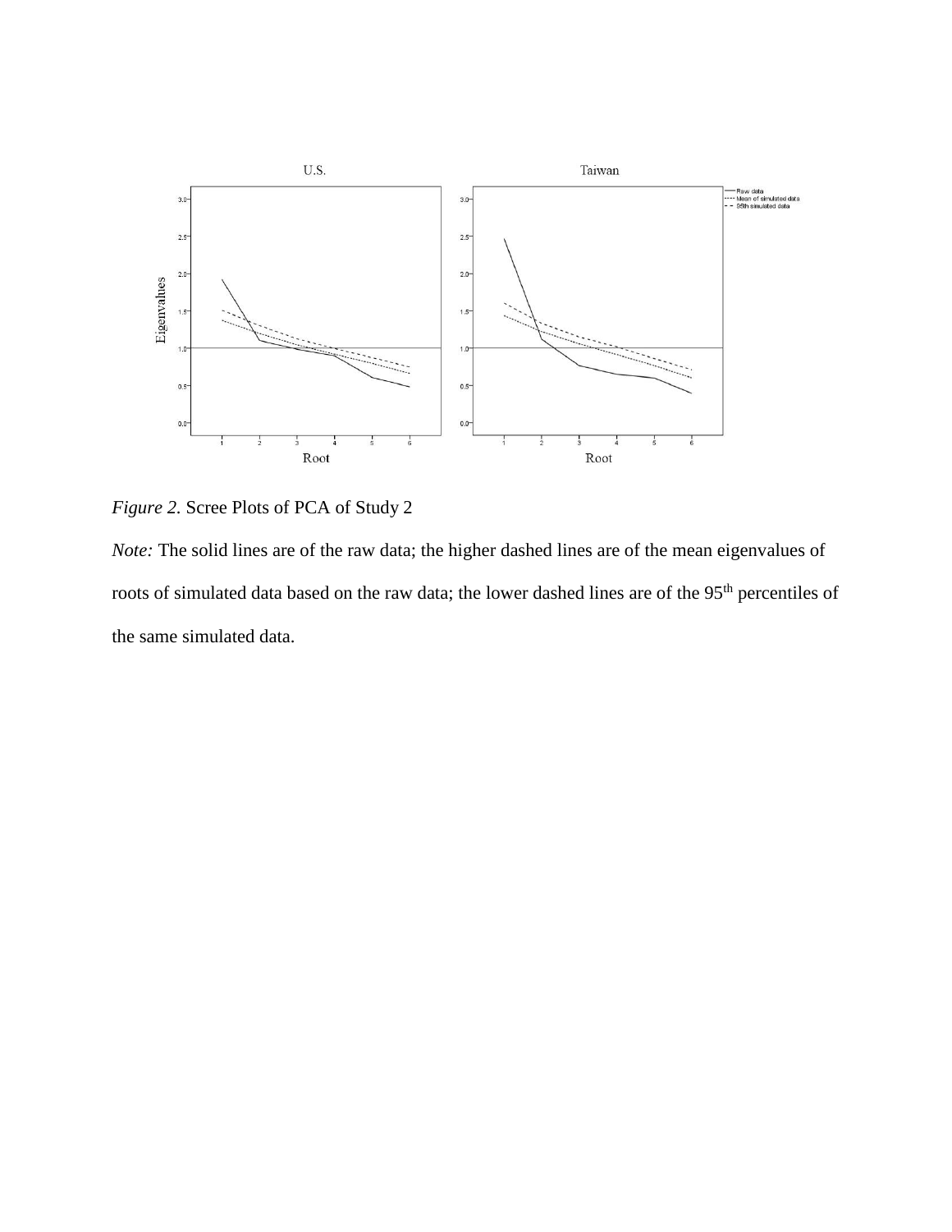*Figure 2.* Scree Plots of PCA of Study 2

*Note:* The solid lines are of the raw data; the higher dashed lines are of the mean eigenvalues of roots of simulated data based on the raw data; the lower dashed lines are of the 95th percentiles of the same simulated data.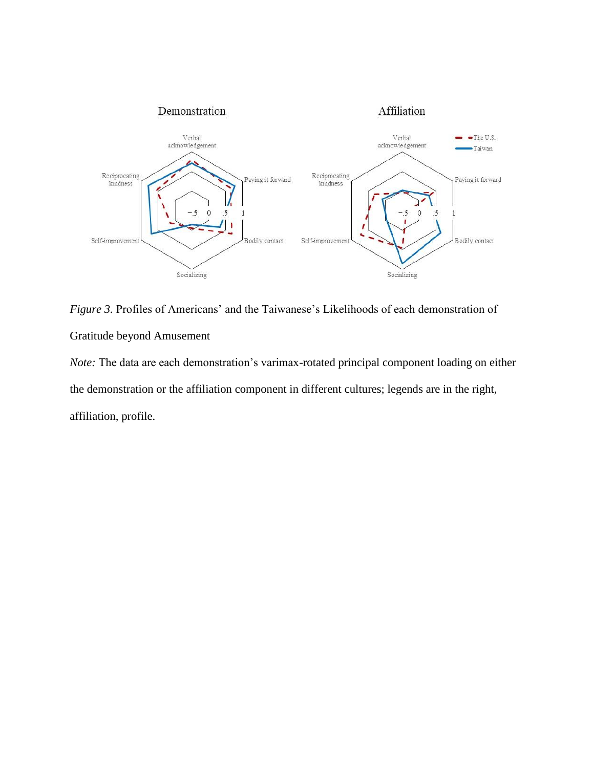*Figure 3.* Profiles of Americans' and the Taiwanese's Likelihoods of each demonstration of Gratitude beyond Amusement

*Note:* The data are each demonstration's varimax-rotated principal component loading on either the demonstration or the affiliation component in different cultures; legends are in the right, affiliation, profile.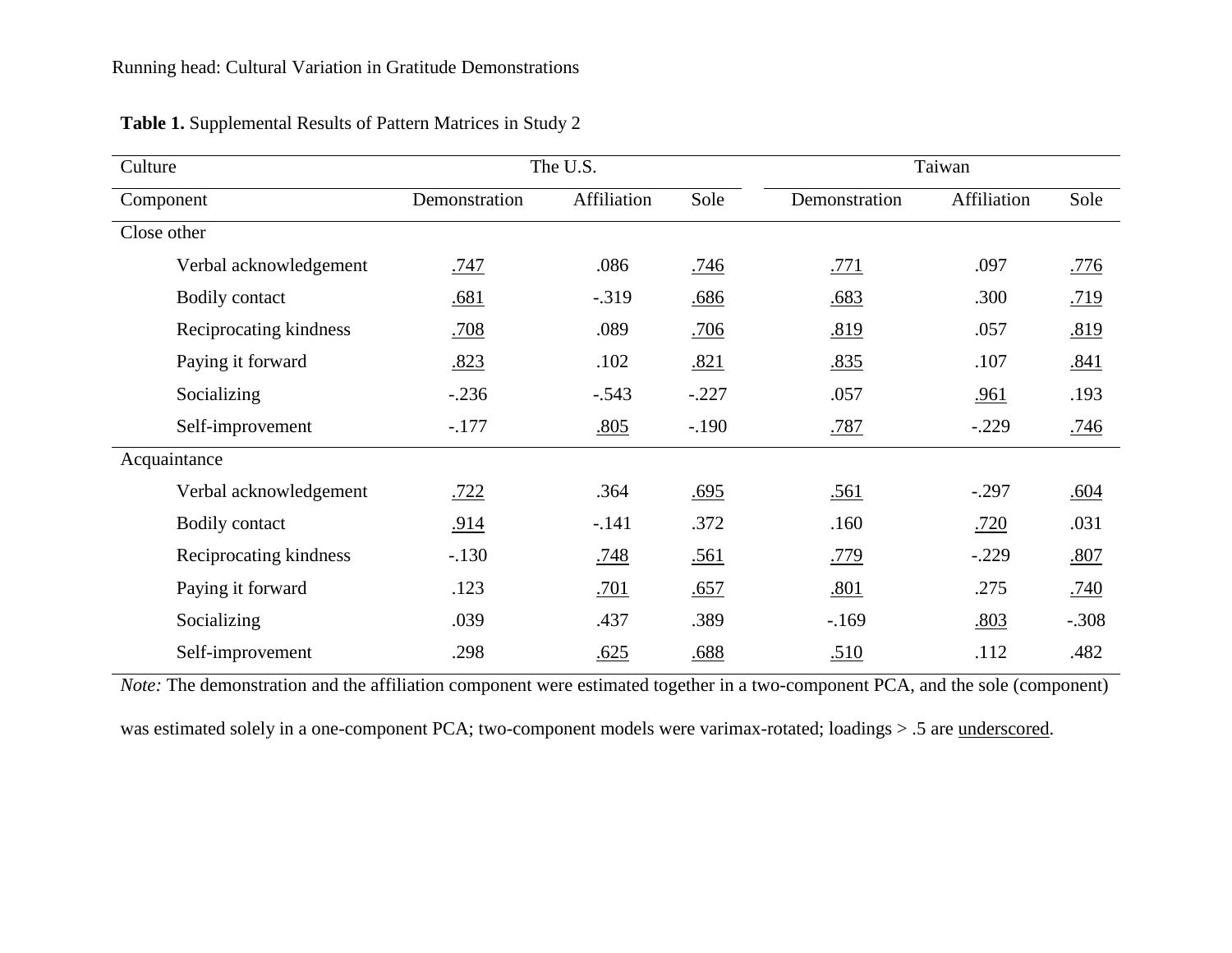**Table 1.** Supplemental Results of Pattern Matrices in Study 2

| Culture | The U.S. | | | Taiwan | | |
|---|---|---|---|---|---|---|
| Component | Demonstration | Affiliation | Sole | Demonstration | Affiliation | Sole |
| Close other | | | | | | |
| Verbal acknowledgement | <u>.747</u> | .086 | <u>.746</u> | <u>.771</u> | .097 | <u>.776</u> |
| Bodily contact | <u>.681</u> | -.319 | <u>.686</u> | <u>.683</u> | .300 | <u>.719</u> |
| Reciprocating kindness | <u>.708</u> | .089 | <u>.706</u> | <u>.819</u> | .057 | <u>.819</u> |
| Paying it forward | <u>.823</u> | .102 | <u>.821</u> | <u>.835</u> | .107 | <u>.841</u> |
| Socializing | -.236 | -.543 | -.227 | .057 | <u>.961</u> | .193 |
| Self-improvement | -.177 | <u>.805</u> | -.190 | <u>.787</u> | -.229 | <u>.746</u> |
| Acquaintance | | | | | | |
| Verbal acknowledgement | <u>.722</u> | .364 | <u>.695</u> | <u>.561</u> | -.297 | <u>.604</u> |
| Bodily contact | <u>.914</u> | -.141 | .372 | .160 | <u>.720</u> | .031 |
| Reciprocating kindness | -.130 | <u>.748</u> | <u>.561</u> | <u>.779</u> | -.229 | <u>.807</u> |
| Paying it forward | .123 | <u>.701</u> | <u>.657</u> | <u>.801</u> | .275 | <u>.740</u> |
| Socializing | .039 | .437 | .389 | -.169 | <u>.803</u> | -.308 |
| Self-improvement | .298 | <u>.625</u> | <u>.688</u> | <u>.510</u> | .112 | .482 |

*Note:* The demonstration and the affiliation component were estimated together in a two-component PCA, and the sole (component) was estimated solely in a one-component PCA; two-component models were varimax-rotated; loadings > .5 are <u>underscored</u>.